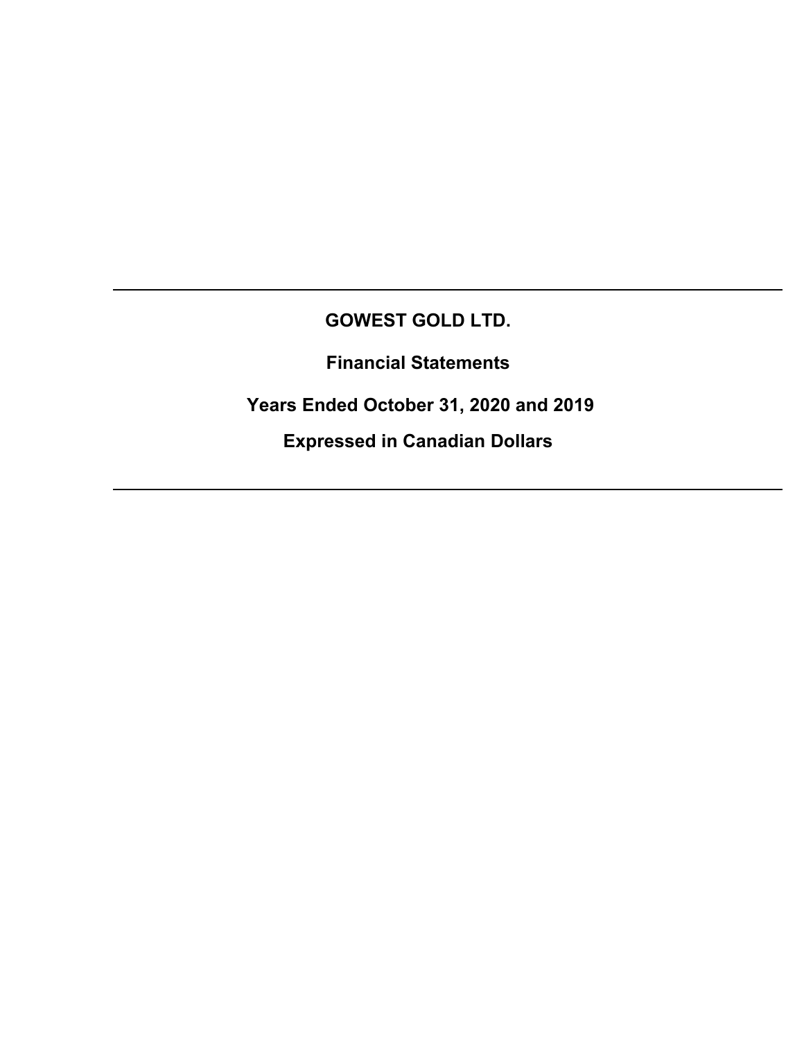---

# GOWEST GOLD LTD.

## Financial Statements

## Years Ended October 31, 2020 and 2019

## Expressed in Canadian Dollars

---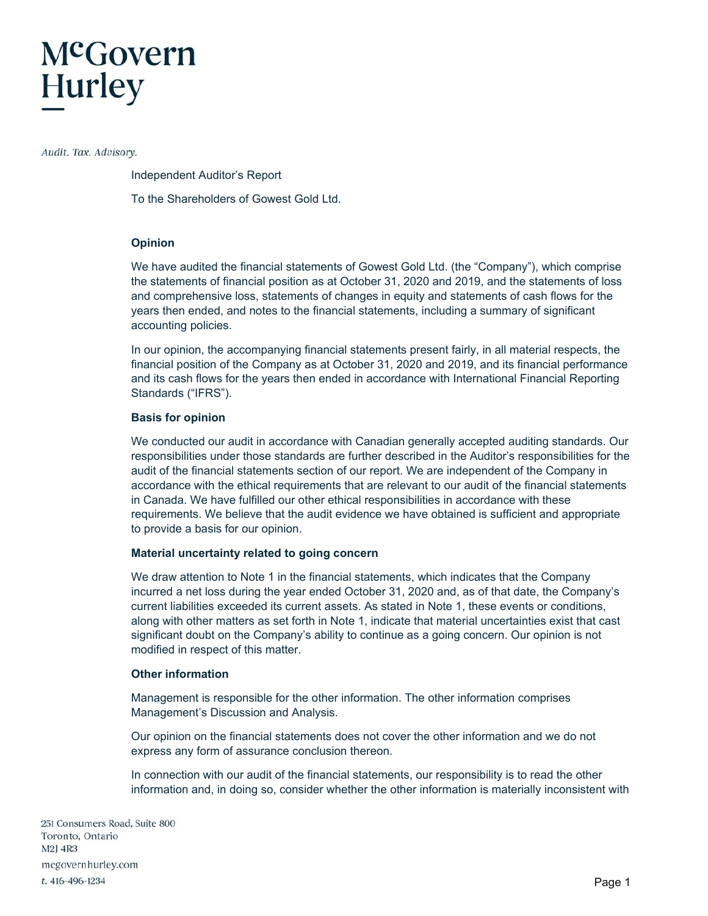McGovern Hurley

*Audit. Tax. Advisory.*

Independent Auditor's Report

To the Shareholders of Gowest Gold Ltd.

**Opinion**

We have audited the financial statements of Gowest Gold Ltd. (the "Company"), which comprise the statements of financial position as at October 31, 2020 and 2019, and the statements of loss and comprehensive loss, statements of changes in equity and statements of cash flows for the years then ended, and notes to the financial statements, including a summary of significant accounting policies.

In our opinion, the accompanying financial statements present fairly, in all material respects, the financial position of the Company as at October 31, 2020 and 2019, and its financial performance and its cash flows for the years then ended in accordance with International Financial Reporting Standards ("IFRS").

**Basis for opinion**

We conducted our audit in accordance with Canadian generally accepted auditing standards. Our responsibilities under those standards are further described in the Auditor's responsibilities for the audit of the financial statements section of our report. We are independent of the Company in accordance with the ethical requirements that are relevant to our audit of the financial statements in Canada. We have fulfilled our other ethical responsibilities in accordance with these requirements. We believe that the audit evidence we have obtained is sufficient and appropriate to provide a basis for our opinion.

**Material uncertainty related to going concern**

We draw attention to Note 1 in the financial statements, which indicates that the Company incurred a net loss during the year ended October 31, 2020 and, as of that date, the Company's current liabilities exceeded its current assets. As stated in Note 1, these events or conditions, along with other matters as set forth in Note 1, indicate that material uncertainties exist that cast significant doubt on the Company's ability to continue as a going concern. Our opinion is not modified in respect of this matter.

**Other information**

Management is responsible for the other information. The other information comprises Management's Discussion and Analysis.

Our opinion on the financial statements does not cover the other information and we do not express any form of assurance conclusion thereon.

In connection with our audit of the financial statements, our responsibility is to read the other information and, in doing so, consider whether the other information is materially inconsistent with

251 Consumers Road, Suite 800
Toronto, Ontario
M2J 4R3
mcgovernhurley.com
t. 416-496-1234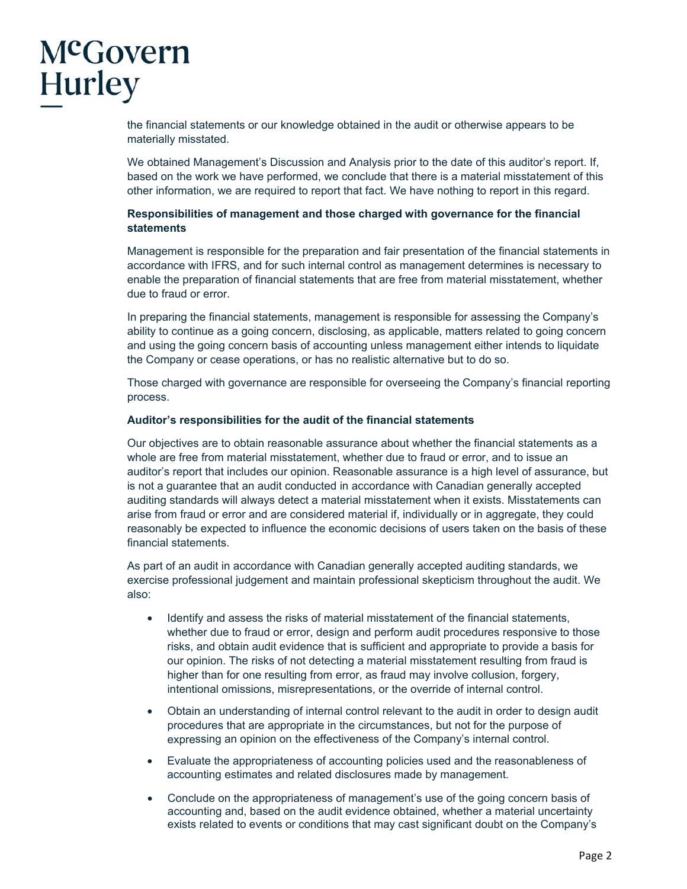the financial statements or our knowledge obtained in the audit or otherwise appears to be materially misstated.

We obtained Management's Discussion and Analysis prior to the date of this auditor's report. If, based on the work we have performed, we conclude that there is a material misstatement of this other information, we are required to report that fact. We have nothing to report in this regard.

**Responsibilities of management and those charged with governance for the financial statements**

Management is responsible for the preparation and fair presentation of the financial statements in accordance with IFRS, and for such internal control as management determines is necessary to enable the preparation of financial statements that are free from material misstatement, whether due to fraud or error.

In preparing the financial statements, management is responsible for assessing the Company's ability to continue as a going concern, disclosing, as applicable, matters related to going concern and using the going concern basis of accounting unless management either intends to liquidate the Company or cease operations, or has no realistic alternative but to do so.

Those charged with governance are responsible for overseeing the Company's financial reporting process.

**Auditor's responsibilities for the audit of the financial statements**

Our objectives are to obtain reasonable assurance about whether the financial statements as a whole are free from material misstatement, whether due to fraud or error, and to issue an auditor's report that includes our opinion. Reasonable assurance is a high level of assurance, but is not a guarantee that an audit conducted in accordance with Canadian generally accepted auditing standards will always detect a material misstatement when it exists. Misstatements can arise from fraud or error and are considered material if, individually or in aggregate, they could reasonably be expected to influence the economic decisions of users taken on the basis of these financial statements.

As part of an audit in accordance with Canadian generally accepted auditing standards, we exercise professional judgement and maintain professional skepticism throughout the audit. We also:

- Identify and assess the risks of material misstatement of the financial statements, whether due to fraud or error, design and perform audit procedures responsive to those risks, and obtain audit evidence that is sufficient and appropriate to provide a basis for our opinion. The risks of not detecting a material misstatement resulting from fraud is higher than for one resulting from error, as fraud may involve collusion, forgery, intentional omissions, misrepresentations, or the override of internal control.

- Obtain an understanding of internal control relevant to the audit in order to design audit procedures that are appropriate in the circumstances, but not for the purpose of expressing an opinion on the effectiveness of the Company's internal control.

- Evaluate the appropriateness of accounting policies used and the reasonableness of accounting estimates and related disclosures made by management.

- Conclude on the appropriateness of management's use of the going concern basis of accounting and, based on the audit evidence obtained, whether a material uncertainty exists related to events or conditions that may cast significant doubt on the Company's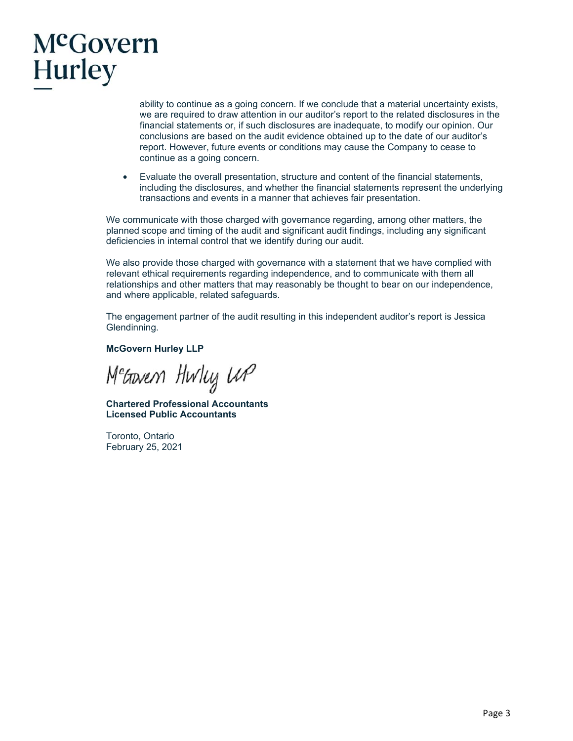ability to continue as a going concern. If we conclude that a material uncertainty exists, we are required to draw attention in our auditor's report to the related disclosures in the financial statements or, if such disclosures are inadequate, to modify our opinion. Our conclusions are based on the audit evidence obtained up to the date of our auditor's report. However, future events or conditions may cause the Company to cease to continue as a going concern.

- Evaluate the overall presentation, structure and content of the financial statements, including the disclosures, and whether the financial statements represent the underlying transactions and events in a manner that achieves fair presentation.

We communicate with those charged with governance regarding, among other matters, the planned scope and timing of the audit and significant audit findings, including any significant deficiencies in internal control that we identify during our audit.

We also provide those charged with governance with a statement that we have complied with relevant ethical requirements regarding independence, and to communicate with them all relationships and other matters that may reasonably be thought to bear on our independence, and where applicable, related safeguards.

The engagement partner of the audit resulting in this independent auditor's report is Jessica Glendinning.

**McGovern Hurley LLP**

McGovern Hurley LLP

**Chartered Professional Accountants**
**Licensed Public Accountants**

Toronto, Ontario
February 25, 2021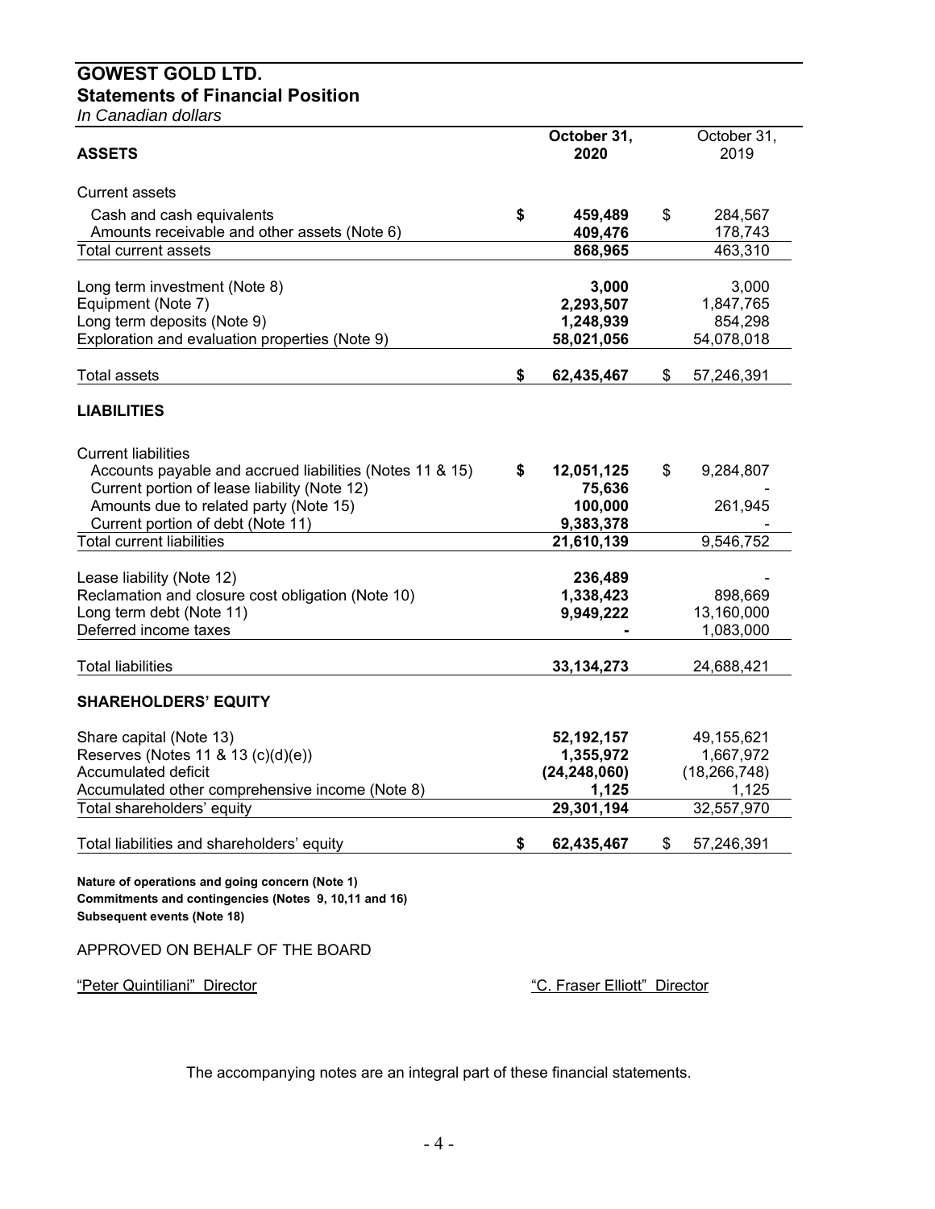# GOWEST GOLD LTD.
## Statements of Financial Position
*In Canadian dollars*

| ASSETS | October 31, 2020 | October 31, 2019 |
|---|---|---|
| Current assets | | |
| Cash and cash equivalents | **$ 459,489** | $ 284,567 |
| Amounts receivable and other assets (Note 6) | **409,476** | 178,743 |
| Total current assets | **868,965** | 463,310 |
| | | |
| Long term investment (Note 8) | **3,000** | 3,000 |
| Equipment (Note 7) | **2,293,507** | 1,847,765 |
| Long term deposits (Note 9) | **1,248,939** | 854,298 |
| Exploration and evaluation properties (Note 9) | **58,021,056** | 54,078,018 |
| | | |
| Total assets | **$ 62,435,467** | $ 57,246,391 |
| | | |
| **LIABILITIES** | | |
| | | |
| Current liabilities | | |
| Accounts payable and accrued liabilities (Notes 11 & 15) | **$ 12,051,125** | $ 9,284,807 |
| Current portion of lease liability (Note 12) | **75,636** | - |
| Amounts due to related party (Note 15) | **100,000** | 261,945 |
| Current portion of debt (Note 11) | **9,383,378** | - |
| Total current liabilities | **21,610,139** | 9,546,752 |
| | | |
| Lease liability (Note 12) | **236,489** | - |
| Reclamation and closure cost obligation (Note 10) | **1,338,423** | 898,669 |
| Long term debt (Note 11) | **9,949,222** | 13,160,000 |
| Deferred income taxes | **-** | 1,083,000 |
| | | |
| Total liabilities | **33,134,273** | 24,688,421 |
| | | |
| **SHAREHOLDERS' EQUITY** | | |
| | | |
| Share capital (Note 13) | **52,192,157** | 49,155,621 |
| Reserves (Notes 11 & 13 (c)(d)(e)) | **1,355,972** | 1,667,972 |
| Accumulated deficit | **(24,248,060)** | (18,266,748) |
| Accumulated other comprehensive income (Note 8) | **1,125** | 1,125 |
| Total shareholders' equity | **29,301,194** | 32,557,970 |
| | | |
| Total liabilities and shareholders' equity | **$ 62,435,467** | $ 57,246,391 |

**Nature of operations and going concern (Note 1)**
**Commitments and contingencies (Notes 9, 10,11 and 16)**
**Subsequent events (Note 18)**

APPROVED ON BEHALF OF THE BOARD

"Peter Quintiliani" Director "C. Fraser Elliott" Director

The accompanying notes are an integral part of these financial statements.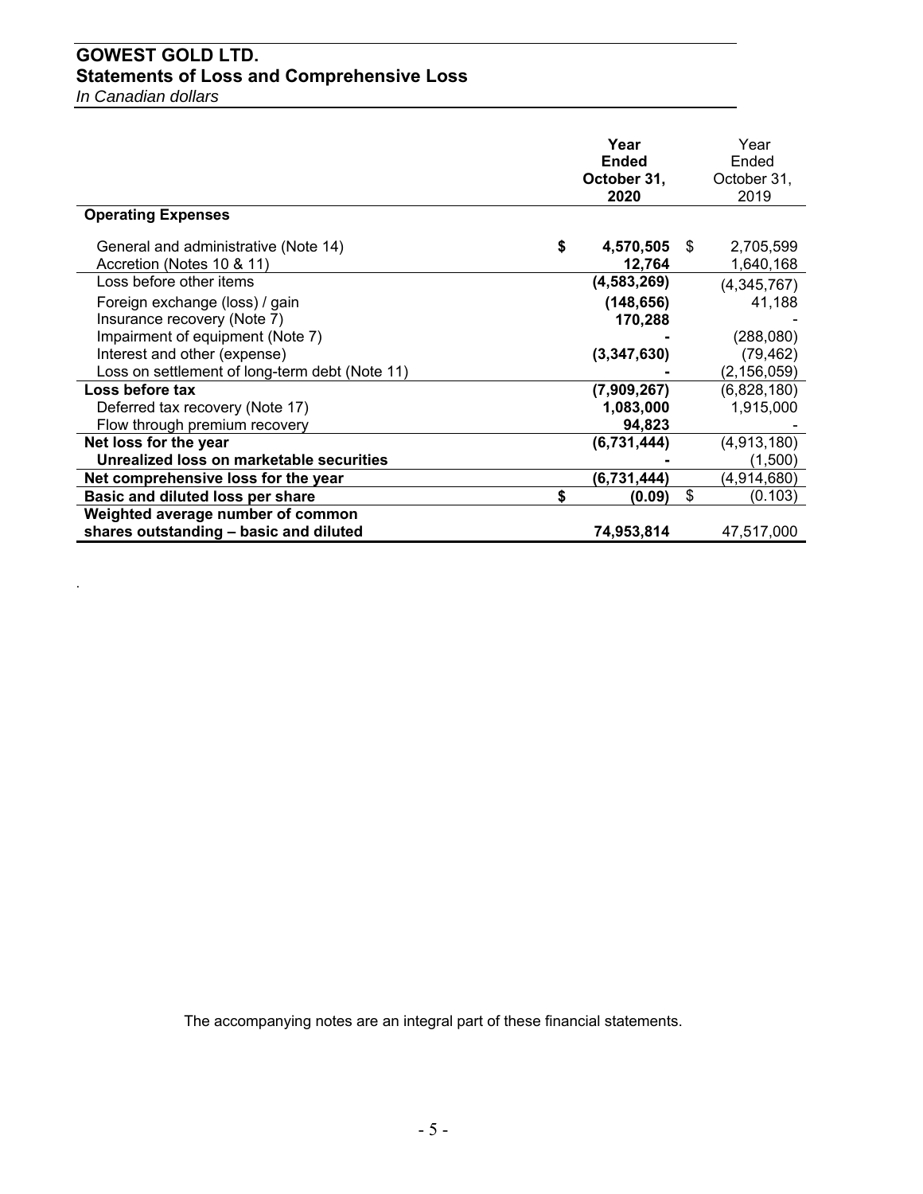# GOWEST GOLD LTD.
## Statements of Loss and Comprehensive Loss
*In Canadian dollars*

| | **Year Ended October 31, 2020** | Year Ended October 31, 2019 |
|---|---|---|
| **Operating Expenses** | | |
| General and administrative (Note 14) | **$ 4,570,505** | $ 2,705,599 |
| Accretion (Notes 10 & 11) | **12,764** | 1,640,168 |
| Loss before other items | **(4,583,269)** | (4,345,767) |
| Foreign exchange (loss) / gain | **(148,656)** | 41,188 |
| Insurance recovery (Note 7) | **170,288** | - |
| Impairment of equipment (Note 7) | **-** | (288,080) |
| Interest and other (expense) | **(3,347,630)** | (79,462) |
| Loss on settlement of long-term debt (Note 11) | **-** | (2,156,059) |
| **Loss before tax** | **(7,909,267)** | (6,828,180) |
| Deferred tax recovery (Note 17) | **1,083,000** | 1,915,000 |
| Flow through premium recovery | **94,823** | - |
| **Net loss for the year** | **(6,731,444)** | (4,913,180) |
| **Unrealized loss on marketable securities** | **-** | (1,500) |
| **Net comprehensive loss for the year** | **(6,731,444)** | (4,914,680) |
| **Basic and diluted loss per share** | **$ (0.09)** | $ (0.103) |
| **Weighted average number of common shares outstanding – basic and diluted** | **74,953,814** | 47,517,000 |

The accompanying notes are an integral part of these financial statements.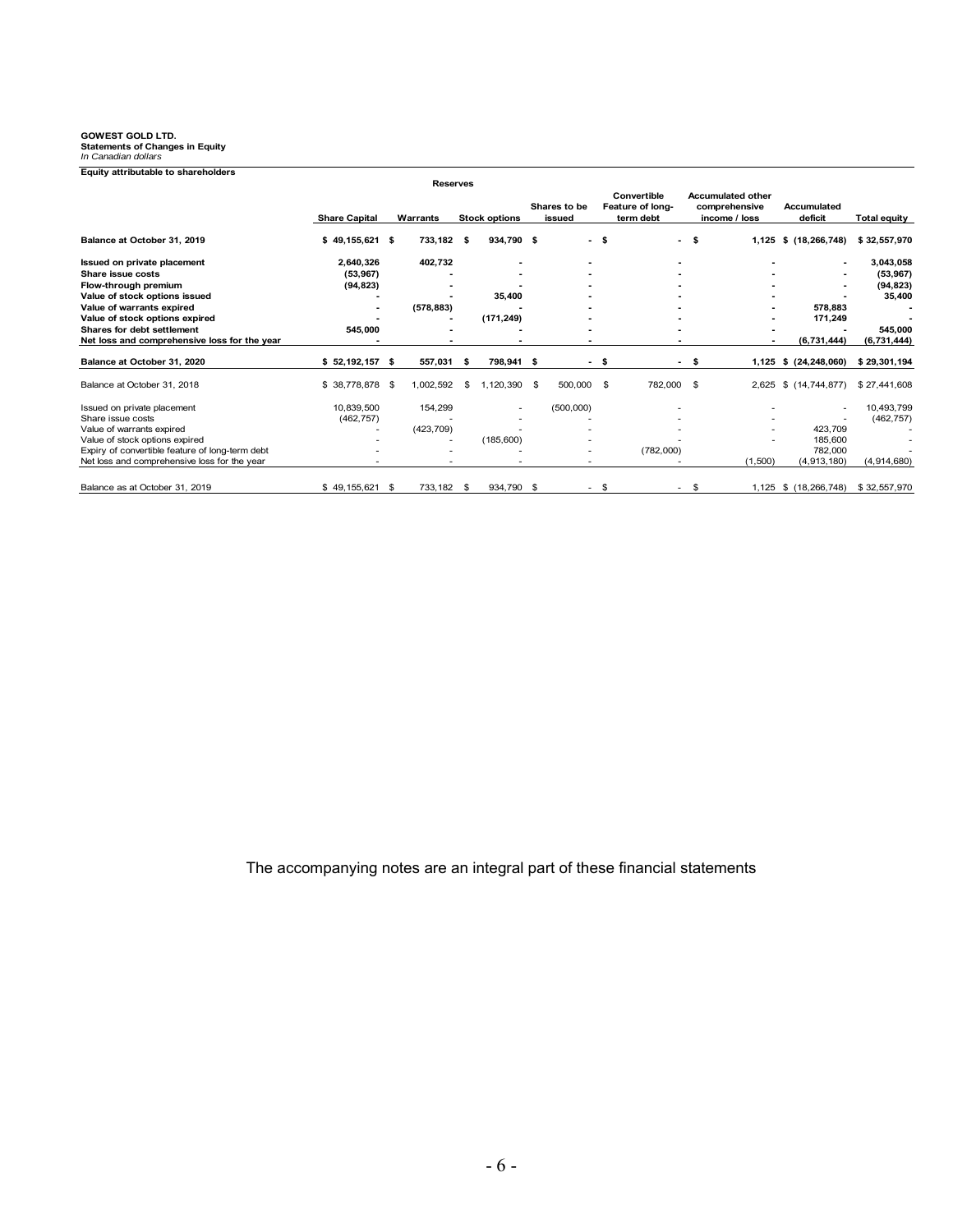**GOWEST GOLD LTD.**
**Statements of Changes in Equity**
*In Canadian dollars*

**Equity attributable to shareholders**

| | | Reserves | | | | | | |
|---|---|---|---|---|---|---|---|---|
| | Share Capital | Warrants | Stock options | Shares to be issued | Convertible Feature of long-term debt | Accumulated other comprehensive income / loss | Accumulated deficit | Total equity |
| **Balance at October 31, 2019** | **$ 49,155,621** | **$ 733,182** | **$ 934,790** | **$ -** | **$ -** | **$ 1,125** | **$ (18,266,748)** | **$ 32,557,970** |
| **Issued on private placement** | **2,640,326** | **402,732** | **-** | **-** | **-** | **-** | **-** | **3,043,058** |
| **Share issue costs** | **(53,967)** | **-** | **-** | **-** | **-** | **-** | **-** | **(53,967)** |
| **Flow-through premium** | **(94,823)** | **-** | **-** | **-** | **-** | **-** | **-** | **(94,823)** |
| **Value of stock options issued** | **-** | **-** | **35,400** | **-** | **-** | **-** | **-** | **35,400** |
| **Value of warrants expired** | **-** | **(578,883)** | **-** | **-** | **-** | **-** | **578,883** | **-** |
| **Value of stock options expired** | **-** | **-** | **(171,249)** | **-** | **-** | **-** | **171,249** | **-** |
| **Shares for debt settlement** | **545,000** | **-** | **-** | **-** | **-** | **-** | **-** | **545,000** |
| **Net loss and comprehensive loss for the year** | **-** | **-** | **-** | **-** | **-** | **-** | **(6,731,444)** | **(6,731,444)** |
| **Balance at October 31, 2020** | **$ 52,192,157** | **$ 557,031** | **$ 798,941** | **$ -** | **$ -** | **$ 1,125** | **$ (24,248,060)** | **$ 29,301,194** |
| Balance at October 31, 2018 | $ 38,778,878 | $ 1,002,592 | $ 1,120,390 | $ 500,000 | $ 782,000 | $ 2,625 | $ (14,744,877) | $ 27,441,608 |
| Issued on private placement | 10,839,500 | 154,299 | - | (500,000) | - | - | - | 10,493,799 |
| Share issue costs | (462,757) | - | - | - | - | - | - | (462,757) |
| Value of warrants expired | - | (423,709) | - | - | - | - | 423,709 | - |
| Value of stock options expired | - | - | (185,600) | - | - | - | 185,600 | - |
| Expiry of convertible feature of long-term debt | - | - | - | - | (782,000) | | 782,000 | - |
| Net loss and comprehensive loss for the year | - | - | - | - | - | (1,500) | (4,913,180) | (4,914,680) |
| Balance as at October 31, 2019 | $ 49,155,621 | $ 733,182 | $ 934,790 | $ - | $ - | $ 1,125 | $ (18,266,748) | $ 32,557,970 |

The accompanying notes are an integral part of these financial statements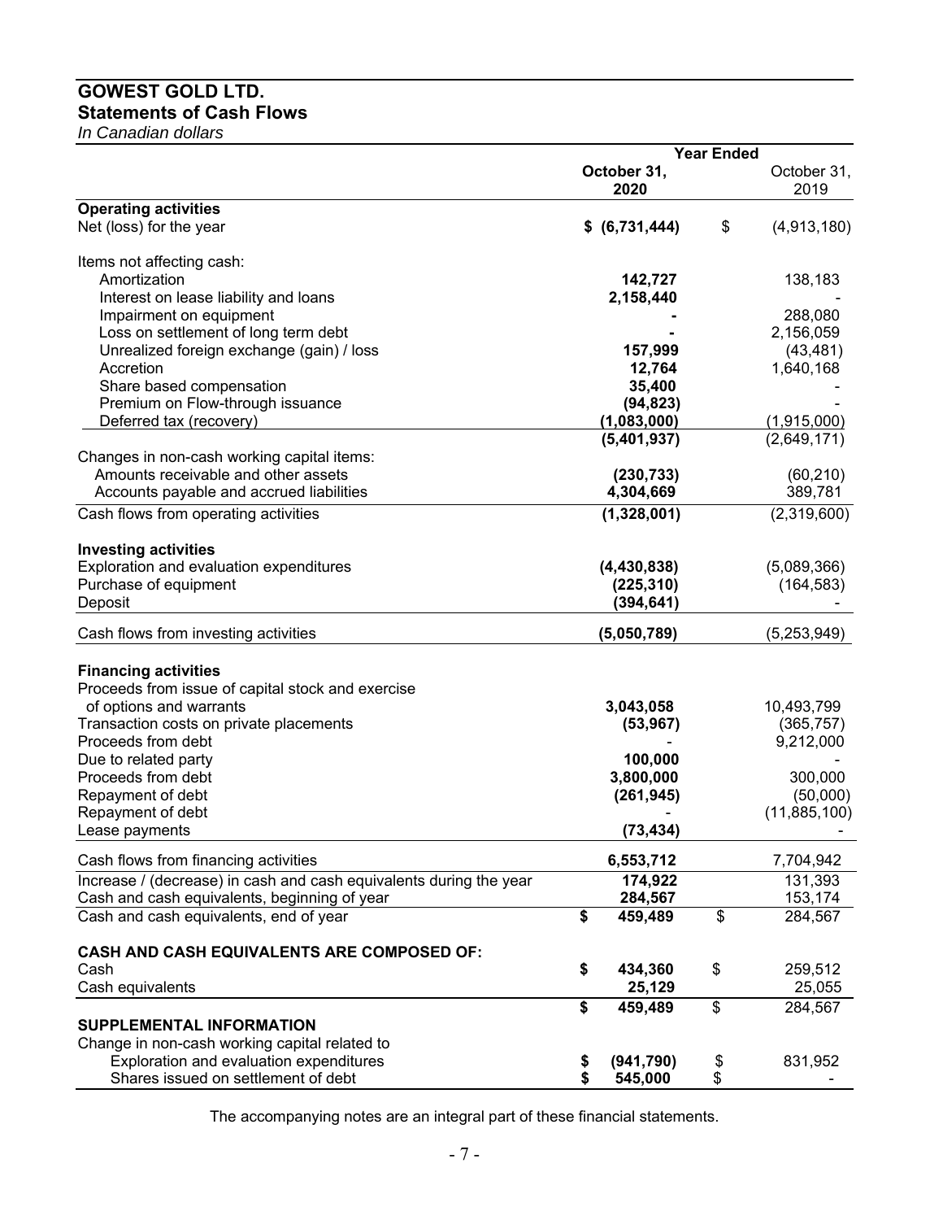# GOWEST GOLD LTD.
## Statements of Cash Flows
*In Canadian dollars*

| | Year Ended | |
|---|---|---|
| | **October 31, 2020** | October 31, 2019 |
| **Operating activities** | | |
| Net (loss) for the year | **$ (6,731,444)** | $ (4,913,180) |
| Items not affecting cash: | | |
| Amortization | **142,727** | 138,183 |
| Interest on lease liability and loans | **2,158,440** | - |
| Impairment on equipment | **-** | 288,080 |
| Loss on settlement of long term debt | **-** | 2,156,059 |
| Unrealized foreign exchange (gain) / loss | **157,999** | (43,481) |
| Accretion | **12,764** | 1,640,168 |
| Share based compensation | **35,400** | - |
| Premium on Flow-through issuance | **(94,823)** | - |
| Deferred tax (recovery) | **(1,083,000)** | (1,915,000) |
| | **(5,401,937)** | (2,649,171) |
| Changes in non-cash working capital items: | | |
| Amounts receivable and other assets | **(230,733)** | (60,210) |
| Accounts payable and accrued liabilities | **4,304,669** | 389,781 |
| Cash flows from operating activities | **(1,328,001)** | (2,319,600) |
| **Investing activities** | | |
| Exploration and evaluation expenditures | **(4,430,838)** | (5,089,366) |
| Purchase of equipment | **(225,310)** | (164,583) |
| Deposit | **(394,641)** | - |
| Cash flows from investing activities | **(5,050,789)** | (5,253,949) |
| **Financing activities** | | |
| Proceeds from issue of capital stock and exercise of options and warrants | **3,043,058** | 10,493,799 |
| Transaction costs on private placements | **(53,967)** | (365,757) |
| Proceeds from debt | **-** | 9,212,000 |
| Due to related party | **100,000** | - |
| Proceeds from debt | **3,800,000** | 300,000 |
| Repayment of debt | **(261,945)** | (50,000) |
| Repayment of debt | **-** | (11,885,100) |
| Lease payments | **(73,434)** | - |
| Cash flows from financing activities | **6,553,712** | 7,704,942 |
| Increase / (decrease) in cash and cash equivalents during the year | **174,922** | 131,393 |
| Cash and cash equivalents, beginning of year | **284,567** | 153,174 |
| Cash and cash equivalents, end of year | **$ 459,489** | $ 284,567 |
| **CASH AND CASH EQUIVALENTS ARE COMPOSED OF:** | | |
| Cash | **$ 434,360** | $ 259,512 |
| Cash equivalents | **25,129** | 25,055 |
| | **$ 459,489** | $ 284,567 |
| **SUPPLEMENTAL INFORMATION** | | |
| Change in non-cash working capital related to | | |
| Exploration and evaluation expenditures | **$ (941,790)** | $ 831,952 |
| Shares issued on settlement of debt | **$ 545,000** | $ - |

The accompanying notes are an integral part of these financial statements.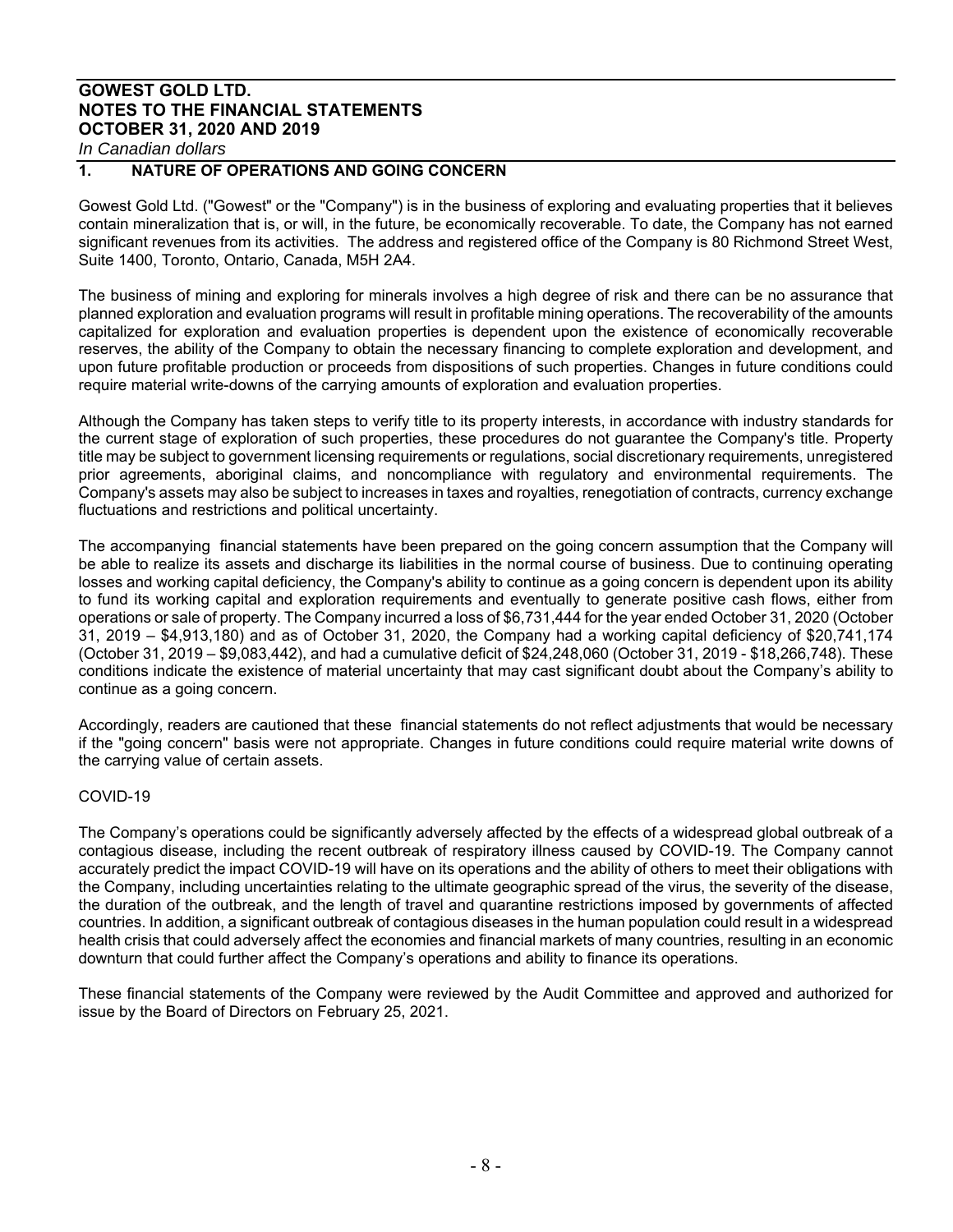**GOWEST GOLD LTD.**
**NOTES TO THE FINANCIAL STATEMENTS**
**OCTOBER 31, 2020 AND 2019**
*In Canadian dollars*

## 1. NATURE OF OPERATIONS AND GOING CONCERN

Gowest Gold Ltd. ("Gowest" or the "Company") is in the business of exploring and evaluating properties that it believes contain mineralization that is, or will, in the future, be economically recoverable. To date, the Company has not earned significant revenues from its activities. The address and registered office of the Company is 80 Richmond Street West, Suite 1400, Toronto, Ontario, Canada, M5H 2A4.

The business of mining and exploring for minerals involves a high degree of risk and there can be no assurance that planned exploration and evaluation programs will result in profitable mining operations. The recoverability of the amounts capitalized for exploration and evaluation properties is dependent upon the existence of economically recoverable reserves, the ability of the Company to obtain the necessary financing to complete exploration and development, and upon future profitable production or proceeds from dispositions of such properties. Changes in future conditions could require material write-downs of the carrying amounts of exploration and evaluation properties.

Although the Company has taken steps to verify title to its property interests, in accordance with industry standards for the current stage of exploration of such properties, these procedures do not guarantee the Company's title. Property title may be subject to government licensing requirements or regulations, social discretionary requirements, unregistered prior agreements, aboriginal claims, and noncompliance with regulatory and environmental requirements. The Company's assets may also be subject to increases in taxes and royalties, renegotiation of contracts, currency exchange fluctuations and restrictions and political uncertainty.

The accompanying financial statements have been prepared on the going concern assumption that the Company will be able to realize its assets and discharge its liabilities in the normal course of business. Due to continuing operating losses and working capital deficiency, the Company's ability to continue as a going concern is dependent upon its ability to fund its working capital and exploration requirements and eventually to generate positive cash flows, either from operations or sale of property. The Company incurred a loss of $6,731,444 for the year ended October 31, 2020 (October 31, 2019 – $4,913,180) and as of October 31, 2020, the Company had a working capital deficiency of $20,741,174 (October 31, 2019 – $9,083,442), and had a cumulative deficit of $24,248,060 (October 31, 2019 - $18,266,748). These conditions indicate the existence of material uncertainty that may cast significant doubt about the Company's ability to continue as a going concern.

Accordingly, readers are cautioned that these financial statements do not reflect adjustments that would be necessary if the "going concern" basis were not appropriate. Changes in future conditions could require material write downs of the carrying value of certain assets.

COVID-19

The Company's operations could be significantly adversely affected by the effects of a widespread global outbreak of a contagious disease, including the recent outbreak of respiratory illness caused by COVID-19. The Company cannot accurately predict the impact COVID-19 will have on its operations and the ability of others to meet their obligations with the Company, including uncertainties relating to the ultimate geographic spread of the virus, the severity of the disease, the duration of the outbreak, and the length of travel and quarantine restrictions imposed by governments of affected countries. In addition, a significant outbreak of contagious diseases in the human population could result in a widespread health crisis that could adversely affect the economies and financial markets of many countries, resulting in an economic downturn that could further affect the Company's operations and ability to finance its operations.

These financial statements of the Company were reviewed by the Audit Committee and approved and authorized for issue by the Board of Directors on February 25, 2021.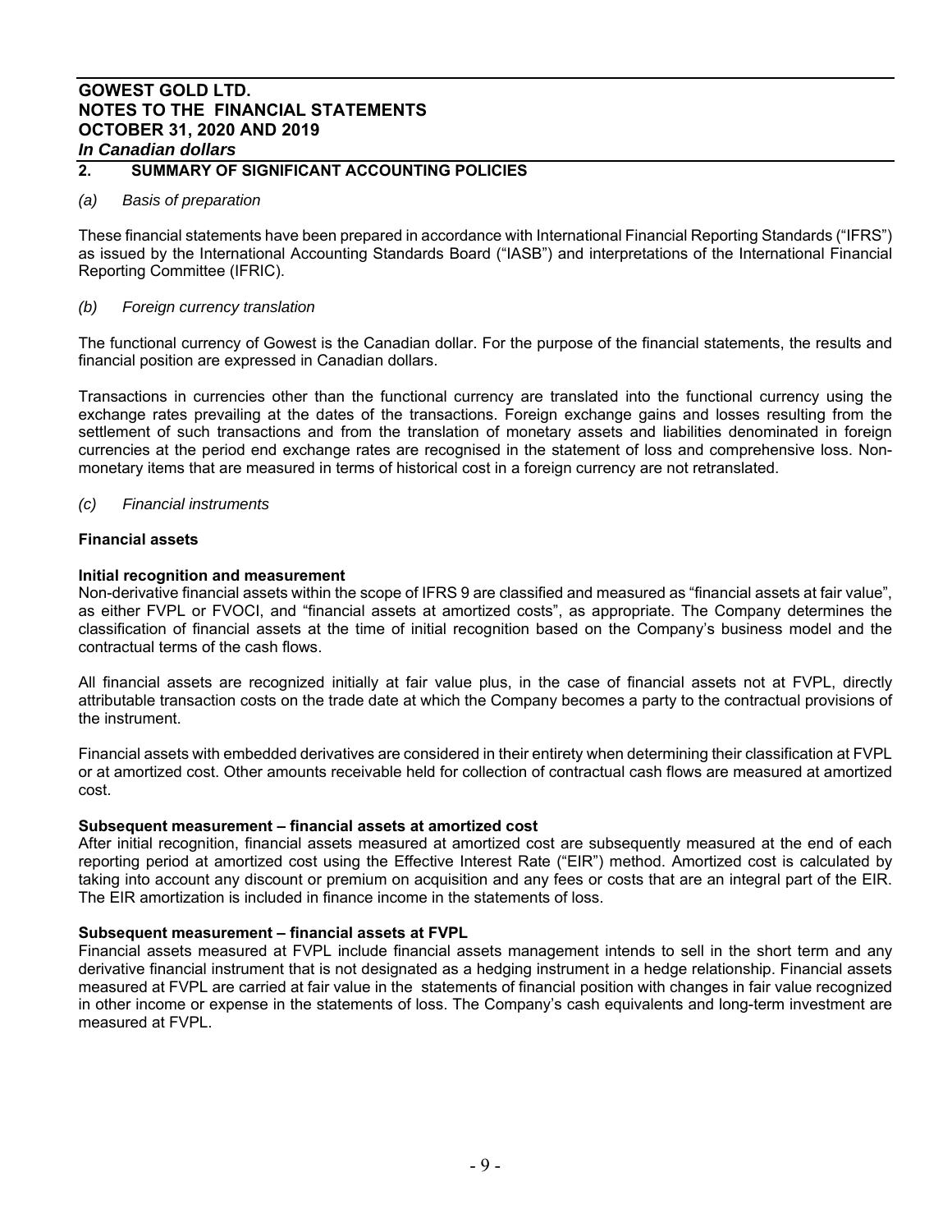## 2. SUMMARY OF SIGNIFICANT ACCOUNTING POLICIES

*(a) Basis of preparation*

These financial statements have been prepared in accordance with International Financial Reporting Standards ("IFRS") as issued by the International Accounting Standards Board ("IASB") and interpretations of the International Financial Reporting Committee (IFRIC).

*(b) Foreign currency translation*

The functional currency of Gowest is the Canadian dollar. For the purpose of the financial statements, the results and financial position are expressed in Canadian dollars.

Transactions in currencies other than the functional currency are translated into the functional currency using the exchange rates prevailing at the dates of the transactions. Foreign exchange gains and losses resulting from the settlement of such transactions and from the translation of monetary assets and liabilities denominated in foreign currencies at the period end exchange rates are recognised in the statement of loss and comprehensive loss. Non-monetary items that are measured in terms of historical cost in a foreign currency are not retranslated.

*(c) Financial instruments*

**Financial assets**

**Initial recognition and measurement**

Non-derivative financial assets within the scope of IFRS 9 are classified and measured as "financial assets at fair value", as either FVPL or FVOCI, and "financial assets at amortized costs", as appropriate. The Company determines the classification of financial assets at the time of initial recognition based on the Company's business model and the contractual terms of the cash flows.

All financial assets are recognized initially at fair value plus, in the case of financial assets not at FVPL, directly attributable transaction costs on the trade date at which the Company becomes a party to the contractual provisions of the instrument.

Financial assets with embedded derivatives are considered in their entirety when determining their classification at FVPL or at amortized cost. Other amounts receivable held for collection of contractual cash flows are measured at amortized cost.

**Subsequent measurement – financial assets at amortized cost**

After initial recognition, financial assets measured at amortized cost are subsequently measured at the end of each reporting period at amortized cost using the Effective Interest Rate ("EIR") method. Amortized cost is calculated by taking into account any discount or premium on acquisition and any fees or costs that are an integral part of the EIR. The EIR amortization is included in finance income in the statements of loss.

**Subsequent measurement – financial assets at FVPL**

Financial assets measured at FVPL include financial assets management intends to sell in the short term and any derivative financial instrument that is not designated as a hedging instrument in a hedge relationship. Financial assets measured at FVPL are carried at fair value in the statements of financial position with changes in fair value recognized in other income or expense in the statements of loss. The Company's cash equivalents and long-term investment are measured at FVPL.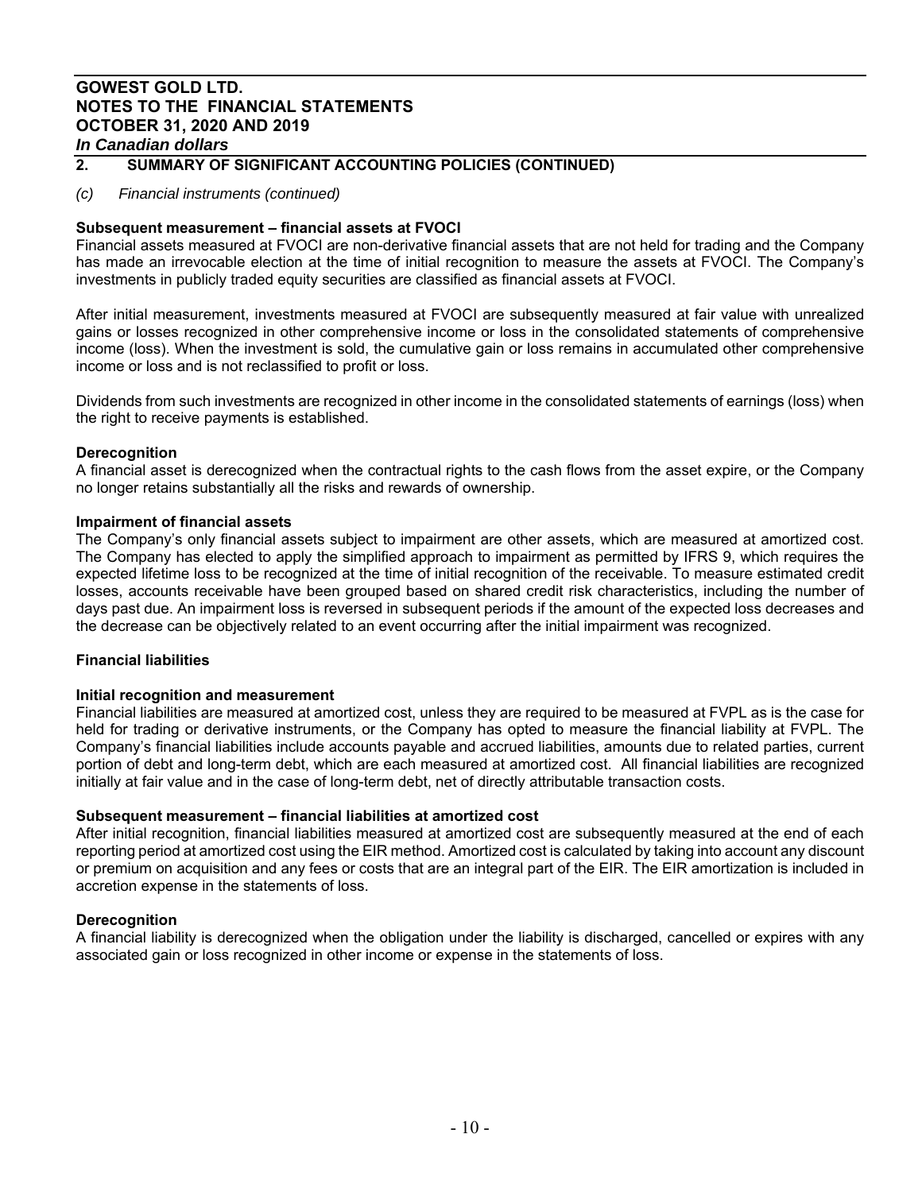## 2. SUMMARY OF SIGNIFICANT ACCOUNTING POLICIES (CONTINUED)

*(c) Financial instruments (continued)*

**Subsequent measurement – financial assets at FVOCI**

Financial assets measured at FVOCI are non-derivative financial assets that are not held for trading and the Company has made an irrevocable election at the time of initial recognition to measure the assets at FVOCI. The Company's investments in publicly traded equity securities are classified as financial assets at FVOCI.

After initial measurement, investments measured at FVOCI are subsequently measured at fair value with unrealized gains or losses recognized in other comprehensive income or loss in the consolidated statements of comprehensive income (loss). When the investment is sold, the cumulative gain or loss remains in accumulated other comprehensive income or loss and is not reclassified to profit or loss.

Dividends from such investments are recognized in other income in the consolidated statements of earnings (loss) when the right to receive payments is established.

**Derecognition**

A financial asset is derecognized when the contractual rights to the cash flows from the asset expire, or the Company no longer retains substantially all the risks and rewards of ownership.

**Impairment of financial assets**

The Company's only financial assets subject to impairment are other assets, which are measured at amortized cost. The Company has elected to apply the simplified approach to impairment as permitted by IFRS 9, which requires the expected lifetime loss to be recognized at the time of initial recognition of the receivable. To measure estimated credit losses, accounts receivable have been grouped based on shared credit risk characteristics, including the number of days past due. An impairment loss is reversed in subsequent periods if the amount of the expected loss decreases and the decrease can be objectively related to an event occurring after the initial impairment was recognized.

**Financial liabilities**

**Initial recognition and measurement**

Financial liabilities are measured at amortized cost, unless they are required to be measured at FVPL as is the case for held for trading or derivative instruments, or the Company has opted to measure the financial liability at FVPL. The Company's financial liabilities include accounts payable and accrued liabilities, amounts due to related parties, current portion of debt and long-term debt, which are each measured at amortized cost. All financial liabilities are recognized initially at fair value and in the case of long-term debt, net of directly attributable transaction costs.

**Subsequent measurement – financial liabilities at amortized cost**

After initial recognition, financial liabilities measured at amortized cost are subsequently measured at the end of each reporting period at amortized cost using the EIR method. Amortized cost is calculated by taking into account any discount or premium on acquisition and any fees or costs that are an integral part of the EIR. The EIR amortization is included in accretion expense in the statements of loss.

**Derecognition**

A financial liability is derecognized when the obligation under the liability is discharged, cancelled or expires with any associated gain or loss recognized in other income or expense in the statements of loss.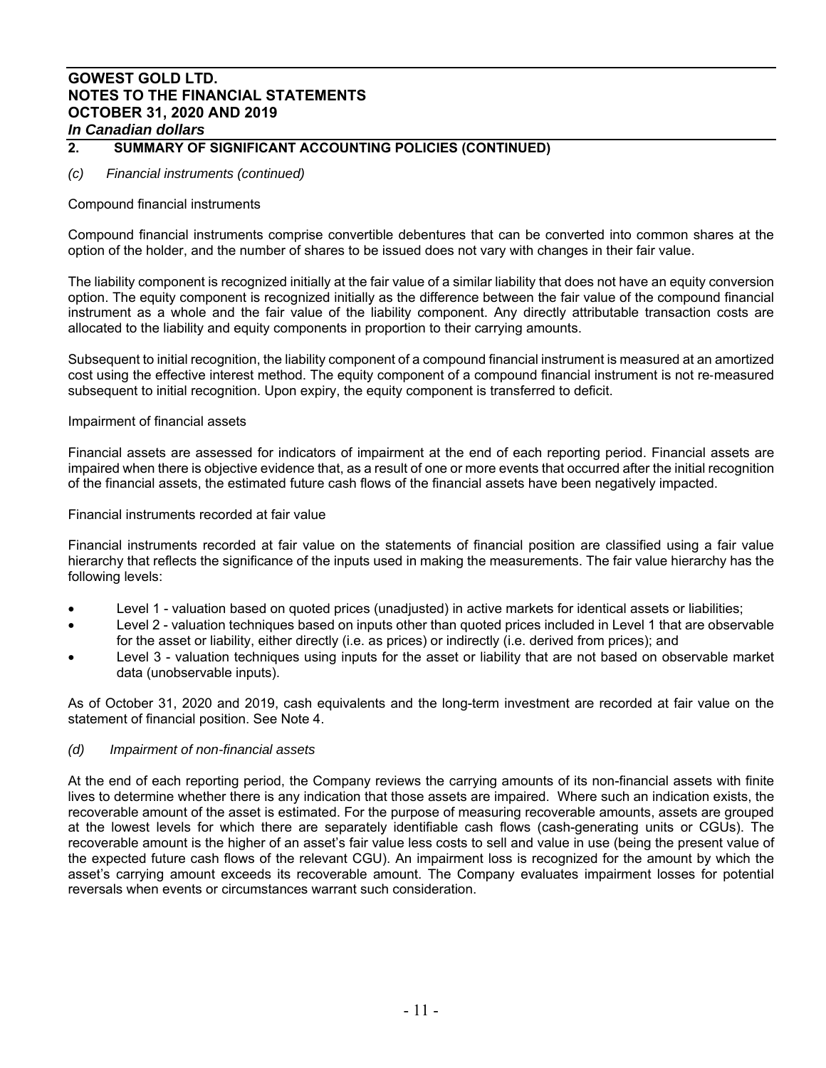## 2. SUMMARY OF SIGNIFICANT ACCOUNTING POLICIES (CONTINUED)

*(c) Financial instruments (continued)*

Compound financial instruments

Compound financial instruments comprise convertible debentures that can be converted into common shares at the option of the holder, and the number of shares to be issued does not vary with changes in their fair value.

The liability component is recognized initially at the fair value of a similar liability that does not have an equity conversion option. The equity component is recognized initially as the difference between the fair value of the compound financial instrument as a whole and the fair value of the liability component. Any directly attributable transaction costs are allocated to the liability and equity components in proportion to their carrying amounts.

Subsequent to initial recognition, the liability component of a compound financial instrument is measured at an amortized cost using the effective interest method. The equity component of a compound financial instrument is not re-measured subsequent to initial recognition. Upon expiry, the equity component is transferred to deficit.

Impairment of financial assets

Financial assets are assessed for indicators of impairment at the end of each reporting period. Financial assets are impaired when there is objective evidence that, as a result of one or more events that occurred after the initial recognition of the financial assets, the estimated future cash flows of the financial assets have been negatively impacted.

Financial instruments recorded at fair value

Financial instruments recorded at fair value on the statements of financial position are classified using a fair value hierarchy that reflects the significance of the inputs used in making the measurements. The fair value hierarchy has the following levels:

- Level 1 - valuation based on quoted prices (unadjusted) in active markets for identical assets or liabilities;
- Level 2 - valuation techniques based on inputs other than quoted prices included in Level 1 that are observable for the asset or liability, either directly (i.e. as prices) or indirectly (i.e. derived from prices); and
- Level 3 - valuation techniques using inputs for the asset or liability that are not based on observable market data (unobservable inputs).

As of October 31, 2020 and 2019, cash equivalents and the long-term investment are recorded at fair value on the statement of financial position. See Note 4.

*(d) Impairment of non-financial assets*

At the end of each reporting period, the Company reviews the carrying amounts of its non-financial assets with finite lives to determine whether there is any indication that those assets are impaired. Where such an indication exists, the recoverable amount of the asset is estimated. For the purpose of measuring recoverable amounts, assets are grouped at the lowest levels for which there are separately identifiable cash flows (cash-generating units or CGUs). The recoverable amount is the higher of an asset's fair value less costs to sell and value in use (being the present value of the expected future cash flows of the relevant CGU). An impairment loss is recognized for the amount by which the asset's carrying amount exceeds its recoverable amount. The Company evaluates impairment losses for potential reversals when events or circumstances warrant such consideration.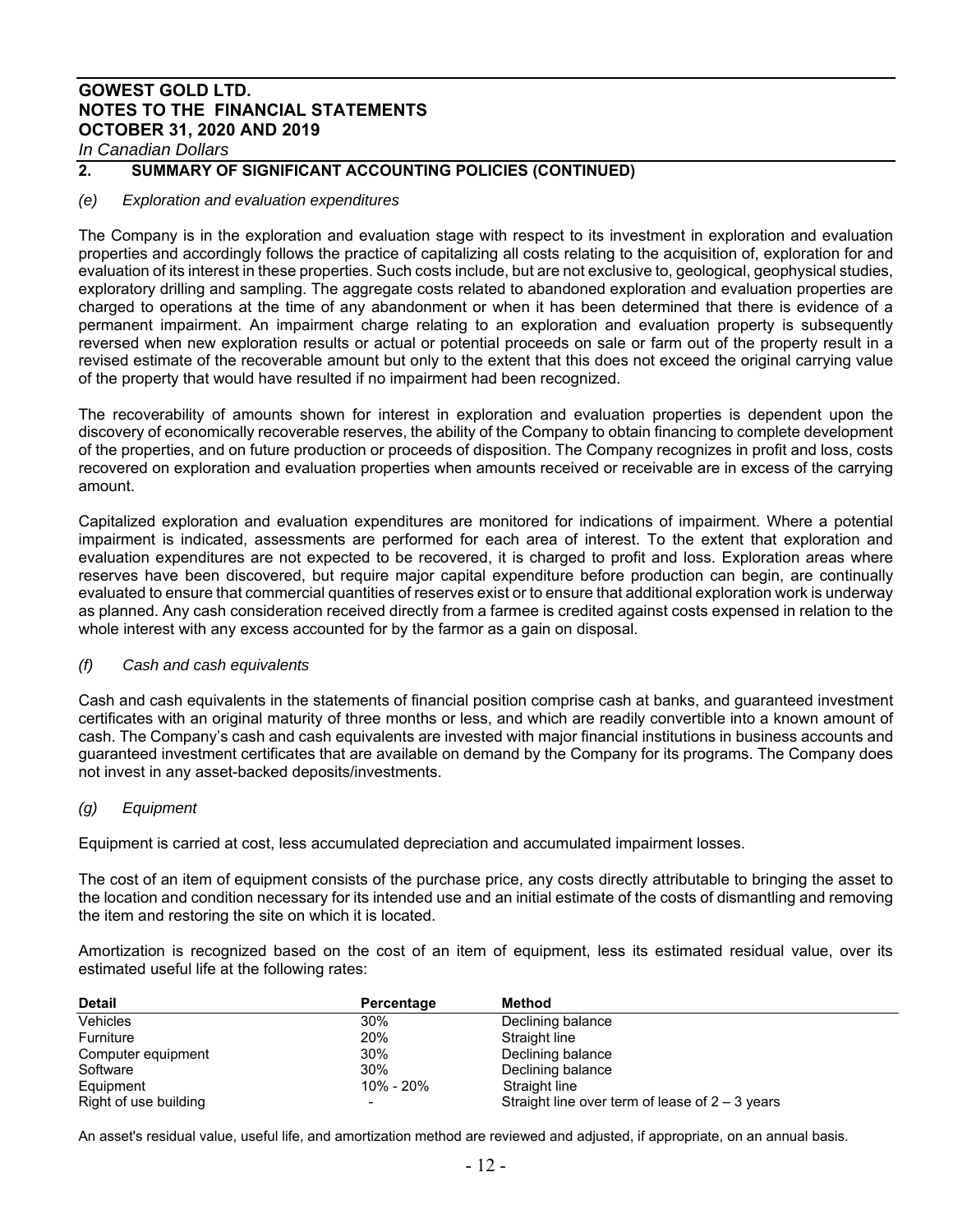## 2. SUMMARY OF SIGNIFICANT ACCOUNTING POLICIES (CONTINUED)

*(e) Exploration and evaluation expenditures*

The Company is in the exploration and evaluation stage with respect to its investment in exploration and evaluation properties and accordingly follows the practice of capitalizing all costs relating to the acquisition of, exploration for and evaluation of its interest in these properties. Such costs include, but are not exclusive to, geological, geophysical studies, exploratory drilling and sampling. The aggregate costs related to abandoned exploration and evaluation properties are charged to operations at the time of any abandonment or when it has been determined that there is evidence of a permanent impairment. An impairment charge relating to an exploration and evaluation property is subsequently reversed when new exploration results or actual or potential proceeds on sale or farm out of the property result in a revised estimate of the recoverable amount but only to the extent that this does not exceed the original carrying value of the property that would have resulted if no impairment had been recognized.

The recoverability of amounts shown for interest in exploration and evaluation properties is dependent upon the discovery of economically recoverable reserves, the ability of the Company to obtain financing to complete development of the properties, and on future production or proceeds of disposition. The Company recognizes in profit and loss, costs recovered on exploration and evaluation properties when amounts received or receivable are in excess of the carrying amount.

Capitalized exploration and evaluation expenditures are monitored for indications of impairment. Where a potential impairment is indicated, assessments are performed for each area of interest. To the extent that exploration and evaluation expenditures are not expected to be recovered, it is charged to profit and loss. Exploration areas where reserves have been discovered, but require major capital expenditure before production can begin, are continually evaluated to ensure that commercial quantities of reserves exist or to ensure that additional exploration work is underway as planned. Any cash consideration received directly from a farmee is credited against costs expensed in relation to the whole interest with any excess accounted for by the farmor as a gain on disposal.

*(f) Cash and cash equivalents*

Cash and cash equivalents in the statements of financial position comprise cash at banks, and guaranteed investment certificates with an original maturity of three months or less, and which are readily convertible into a known amount of cash. The Company's cash and cash equivalents are invested with major financial institutions in business accounts and guaranteed investment certificates that are available on demand by the Company for its programs. The Company does not invest in any asset-backed deposits/investments.

*(g) Equipment*

Equipment is carried at cost, less accumulated depreciation and accumulated impairment losses.

The cost of an item of equipment consists of the purchase price, any costs directly attributable to bringing the asset to the location and condition necessary for its intended use and an initial estimate of the costs of dismantling and removing the item and restoring the site on which it is located.

Amortization is recognized based on the cost of an item of equipment, less its estimated residual value, over its estimated useful life at the following rates:

| Detail | Percentage | Method |
|---|---|---|
| Vehicles | 30% | Declining balance |
| Furniture | 20% | Straight line |
| Computer equipment | 30% | Declining balance |
| Software | 30% | Declining balance |
| Equipment | 10% - 20% | Straight line |
| Right of use building | - | Straight line over term of lease of 2 – 3 years |

An asset's residual value, useful life, and amortization method are reviewed and adjusted, if appropriate, on an annual basis.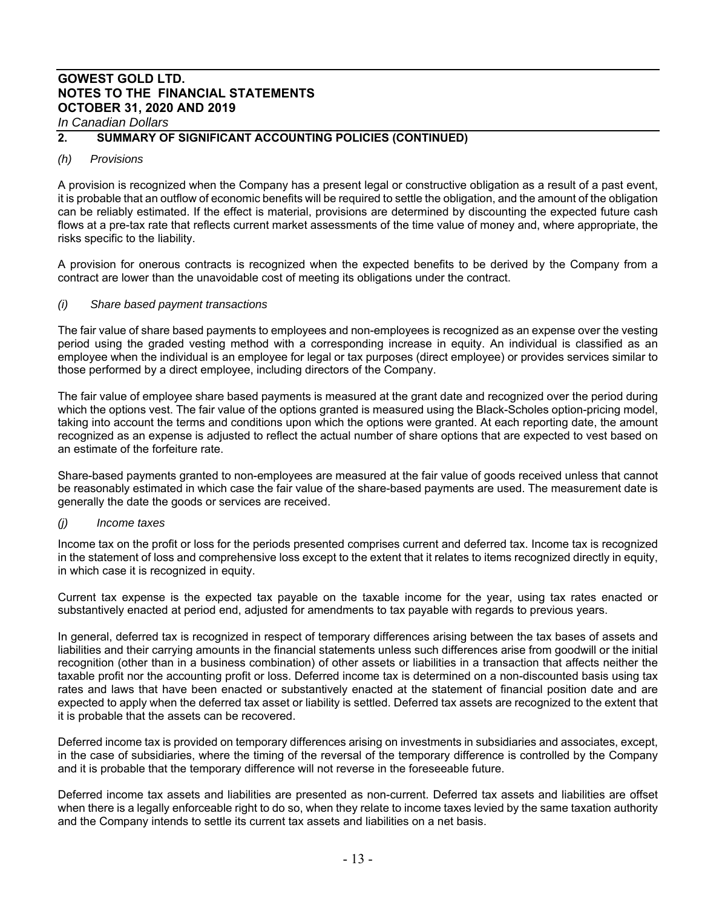## 2. SUMMARY OF SIGNIFICANT ACCOUNTING POLICIES (CONTINUED)

*(h) Provisions*

A provision is recognized when the Company has a present legal or constructive obligation as a result of a past event, it is probable that an outflow of economic benefits will be required to settle the obligation, and the amount of the obligation can be reliably estimated. If the effect is material, provisions are determined by discounting the expected future cash flows at a pre-tax rate that reflects current market assessments of the time value of money and, where appropriate, the risks specific to the liability.

A provision for onerous contracts is recognized when the expected benefits to be derived by the Company from a contract are lower than the unavoidable cost of meeting its obligations under the contract.

*(i) Share based payment transactions*

The fair value of share based payments to employees and non-employees is recognized as an expense over the vesting period using the graded vesting method with a corresponding increase in equity. An individual is classified as an employee when the individual is an employee for legal or tax purposes (direct employee) or provides services similar to those performed by a direct employee, including directors of the Company.

The fair value of employee share based payments is measured at the grant date and recognized over the period during which the options vest. The fair value of the options granted is measured using the Black-Scholes option-pricing model, taking into account the terms and conditions upon which the options were granted. At each reporting date, the amount recognized as an expense is adjusted to reflect the actual number of share options that are expected to vest based on an estimate of the forfeiture rate.

Share-based payments granted to non-employees are measured at the fair value of goods received unless that cannot be reasonably estimated in which case the fair value of the share-based payments are used. The measurement date is generally the date the goods or services are received.

*(j) Income taxes*

Income tax on the profit or loss for the periods presented comprises current and deferred tax. Income tax is recognized in the statement of loss and comprehensive loss except to the extent that it relates to items recognized directly in equity, in which case it is recognized in equity.

Current tax expense is the expected tax payable on the taxable income for the year, using tax rates enacted or substantively enacted at period end, adjusted for amendments to tax payable with regards to previous years.

In general, deferred tax is recognized in respect of temporary differences arising between the tax bases of assets and liabilities and their carrying amounts in the financial statements unless such differences arise from goodwill or the initial recognition (other than in a business combination) of other assets or liabilities in a transaction that affects neither the taxable profit nor the accounting profit or loss. Deferred income tax is determined on a non-discounted basis using tax rates and laws that have been enacted or substantively enacted at the statement of financial position date and are expected to apply when the deferred tax asset or liability is settled. Deferred tax assets are recognized to the extent that it is probable that the assets can be recovered.

Deferred income tax is provided on temporary differences arising on investments in subsidiaries and associates, except, in the case of subsidiaries, where the timing of the reversal of the temporary difference is controlled by the Company and it is probable that the temporary difference will not reverse in the foreseeable future.

Deferred income tax assets and liabilities are presented as non-current. Deferred tax assets and liabilities are offset when there is a legally enforceable right to do so, when they relate to income taxes levied by the same taxation authority and the Company intends to settle its current tax assets and liabilities on a net basis.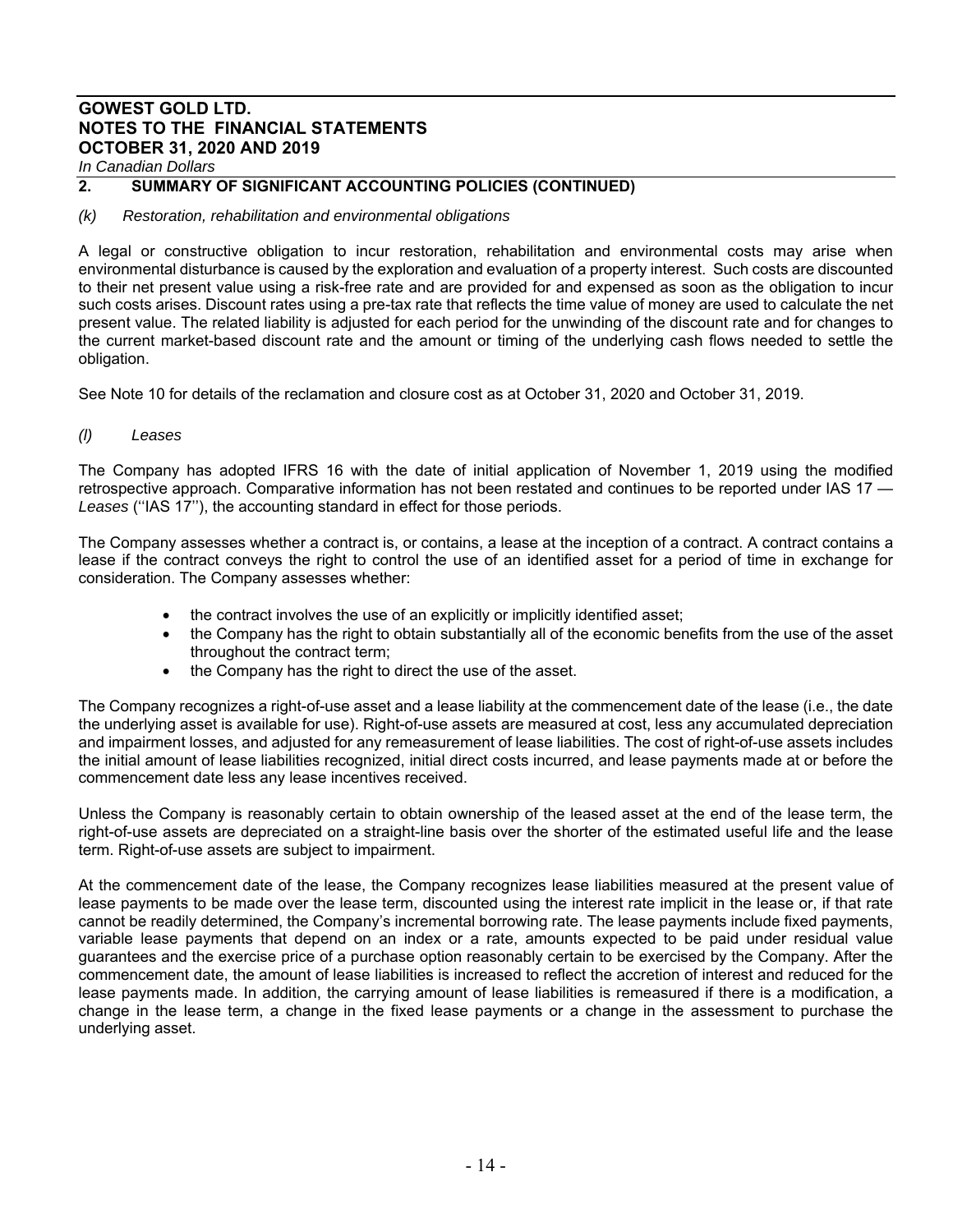## 2. SUMMARY OF SIGNIFICANT ACCOUNTING POLICIES (CONTINUED)

*(k) Restoration, rehabilitation and environmental obligations*

A legal or constructive obligation to incur restoration, rehabilitation and environmental costs may arise when environmental disturbance is caused by the exploration and evaluation of a property interest. Such costs are discounted to their net present value using a risk-free rate and are provided for and expensed as soon as the obligation to incur such costs arises. Discount rates using a pre-tax rate that reflects the time value of money are used to calculate the net present value. The related liability is adjusted for each period for the unwinding of the discount rate and for changes to the current market-based discount rate and the amount or timing of the underlying cash flows needed to settle the obligation.

See Note 10 for details of the reclamation and closure cost as at October 31, 2020 and October 31, 2019.

*(l) Leases*

The Company has adopted IFRS 16 with the date of initial application of November 1, 2019 using the modified retrospective approach. Comparative information has not been restated and continues to be reported under IAS 17 — *Leases* (''IAS 17''), the accounting standard in effect for those periods.

The Company assesses whether a contract is, or contains, a lease at the inception of a contract. A contract contains a lease if the contract conveys the right to control the use of an identified asset for a period of time in exchange for consideration. The Company assesses whether:

- the contract involves the use of an explicitly or implicitly identified asset;
- the Company has the right to obtain substantially all of the economic benefits from the use of the asset throughout the contract term;
- the Company has the right to direct the use of the asset.

The Company recognizes a right-of-use asset and a lease liability at the commencement date of the lease (i.e., the date the underlying asset is available for use). Right-of-use assets are measured at cost, less any accumulated depreciation and impairment losses, and adjusted for any remeasurement of lease liabilities. The cost of right-of-use assets includes the initial amount of lease liabilities recognized, initial direct costs incurred, and lease payments made at or before the commencement date less any lease incentives received.

Unless the Company is reasonably certain to obtain ownership of the leased asset at the end of the lease term, the right-of-use assets are depreciated on a straight-line basis over the shorter of the estimated useful life and the lease term. Right-of-use assets are subject to impairment.

At the commencement date of the lease, the Company recognizes lease liabilities measured at the present value of lease payments to be made over the lease term, discounted using the interest rate implicit in the lease or, if that rate cannot be readily determined, the Company's incremental borrowing rate. The lease payments include fixed payments, variable lease payments that depend on an index or a rate, amounts expected to be paid under residual value guarantees and the exercise price of a purchase option reasonably certain to be exercised by the Company. After the commencement date, the amount of lease liabilities is increased to reflect the accretion of interest and reduced for the lease payments made. In addition, the carrying amount of lease liabilities is remeasured if there is a modification, a change in the lease term, a change in the fixed lease payments or a change in the assessment to purchase the underlying asset.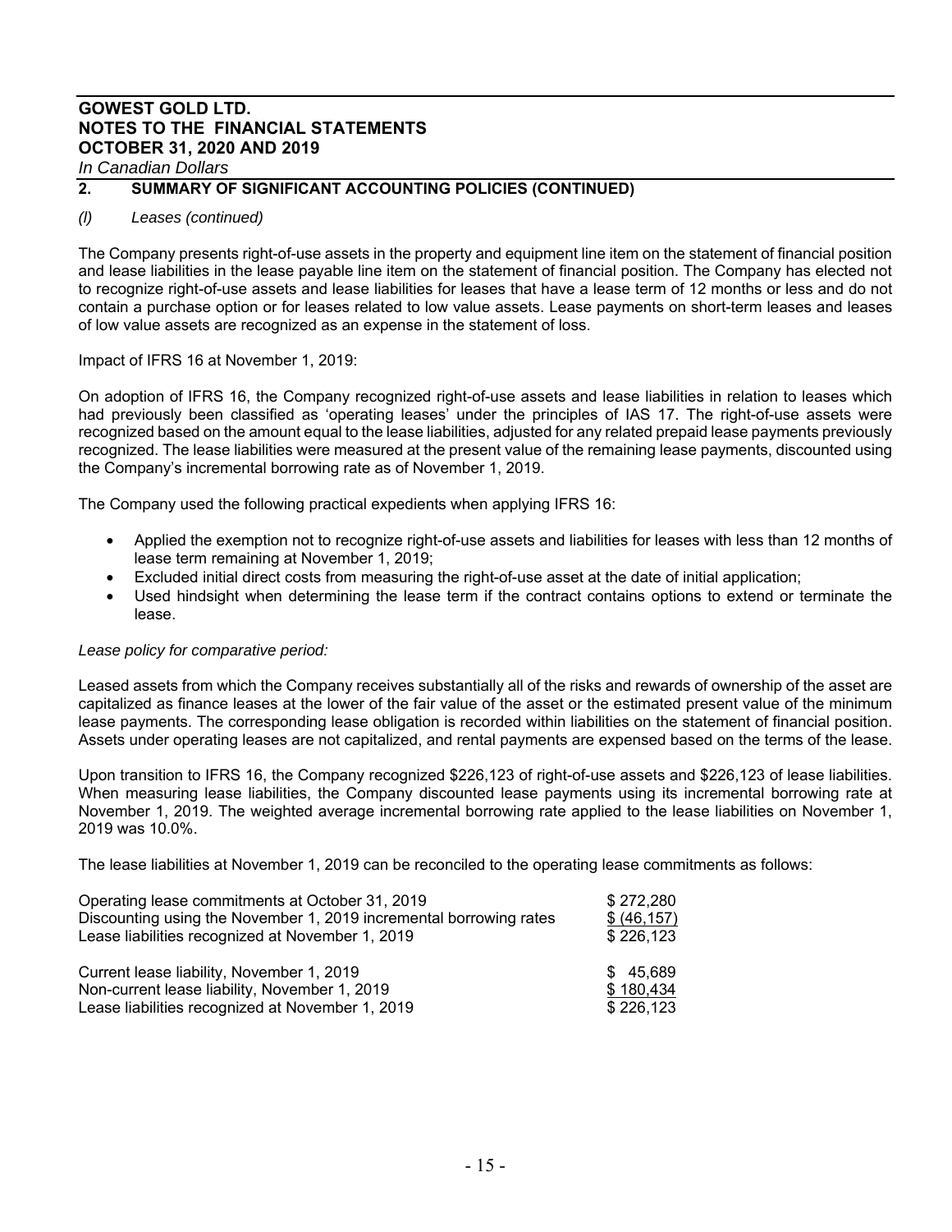## 2. SUMMARY OF SIGNIFICANT ACCOUNTING POLICIES (CONTINUED)

*(l) Leases (continued)*

The Company presents right-of-use assets in the property and equipment line item on the statement of financial position and lease liabilities in the lease payable line item on the statement of financial position. The Company has elected not to recognize right-of-use assets and lease liabilities for leases that have a lease term of 12 months or less and do not contain a purchase option or for leases related to low value assets. Lease payments on short-term leases and leases of low value assets are recognized as an expense in the statement of loss.

Impact of IFRS 16 at November 1, 2019:

On adoption of IFRS 16, the Company recognized right-of-use assets and lease liabilities in relation to leases which had previously been classified as 'operating leases' under the principles of IAS 17. The right-of-use assets were recognized based on the amount equal to the lease liabilities, adjusted for any related prepaid lease payments previously recognized. The lease liabilities were measured at the present value of the remaining lease payments, discounted using the Company's incremental borrowing rate as of November 1, 2019.

The Company used the following practical expedients when applying IFRS 16:

- Applied the exemption not to recognize right-of-use assets and liabilities for leases with less than 12 months of lease term remaining at November 1, 2019;
- Excluded initial direct costs from measuring the right-of-use asset at the date of initial application;
- Used hindsight when determining the lease term if the contract contains options to extend or terminate the lease.

*Lease policy for comparative period:*

Leased assets from which the Company receives substantially all of the risks and rewards of ownership of the asset are capitalized as finance leases at the lower of the fair value of the asset or the estimated present value of the minimum lease payments. The corresponding lease obligation is recorded within liabilities on the statement of financial position. Assets under operating leases are not capitalized, and rental payments are expensed based on the terms of the lease.

Upon transition to IFRS 16, the Company recognized \$226,123 of right-of-use assets and \$226,123 of lease liabilities. When measuring lease liabilities, the Company discounted lease payments using its incremental borrowing rate at November 1, 2019. The weighted average incremental borrowing rate applied to the lease liabilities on November 1, 2019 was 10.0%.

The lease liabilities at November 1, 2019 can be reconciled to the operating lease commitments as follows:

| | |
|---|---|
| Operating lease commitments at October 31, 2019 | \$ 272,280 |
| Discounting using the November 1, 2019 incremental borrowing rates | \$ (46,157) |
| Lease liabilities recognized at November 1, 2019 | \$ 226,123 |
| | |
| Current lease liability, November 1, 2019 | \$ 45,689 |
| Non-current lease liability, November 1, 2019 | \$ 180,434 |
| Lease liabilities recognized at November 1, 2019 | \$ 226,123 |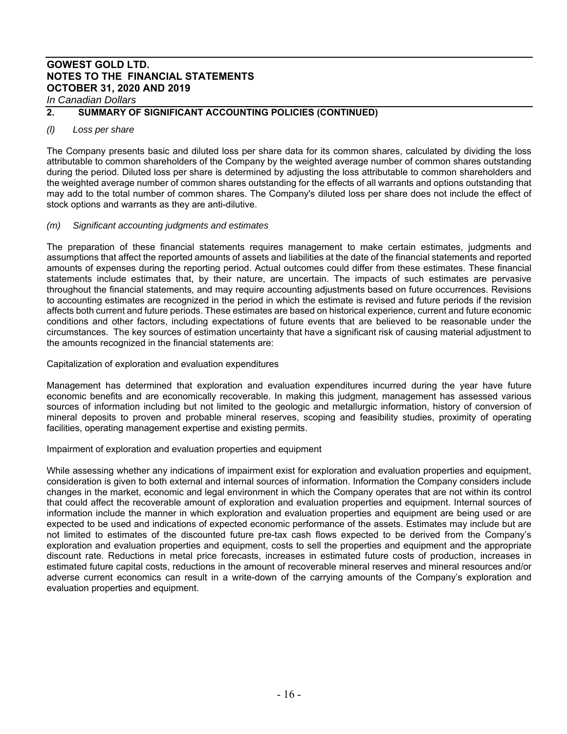## 2. SUMMARY OF SIGNIFICANT ACCOUNTING POLICIES (CONTINUED)

### *(l) Loss per share*

The Company presents basic and diluted loss per share data for its common shares, calculated by dividing the loss attributable to common shareholders of the Company by the weighted average number of common shares outstanding during the period. Diluted loss per share is determined by adjusting the loss attributable to common shareholders and the weighted average number of common shares outstanding for the effects of all warrants and options outstanding that may add to the total number of common shares. The Company's diluted loss per share does not include the effect of stock options and warrants as they are anti-dilutive.

### *(m) Significant accounting judgments and estimates*

The preparation of these financial statements requires management to make certain estimates, judgments and assumptions that affect the reported amounts of assets and liabilities at the date of the financial statements and reported amounts of expenses during the reporting period. Actual outcomes could differ from these estimates. These financial statements include estimates that, by their nature, are uncertain. The impacts of such estimates are pervasive throughout the financial statements, and may require accounting adjustments based on future occurrences. Revisions to accounting estimates are recognized in the period in which the estimate is revised and future periods if the revision affects both current and future periods. These estimates are based on historical experience, current and future economic conditions and other factors, including expectations of future events that are believed to be reasonable under the circumstances. The key sources of estimation uncertainty that have a significant risk of causing material adjustment to the amounts recognized in the financial statements are:

Capitalization of exploration and evaluation expenditures

Management has determined that exploration and evaluation expenditures incurred during the year have future economic benefits and are economically recoverable. In making this judgment, management has assessed various sources of information including but not limited to the geologic and metallurgic information, history of conversion of mineral deposits to proven and probable mineral reserves, scoping and feasibility studies, proximity of operating facilities, operating management expertise and existing permits.

Impairment of exploration and evaluation properties and equipment

While assessing whether any indications of impairment exist for exploration and evaluation properties and equipment, consideration is given to both external and internal sources of information. Information the Company considers include changes in the market, economic and legal environment in which the Company operates that are not within its control that could affect the recoverable amount of exploration and evaluation properties and equipment. Internal sources of information include the manner in which exploration and evaluation properties and equipment are being used or are expected to be used and indications of expected economic performance of the assets. Estimates may include but are not limited to estimates of the discounted future pre-tax cash flows expected to be derived from the Company's exploration and evaluation properties and equipment, costs to sell the properties and equipment and the appropriate discount rate. Reductions in metal price forecasts, increases in estimated future costs of production, increases in estimated future capital costs, reductions in the amount of recoverable mineral reserves and mineral resources and/or adverse current economics can result in a write-down of the carrying amounts of the Company's exploration and evaluation properties and equipment.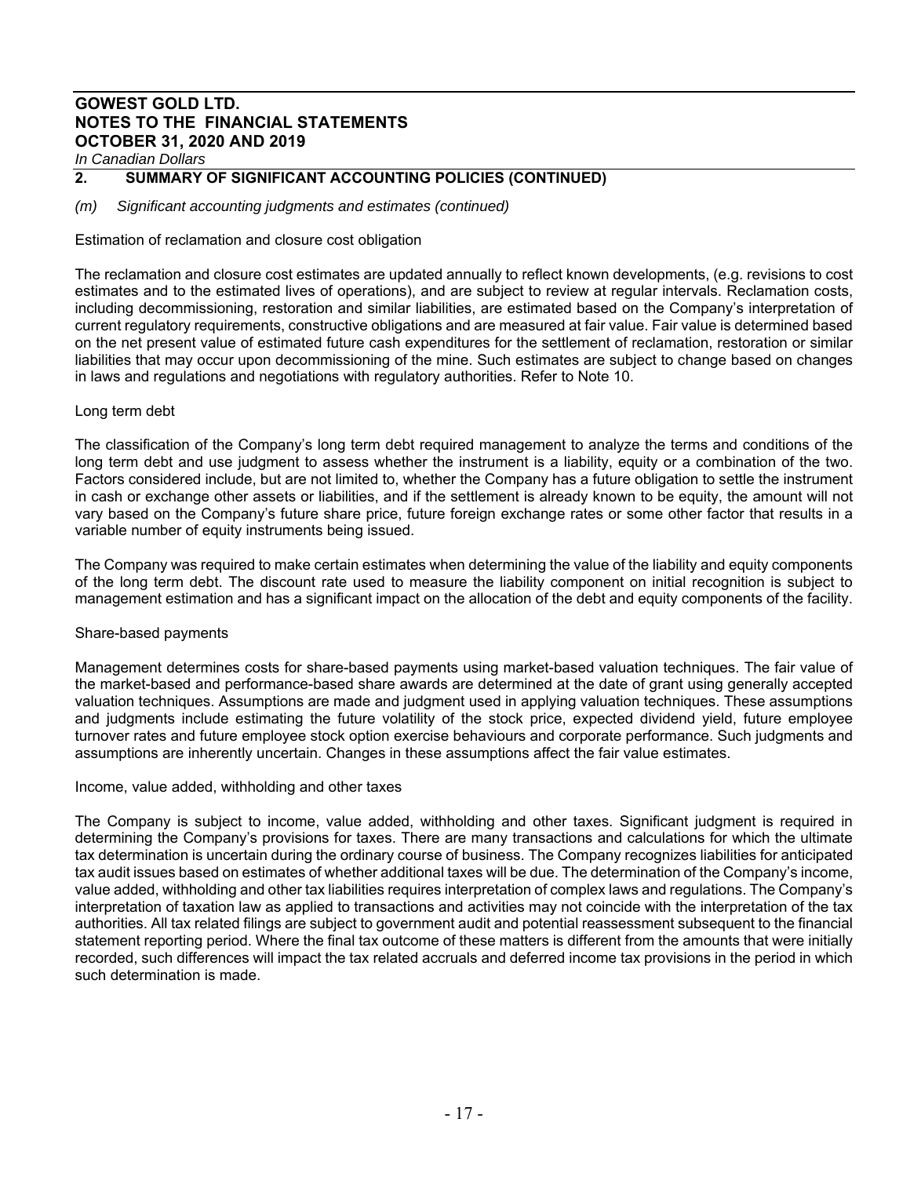## 2. SUMMARY OF SIGNIFICANT ACCOUNTING POLICIES (CONTINUED)

*(m) Significant accounting judgments and estimates (continued)*

Estimation of reclamation and closure cost obligation

The reclamation and closure cost estimates are updated annually to reflect known developments, (e.g. revisions to cost estimates and to the estimated lives of operations), and are subject to review at regular intervals. Reclamation costs, including decommissioning, restoration and similar liabilities, are estimated based on the Company's interpretation of current regulatory requirements, constructive obligations and are measured at fair value. Fair value is determined based on the net present value of estimated future cash expenditures for the settlement of reclamation, restoration or similar liabilities that may occur upon decommissioning of the mine. Such estimates are subject to change based on changes in laws and regulations and negotiations with regulatory authorities. Refer to Note 10.

Long term debt

The classification of the Company's long term debt required management to analyze the terms and conditions of the long term debt and use judgment to assess whether the instrument is a liability, equity or a combination of the two. Factors considered include, but are not limited to, whether the Company has a future obligation to settle the instrument in cash or exchange other assets or liabilities, and if the settlement is already known to be equity, the amount will not vary based on the Company's future share price, future foreign exchange rates or some other factor that results in a variable number of equity instruments being issued.

The Company was required to make certain estimates when determining the value of the liability and equity components of the long term debt. The discount rate used to measure the liability component on initial recognition is subject to management estimation and has a significant impact on the allocation of the debt and equity components of the facility.

Share-based payments

Management determines costs for share-based payments using market-based valuation techniques. The fair value of the market-based and performance-based share awards are determined at the date of grant using generally accepted valuation techniques. Assumptions are made and judgment used in applying valuation techniques. These assumptions and judgments include estimating the future volatility of the stock price, expected dividend yield, future employee turnover rates and future employee stock option exercise behaviours and corporate performance. Such judgments and assumptions are inherently uncertain. Changes in these assumptions affect the fair value estimates.

Income, value added, withholding and other taxes

The Company is subject to income, value added, withholding and other taxes. Significant judgment is required in determining the Company's provisions for taxes. There are many transactions and calculations for which the ultimate tax determination is uncertain during the ordinary course of business. The Company recognizes liabilities for anticipated tax audit issues based on estimates of whether additional taxes will be due. The determination of the Company's income, value added, withholding and other tax liabilities requires interpretation of complex laws and regulations. The Company's interpretation of taxation law as applied to transactions and activities may not coincide with the interpretation of the tax authorities. All tax related filings are subject to government audit and potential reassessment subsequent to the financial statement reporting period. Where the final tax outcome of these matters is different from the amounts that were initially recorded, such differences will impact the tax related accruals and deferred income tax provisions in the period in which such determination is made.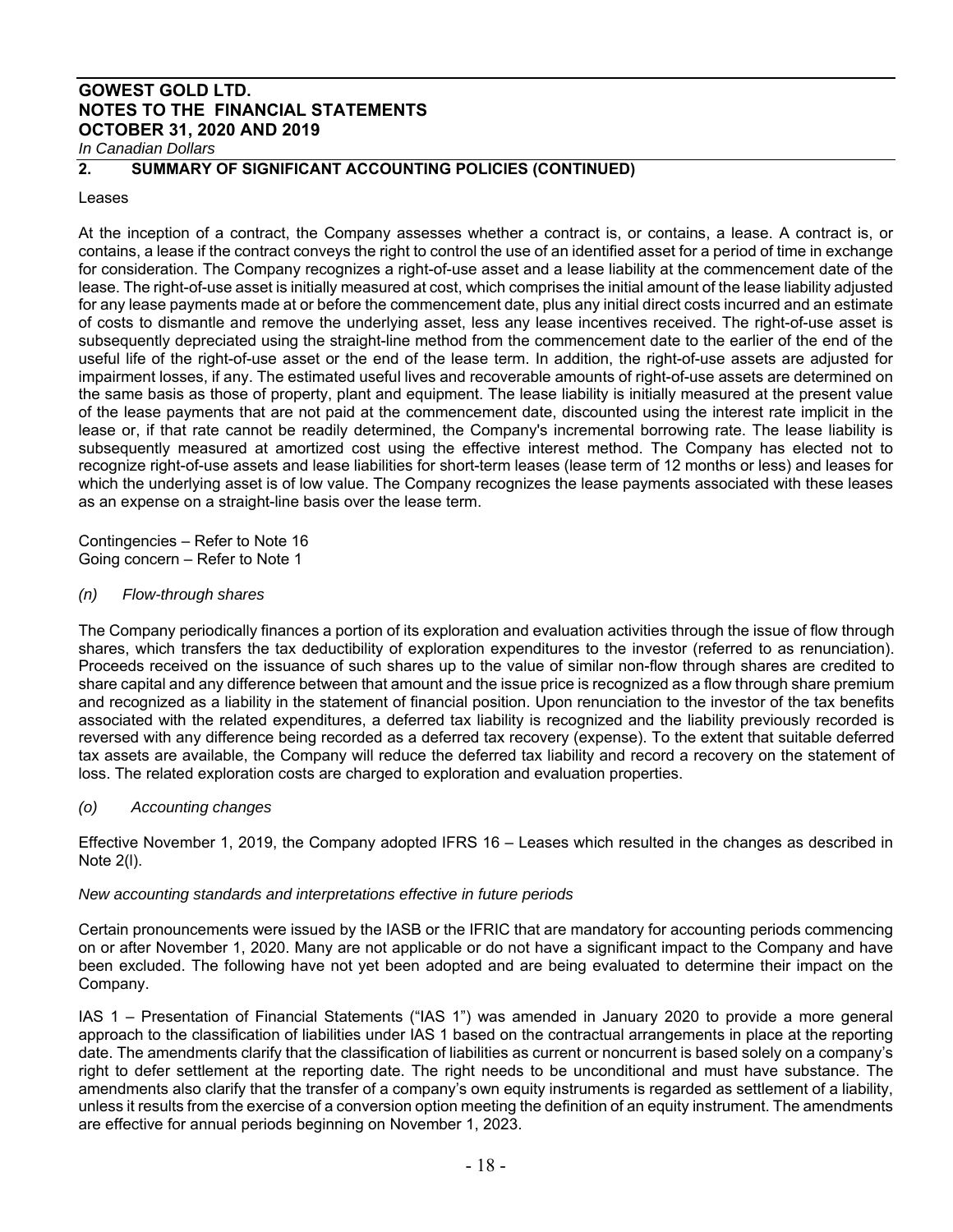## 2. SUMMARY OF SIGNIFICANT ACCOUNTING POLICIES (CONTINUED)

Leases

At the inception of a contract, the Company assesses whether a contract is, or contains, a lease. A contract is, or contains, a lease if the contract conveys the right to control the use of an identified asset for a period of time in exchange for consideration. The Company recognizes a right-of-use asset and a lease liability at the commencement date of the lease. The right-of-use asset is initially measured at cost, which comprises the initial amount of the lease liability adjusted for any lease payments made at or before the commencement date, plus any initial direct costs incurred and an estimate of costs to dismantle and remove the underlying asset, less any lease incentives received. The right-of-use asset is subsequently depreciated using the straight-line method from the commencement date to the earlier of the end of the useful life of the right-of-use asset or the end of the lease term. In addition, the right-of-use assets are adjusted for impairment losses, if any. The estimated useful lives and recoverable amounts of right-of-use assets are determined on the same basis as those of property, plant and equipment. The lease liability is initially measured at the present value of the lease payments that are not paid at the commencement date, discounted using the interest rate implicit in the lease or, if that rate cannot be readily determined, the Company's incremental borrowing rate. The lease liability is subsequently measured at amortized cost using the effective interest method. The Company has elected not to recognize right-of-use assets and lease liabilities for short-term leases (lease term of 12 months or less) and leases for which the underlying asset is of low value. The Company recognizes the lease payments associated with these leases as an expense on a straight-line basis over the lease term.

Contingencies – Refer to Note 16
Going concern – Refer to Note 1

*(n) Flow-through shares*

The Company periodically finances a portion of its exploration and evaluation activities through the issue of flow through shares, which transfers the tax deductibility of exploration expenditures to the investor (referred to as renunciation). Proceeds received on the issuance of such shares up to the value of similar non-flow through shares are credited to share capital and any difference between that amount and the issue price is recognized as a flow through share premium and recognized as a liability in the statement of financial position. Upon renunciation to the investor of the tax benefits associated with the related expenditures, a deferred tax liability is recognized and the liability previously recorded is reversed with any difference being recorded as a deferred tax recovery (expense). To the extent that suitable deferred tax assets are available, the Company will reduce the deferred tax liability and record a recovery on the statement of loss. The related exploration costs are charged to exploration and evaluation properties.

*(o) Accounting changes*

Effective November 1, 2019, the Company adopted IFRS 16 – Leases which resulted in the changes as described in Note 2(l).

*New accounting standards and interpretations effective in future periods*

Certain pronouncements were issued by the IASB or the IFRIC that are mandatory for accounting periods commencing on or after November 1, 2020. Many are not applicable or do not have a significant impact to the Company and have been excluded. The following have not yet been adopted and are being evaluated to determine their impact on the Company.

IAS 1 – Presentation of Financial Statements ("IAS 1") was amended in January 2020 to provide a more general approach to the classification of liabilities under IAS 1 based on the contractual arrangements in place at the reporting date. The amendments clarify that the classification of liabilities as current or noncurrent is based solely on a company's right to defer settlement at the reporting date. The right needs to be unconditional and must have substance. The amendments also clarify that the transfer of a company's own equity instruments is regarded as settlement of a liability, unless it results from the exercise of a conversion option meeting the definition of an equity instrument. The amendments are effective for annual periods beginning on November 1, 2023.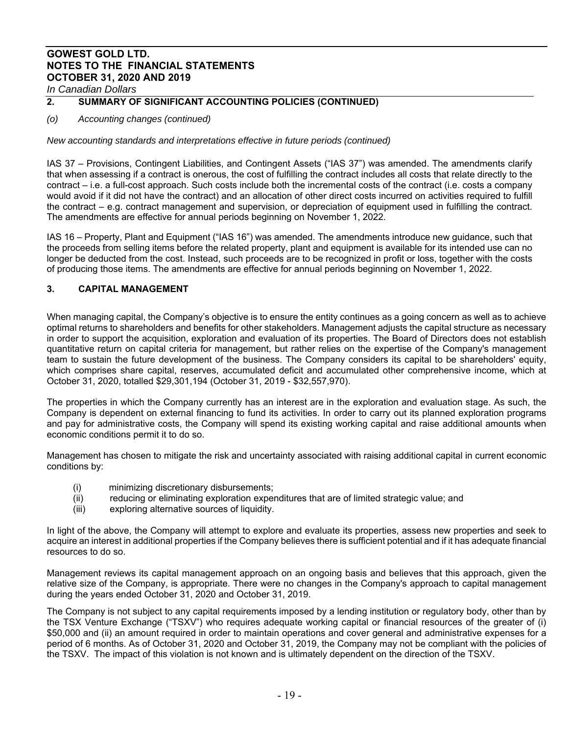## 2. SUMMARY OF SIGNIFICANT ACCOUNTING POLICIES (CONTINUED)

*(o) Accounting changes (continued)*

*New accounting standards and interpretations effective in future periods (continued)*

IAS 37 – Provisions, Contingent Liabilities, and Contingent Assets ("IAS 37") was amended. The amendments clarify that when assessing if a contract is onerous, the cost of fulfilling the contract includes all costs that relate directly to the contract – i.e. a full-cost approach. Such costs include both the incremental costs of the contract (i.e. costs a company would avoid if it did not have the contract) and an allocation of other direct costs incurred on activities required to fulfill the contract – e.g. contract management and supervision, or depreciation of equipment used in fulfilling the contract. The amendments are effective for annual periods beginning on November 1, 2022.

IAS 16 – Property, Plant and Equipment ("IAS 16") was amended. The amendments introduce new guidance, such that the proceeds from selling items before the related property, plant and equipment is available for its intended use can no longer be deducted from the cost. Instead, such proceeds are to be recognized in profit or loss, together with the costs of producing those items. The amendments are effective for annual periods beginning on November 1, 2022.

## 3. CAPITAL MANAGEMENT

When managing capital, the Company's objective is to ensure the entity continues as a going concern as well as to achieve optimal returns to shareholders and benefits for other stakeholders. Management adjusts the capital structure as necessary in order to support the acquisition, exploration and evaluation of its properties. The Board of Directors does not establish quantitative return on capital criteria for management, but rather relies on the expertise of the Company's management team to sustain the future development of the business. The Company considers its capital to be shareholders' equity, which comprises share capital, reserves, accumulated deficit and accumulated other comprehensive income, which at October 31, 2020, totalled $29,301,194 (October 31, 2019 - $32,557,970).

The properties in which the Company currently has an interest are in the exploration and evaluation stage. As such, the Company is dependent on external financing to fund its activities. In order to carry out its planned exploration programs and pay for administrative costs, the Company will spend its existing working capital and raise additional amounts when economic conditions permit it to do so.

Management has chosen to mitigate the risk and uncertainty associated with raising additional capital in current economic conditions by:

(i) minimizing discretionary disbursements;
(ii) reducing or eliminating exploration expenditures that are of limited strategic value; and
(iii) exploring alternative sources of liquidity.

In light of the above, the Company will attempt to explore and evaluate its properties, assess new properties and seek to acquire an interest in additional properties if the Company believes there is sufficient potential and if it has adequate financial resources to do so.

Management reviews its capital management approach on an ongoing basis and believes that this approach, given the relative size of the Company, is appropriate. There were no changes in the Company's approach to capital management during the years ended October 31, 2020 and October 31, 2019.

The Company is not subject to any capital requirements imposed by a lending institution or regulatory body, other than by the TSX Venture Exchange ("TSXV") who requires adequate working capital or financial resources of the greater of (i) $50,000 and (ii) an amount required in order to maintain operations and cover general and administrative expenses for a period of 6 months. As of October 31, 2020 and October 31, 2019, the Company may not be compliant with the policies of the TSXV. The impact of this violation is not known and is ultimately dependent on the direction of the TSXV.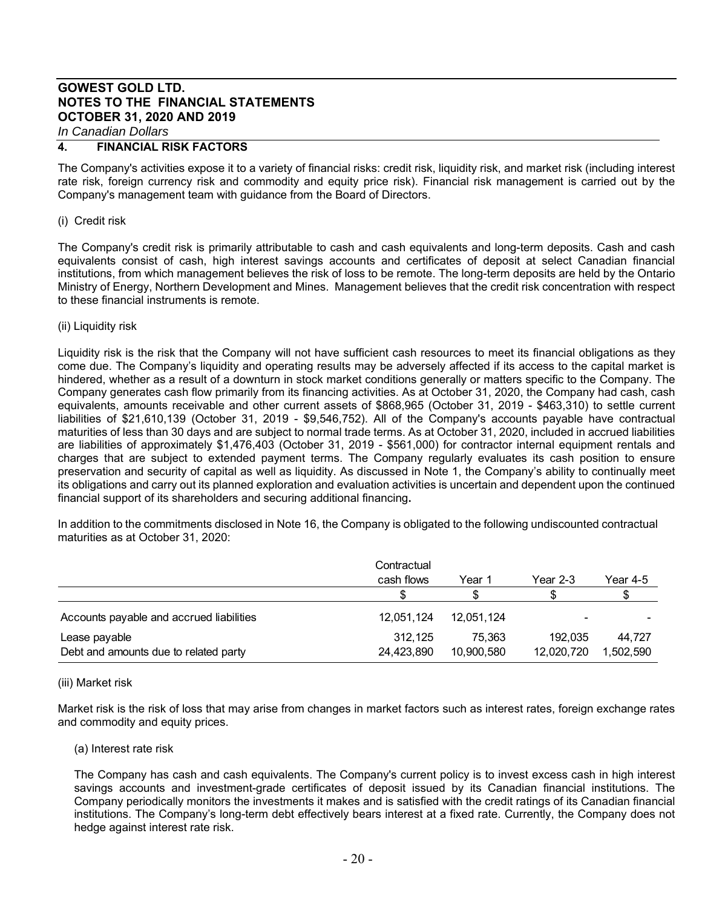## 4. FINANCIAL RISK FACTORS

The Company's activities expose it to a variety of financial risks: credit risk, liquidity risk, and market risk (including interest rate risk, foreign currency risk and commodity and equity price risk). Financial risk management is carried out by the Company's management team with guidance from the Board of Directors.

(i) Credit risk

The Company's credit risk is primarily attributable to cash and cash equivalents and long-term deposits. Cash and cash equivalents consist of cash, high interest savings accounts and certificates of deposit at select Canadian financial institutions, from which management believes the risk of loss to be remote. The long-term deposits are held by the Ontario Ministry of Energy, Northern Development and Mines. Management believes that the credit risk concentration with respect to these financial instruments is remote.

(ii) Liquidity risk

Liquidity risk is the risk that the Company will not have sufficient cash resources to meet its financial obligations as they come due. The Company's liquidity and operating results may be adversely affected if its access to the capital market is hindered, whether as a result of a downturn in stock market conditions generally or matters specific to the Company. The Company generates cash flow primarily from its financing activities. As at October 31, 2020, the Company had cash, cash equivalents, amounts receivable and other current assets of $868,965 (October 31, 2019 - $463,310) to settle current liabilities of $21,610,139 (October 31, 2019 - $9,546,752). All of the Company's accounts payable have contractual maturities of less than 30 days and are subject to normal trade terms. As at October 31, 2020, included in accrued liabilities are liabilities of approximately $1,476,403 (October 31, 2019 - $561,000) for contractor internal equipment rentals and charges that are subject to extended payment terms. The Company regularly evaluates its cash position to ensure preservation and security of capital as well as liquidity. As discussed in Note 1, the Company's ability to continually meet its obligations and carry out its planned exploration and evaluation activities is uncertain and dependent upon the continued financial support of its shareholders and securing additional financing**.**

In addition to the commitments disclosed in Note 16, the Company is obligated to the following undiscounted contractual maturities as at October 31, 2020:

| | Contractual cash flows | Year 1 | Year 2-3 | Year 4-5 |
|---|---|---|---|---|
| | $ | $ | $ | $ |
| Accounts payable and accrued liabilities | 12,051,124 | 12,051,124 | - | - |
| Lease payable | 312,125 | 75,363 | 192,035 | 44,727 |
| Debt and amounts due to related party | 24,423,890 | 10,900,580 | 12,020,720 | 1,502,590 |

(iii) Market risk

Market risk is the risk of loss that may arise from changes in market factors such as interest rates, foreign exchange rates and commodity and equity prices.

(a) Interest rate risk

The Company has cash and cash equivalents. The Company's current policy is to invest excess cash in high interest savings accounts and investment-grade certificates of deposit issued by its Canadian financial institutions. The Company periodically monitors the investments it makes and is satisfied with the credit ratings of its Canadian financial institutions. The Company's long-term debt effectively bears interest at a fixed rate. Currently, the Company does not hedge against interest rate risk.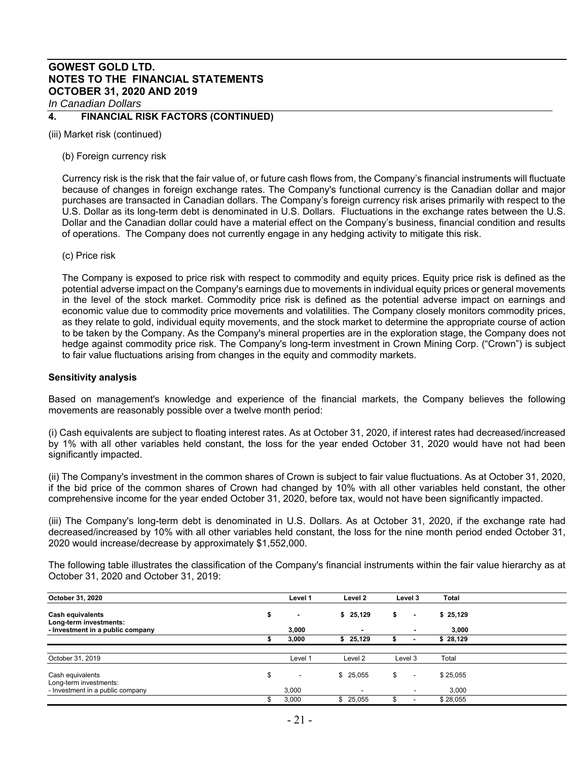# GOWEST GOLD LTD.
# NOTES TO THE FINANCIAL STATEMENTS
# OCTOBER 31, 2020 AND 2019

*In Canadian Dollars*

## 4. FINANCIAL RISK FACTORS (CONTINUED)

(iii) Market risk (continued)

(b) Foreign currency risk

Currency risk is the risk that the fair value of, or future cash flows from, the Company's financial instruments will fluctuate because of changes in foreign exchange rates. The Company's functional currency is the Canadian dollar and major purchases are transacted in Canadian dollars. The Company's foreign currency risk arises primarily with respect to the U.S. Dollar as its long-term debt is denominated in U.S. Dollars. Fluctuations in the exchange rates between the U.S. Dollar and the Canadian dollar could have a material effect on the Company's business, financial condition and results of operations. The Company does not currently engage in any hedging activity to mitigate this risk.

(c) Price risk

The Company is exposed to price risk with respect to commodity and equity prices. Equity price risk is defined as the potential adverse impact on the Company's earnings due to movements in individual equity prices or general movements in the level of the stock market. Commodity price risk is defined as the potential adverse impact on earnings and economic value due to commodity price movements and volatilities. The Company closely monitors commodity prices, as they relate to gold, individual equity movements, and the stock market to determine the appropriate course of action to be taken by the Company. As the Company's mineral properties are in the exploration stage, the Company does not hedge against commodity price risk. The Company's long-term investment in Crown Mining Corp. ("Crown") is subject to fair value fluctuations arising from changes in the equity and commodity markets.

**Sensitivity analysis**

Based on management's knowledge and experience of the financial markets, the Company believes the following movements are reasonably possible over a twelve month period:

(i) Cash equivalents are subject to floating interest rates. As at October 31, 2020, if interest rates had decreased/increased by 1% with all other variables held constant, the loss for the year ended October 31, 2020 would have not had been significantly impacted.

(ii) The Company's investment in the common shares of Crown is subject to fair value fluctuations. As at October 31, 2020, if the bid price of the common shares of Crown had changed by 10% with all other variables held constant, the other comprehensive income for the year ended October 31, 2020, before tax, would not have been significantly impacted.

(iii) The Company's long-term debt is denominated in U.S. Dollars. As at October 31, 2020, if the exchange rate had decreased/increased by 10% with all other variables held constant, the loss for the nine month period ended October 31, 2020 would increase/decrease by approximately $1,552,000.

The following table illustrates the classification of the Company's financial instruments within the fair value hierarchy as at October 31, 2020 and October 31, 2019:

| **October 31, 2020** | **Level 1** | **Level 2** | **Level 3** | **Total** |
|---|---|---|---|---|
| **Cash equivalents** | $ - | $ 25,129 | $ - | $ 25,129 |
| **Long-term investments:** | | | | |
| **- Investment in a public company** | 3,000 | - | - | 3,000 |
| | $ 3,000 | $ 25,129 | $ - | $ 28,129 |

| October 31, 2019 | Level 1 | Level 2 | Level 3 | Total |
|---|---|---|---|---|
| Cash equivalents | $ - | $ 25,055 | $ - | $ 25,055 |
| Long-term investments: | | | | |
| - Investment in a public company | 3,000 | - | - | 3,000 |
| | $ 3,000 | $ 25,055 | $ - | $ 28,055 |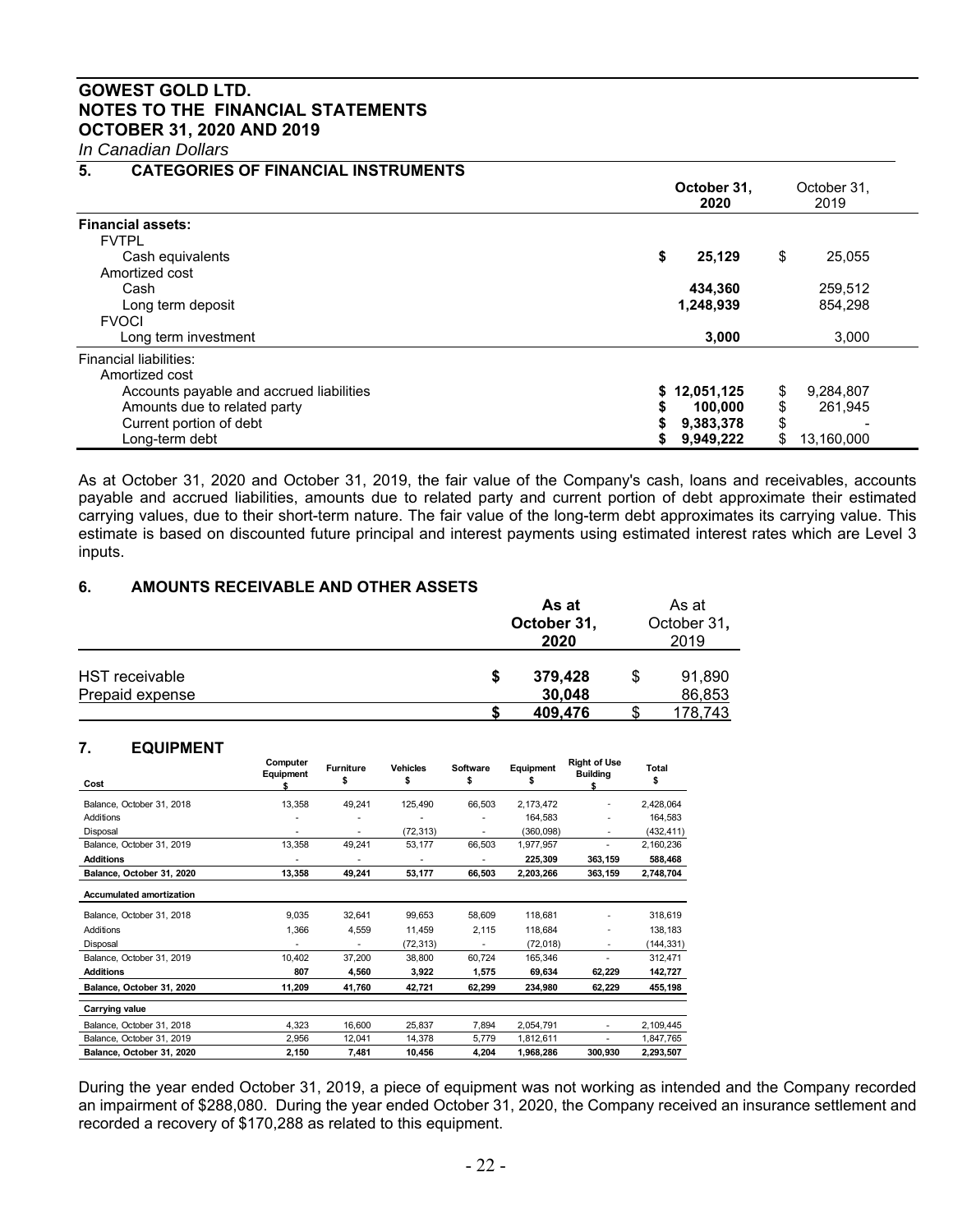# GOWEST GOLD LTD.
# NOTES TO THE FINANCIAL STATEMENTS
# OCTOBER 31, 2020 AND 2019

*In Canadian Dollars*

## 5. CATEGORIES OF FINANCIAL INSTRUMENTS

| | October 31, 2020 | October 31, 2019 |
|---|---|---|
| **Financial assets:** | | |
| FVTPL | | |
| Cash equivalents | **$ 25,129** | $ 25,055 |
| Amortized cost | | |
| Cash | **434,360** | 259,512 |
| Long term deposit | **1,248,939** | 854,298 |
| FVOCI | | |
| Long term investment | **3,000** | 3,000 |
| Financial liabilities: | | |
| Amortized cost | | |
| Accounts payable and accrued liabilities | **$ 12,051,125** | $ 9,284,807 |
| Amounts due to related party | **$ 100,000** | $ 261,945 |
| Current portion of debt | **$ 9,383,378** | $ - |
| Long-term debt | **$ 9,949,222** | $ 13,160,000 |

As at October 31, 2020 and October 31, 2019, the fair value of the Company's cash, loans and receivables, accounts payable and accrued liabilities, amounts due to related party and current portion of debt approximate their estimated carrying values, due to their short-term nature. The fair value of the long-term debt approximates its carrying value. This estimate is based on discounted future principal and interest payments using estimated interest rates which are Level 3 inputs.

## 6. AMOUNTS RECEIVABLE AND OTHER ASSETS

| | As at October 31, 2020 | As at October 31, 2019 |
|---|---|---|
| HST receivable | **$ 379,428** | $ 91,890 |
| Prepaid expense | **30,048** | 86,853 |
| | **$ 409,476** | $ 178,743 |

## 7. EQUIPMENT

| Cost | Computer Equipment $ | Furniture $ | Vehicles $ | Software $ | Equipment $ | Right of Use Building $ | Total $ |
|---|---|---|---|---|---|---|---|
| Balance, October 31, 2018 | 13,358 | 49,241 | 125,490 | 66,503 | 2,173,472 | - | 2,428,064 |
| Additions | - | - | - | - | 164,583 | - | 164,583 |
| Disposal | - | - | (72,313) | - | (360,098) | - | (432,411) |
| Balance, October 31, 2019 | 13,358 | 49,241 | 53,177 | 66,503 | 1,977,957 | - | 2,160,236 |
| **Additions** | - | - | - | - | **225,309** | **363,159** | **588,468** |
| **Balance, October 31, 2020** | **13,358** | **49,241** | **53,177** | **66,503** | **2,203,266** | **363,159** | **2,748,704** |
| **Accumulated amortization** | | | | | | | |
| Balance, October 31, 2018 | 9,035 | 32,641 | 99,653 | 58,609 | 118,681 | - | 318,619 |
| Additions | 1,366 | 4,559 | 11,459 | 2,115 | 118,684 | - | 138,183 |
| Disposal | - | - | (72,313) | - | (72,018) | - | (144,331) |
| Balance, October 31, 2019 | 10,402 | 37,200 | 38,800 | 60,724 | 165,346 | - | 312,471 |
| **Additions** | **807** | **4,560** | **3,922** | **1,575** | **69,634** | **62,229** | **142,727** |
| **Balance, October 31, 2020** | **11,209** | **41,760** | **42,721** | **62,299** | **234,980** | **62,229** | **455,198** |
| **Carrying value** | | | | | | | |
| Balance, October 31, 2018 | 4,323 | 16,600 | 25,837 | 7,894 | 2,054,791 | - | 2,109,445 |
| Balance, October 31, 2019 | 2,956 | 12,041 | 14,378 | 5,779 | 1,812,611 | - | 1,847,765 |
| **Balance, October 31, 2020** | **2,150** | **7,481** | **10,456** | **4,204** | **1,968,286** | **300,930** | **2,293,507** |

During the year ended October 31, 2019, a piece of equipment was not working as intended and the Company recorded an impairment of $288,080. During the year ended October 31, 2020, the Company received an insurance settlement and recorded a recovery of $170,288 as related to this equipment.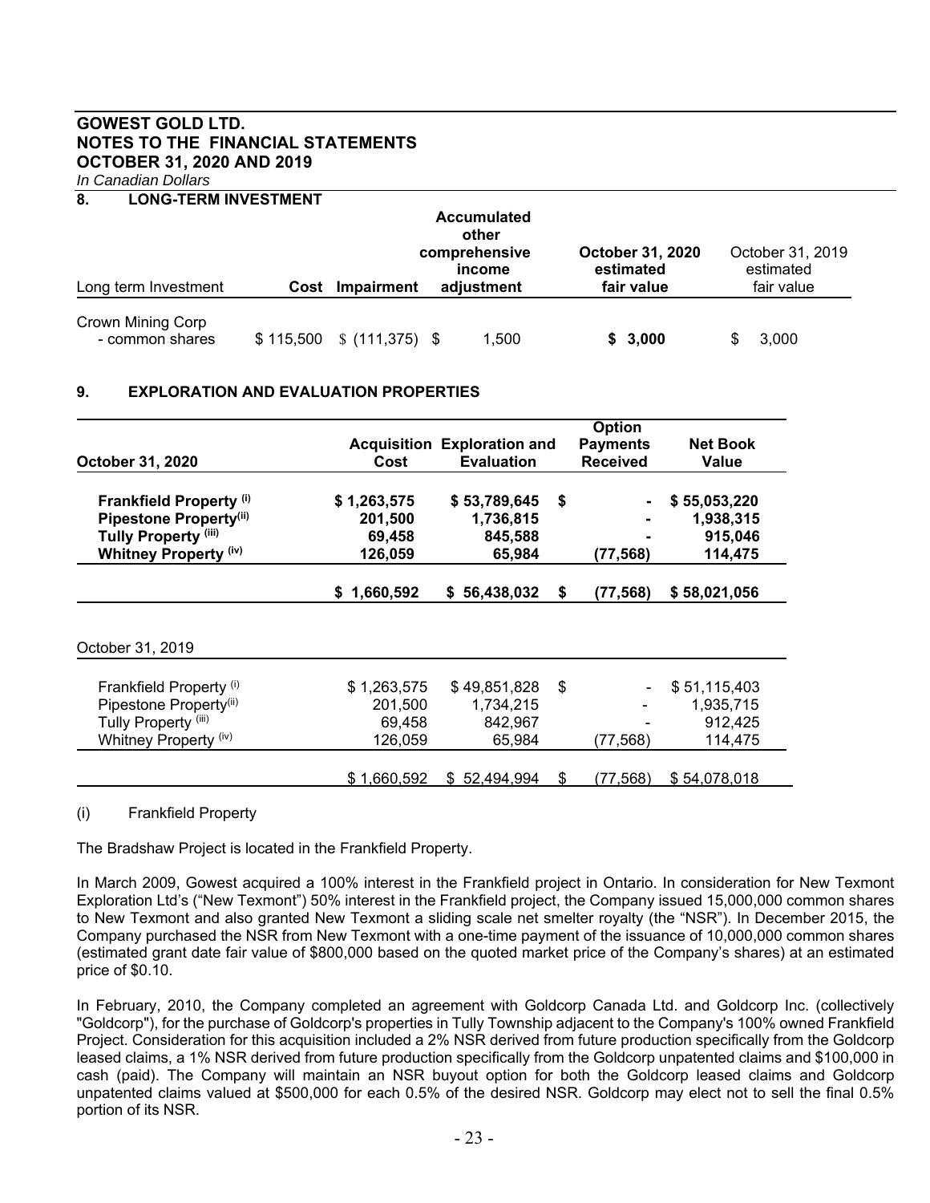# GOWEST GOLD LTD.
# NOTES TO THE FINANCIAL STATEMENTS
# OCTOBER 31, 2020 AND 2019

*In Canadian Dollars*

## 8. LONG-TERM INVESTMENT

| Long term Investment | Cost | Impairment | Accumulated other comprehensive income adjustment | October 31, 2020 estimated fair value | October 31, 2019 estimated fair value |
|---|---|---|---|---|---|
| Crown Mining Corp - common shares | $ 115,500 | $ (111,375) | $ 1,500 | **$ 3,000** | $ 3,000 |

## 9. EXPLORATION AND EVALUATION PROPERTIES

| **October 31, 2020** | **Acquisition Cost** | **Exploration and Evaluation** | **Option Payments Received** | **Net Book Value** |
|---|---|---|---|---|
| **Frankfield Property (i)** | **$ 1,263,575** | **$ 53,789,645** | **$ -** | **$ 55,053,220** |
| **Pipestone Property(ii)** | **201,500** | **1,736,815** | **-** | **1,938,315** |
| **Tully Property (iii)** | **69,458** | **845,588** | **-** | **915,046** |
| **Whitney Property (iv)** | **126,059** | **65,984** | **(77,568)** | **114,475** |
| | **$ 1,660,592** | **$ 56,438,032** | **$ (77,568)** | **$ 58,021,056** |

| October 31, 2019 | | | | |
|---|---|---|---|---|
| Frankfield Property (i) | $ 1,263,575 | $ 49,851,828 | $ - | $ 51,115,403 |
| Pipestone Property(ii) | 201,500 | 1,734,215 | - | 1,935,715 |
| Tully Property (iii) | 69,458 | 842,967 | - | 912,425 |
| Whitney Property (iv) | 126,059 | 65,984 | (77,568) | 114,475 |
| | $ 1,660,592 | $ 52,494,994 | $ (77,568) | $ 54,078,018 |

(i) Frankfield Property

The Bradshaw Project is located in the Frankfield Property.

In March 2009, Gowest acquired a 100% interest in the Frankfield project in Ontario. In consideration for New Texmont Exploration Ltd's ("New Texmont") 50% interest in the Frankfield project, the Company issued 15,000,000 common shares to New Texmont and also granted New Texmont a sliding scale net smelter royalty (the "NSR"). In December 2015, the Company purchased the NSR from New Texmont with a one-time payment of the issuance of 10,000,000 common shares (estimated grant date fair value of $800,000 based on the quoted market price of the Company's shares) at an estimated price of $0.10.

In February, 2010, the Company completed an agreement with Goldcorp Canada Ltd. and Goldcorp Inc. (collectively "Goldcorp"), for the purchase of Goldcorp's properties in Tully Township adjacent to the Company's 100% owned Frankfield Project. Consideration for this acquisition included a 2% NSR derived from future production specifically from the Goldcorp leased claims, a 1% NSR derived from future production specifically from the Goldcorp unpatented claims and $100,000 in cash (paid). The Company will maintain an NSR buyout option for both the Goldcorp leased claims and Goldcorp unpatented claims valued at $500,000 for each 0.5% of the desired NSR. Goldcorp may elect not to sell the final 0.5% portion of its NSR.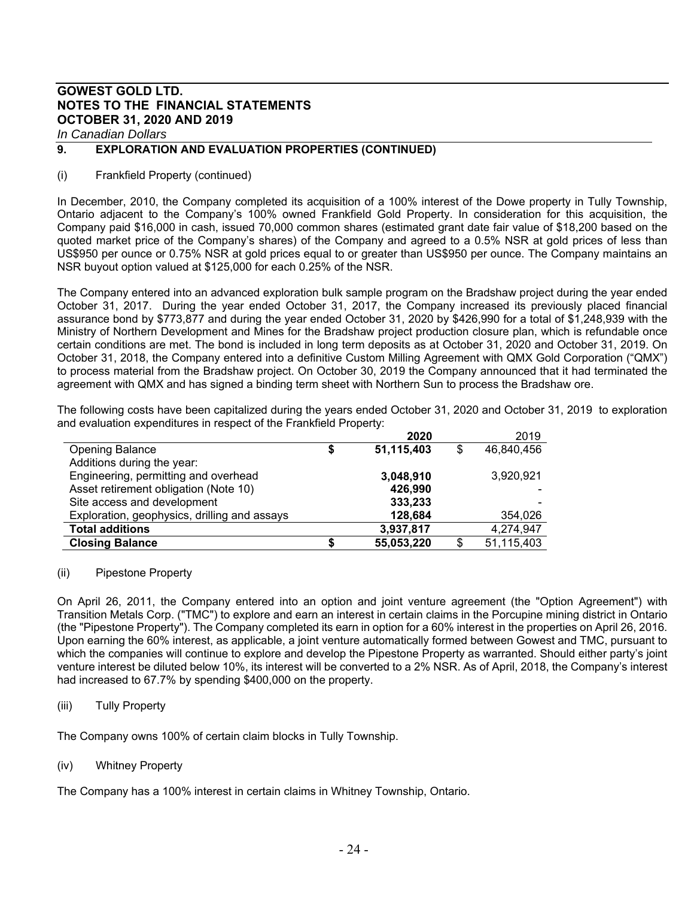## 9. EXPLORATION AND EVALUATION PROPERTIES (CONTINUED)

(i) Frankfield Property (continued)

In December, 2010, the Company completed its acquisition of a 100% interest of the Dowe property in Tully Township, Ontario adjacent to the Company's 100% owned Frankfield Gold Property. In consideration for this acquisition, the Company paid $16,000 in cash, issued 70,000 common shares (estimated grant date fair value of $18,200 based on the quoted market price of the Company's shares) of the Company and agreed to a 0.5% NSR at gold prices of less than US$950 per ounce or 0.75% NSR at gold prices equal to or greater than US$950 per ounce. The Company maintains an NSR buyout option valued at $125,000 for each 0.25% of the NSR.

The Company entered into an advanced exploration bulk sample program on the Bradshaw project during the year ended October 31, 2017. During the year ended October 31, 2017, the Company increased its previously placed financial assurance bond by $773,877 and during the year ended October 31, 2020 by $426,990 for a total of $1,248,939 with the Ministry of Northern Development and Mines for the Bradshaw project production closure plan, which is refundable once certain conditions are met. The bond is included in long term deposits as at October 31, 2020 and October 31, 2019. On October 31, 2018, the Company entered into a definitive Custom Milling Agreement with QMX Gold Corporation ("QMX") to process material from the Bradshaw project. On October 30, 2019 the Company announced that it had terminated the agreement with QMX and has signed a binding term sheet with Northern Sun to process the Bradshaw ore.

The following costs have been capitalized during the years ended October 31, 2020 and October 31, 2019 to exploration and evaluation expenditures in respect of the Frankfield Property:

| | **2020** | 2019 |
|---|---|---|
| Opening Balance | **$ 51,115,403** | $ 46,840,456 |
| Additions during the year: | | |
| Engineering, permitting and overhead | **3,048,910** | 3,920,921 |
| Asset retirement obligation (Note 10) | **426,990** | - |
| Site access and development | **333,233** | - |
| Exploration, geophysics, drilling and assays | **128,684** | 354,026 |
| **Total additions** | **3,937,817** | 4,274,947 |
| **Closing Balance** | **$ 55,053,220** | $ 51,115,403 |

(ii) Pipestone Property

On April 26, 2011, the Company entered into an option and joint venture agreement (the "Option Agreement") with Transition Metals Corp. ("TMC") to explore and earn an interest in certain claims in the Porcupine mining district in Ontario (the "Pipestone Property"). The Company completed its earn in option for a 60% interest in the properties on April 26, 2016. Upon earning the 60% interest, as applicable, a joint venture automatically formed between Gowest and TMC, pursuant to which the companies will continue to explore and develop the Pipestone Property as warranted. Should either party's joint venture interest be diluted below 10%, its interest will be converted to a 2% NSR. As of April, 2018, the Company's interest had increased to 67.7% by spending $400,000 on the property.

(iii) Tully Property

The Company owns 100% of certain claim blocks in Tully Township.

(iv) Whitney Property

The Company has a 100% interest in certain claims in Whitney Township, Ontario.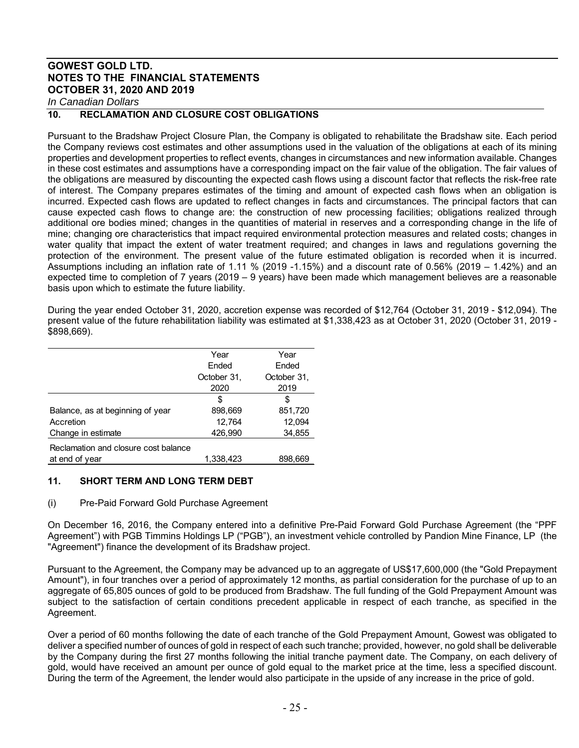## 10. RECLAMATION AND CLOSURE COST OBLIGATIONS

Pursuant to the Bradshaw Project Closure Plan, the Company is obligated to rehabilitate the Bradshaw site. Each period the Company reviews cost estimates and other assumptions used in the valuation of the obligations at each of its mining properties and development properties to reflect events, changes in circumstances and new information available. Changes in these cost estimates and assumptions have a corresponding impact on the fair value of the obligation. The fair values of the obligations are measured by discounting the expected cash flows using a discount factor that reflects the risk-free rate of interest. The Company prepares estimates of the timing and amount of expected cash flows when an obligation is incurred. Expected cash flows are updated to reflect changes in facts and circumstances. The principal factors that can cause expected cash flows to change are: the construction of new processing facilities; obligations realized through additional ore bodies mined; changes in the quantities of material in reserves and a corresponding change in the life of mine; changing ore characteristics that impact required environmental protection measures and related costs; changes in water quality that impact the extent of water treatment required; and changes in laws and regulations governing the protection of the environment. The present value of the future estimated obligation is recorded when it is incurred. Assumptions including an inflation rate of 1.11 % (2019 -1.15%) and a discount rate of 0.56% (2019 – 1.42%) and an expected time to completion of 7 years (2019 – 9 years) have been made which management believes are a reasonable basis upon which to estimate the future liability.

During the year ended October 31, 2020, accretion expense was recorded of $12,764 (October 31, 2019 - $12,094). The present value of the future rehabilitation liability was estimated at $1,338,423 as at October 31, 2020 (October 31, 2019 - $898,669).

| | Year Ended October 31, 2020 | Year Ended October 31, 2019 |
|---|---|---|
| | $ | $ |
| Balance, as at beginning of year | 898,669 | 851,720 |
| Accretion | 12,764 | 12,094 |
| Change in estimate | 426,990 | 34,855 |
| Reclamation and closure cost balance at end of year | 1,338,423 | 898,669 |

## 11. SHORT TERM AND LONG TERM DEBT

(i) Pre-Paid Forward Gold Purchase Agreement

On December 16, 2016, the Company entered into a definitive Pre-Paid Forward Gold Purchase Agreement (the "PPF Agreement") with PGB Timmins Holdings LP ("PGB"), an investment vehicle controlled by Pandion Mine Finance, LP (the "Agreement") finance the development of its Bradshaw project.

Pursuant to the Agreement, the Company may be advanced up to an aggregate of US$17,600,000 (the "Gold Prepayment Amount"), in four tranches over a period of approximately 12 months, as partial consideration for the purchase of up to an aggregate of 65,805 ounces of gold to be produced from Bradshaw. The full funding of the Gold Prepayment Amount was subject to the satisfaction of certain conditions precedent applicable in respect of each tranche, as specified in the Agreement.

Over a period of 60 months following the date of each tranche of the Gold Prepayment Amount, Gowest was obligated to deliver a specified number of ounces of gold in respect of each such tranche; provided, however, no gold shall be deliverable by the Company during the first 27 months following the initial tranche payment date. The Company, on each delivery of gold, would have received an amount per ounce of gold equal to the market price at the time, less a specified discount. During the term of the Agreement, the lender would also participate in the upside of any increase in the price of gold.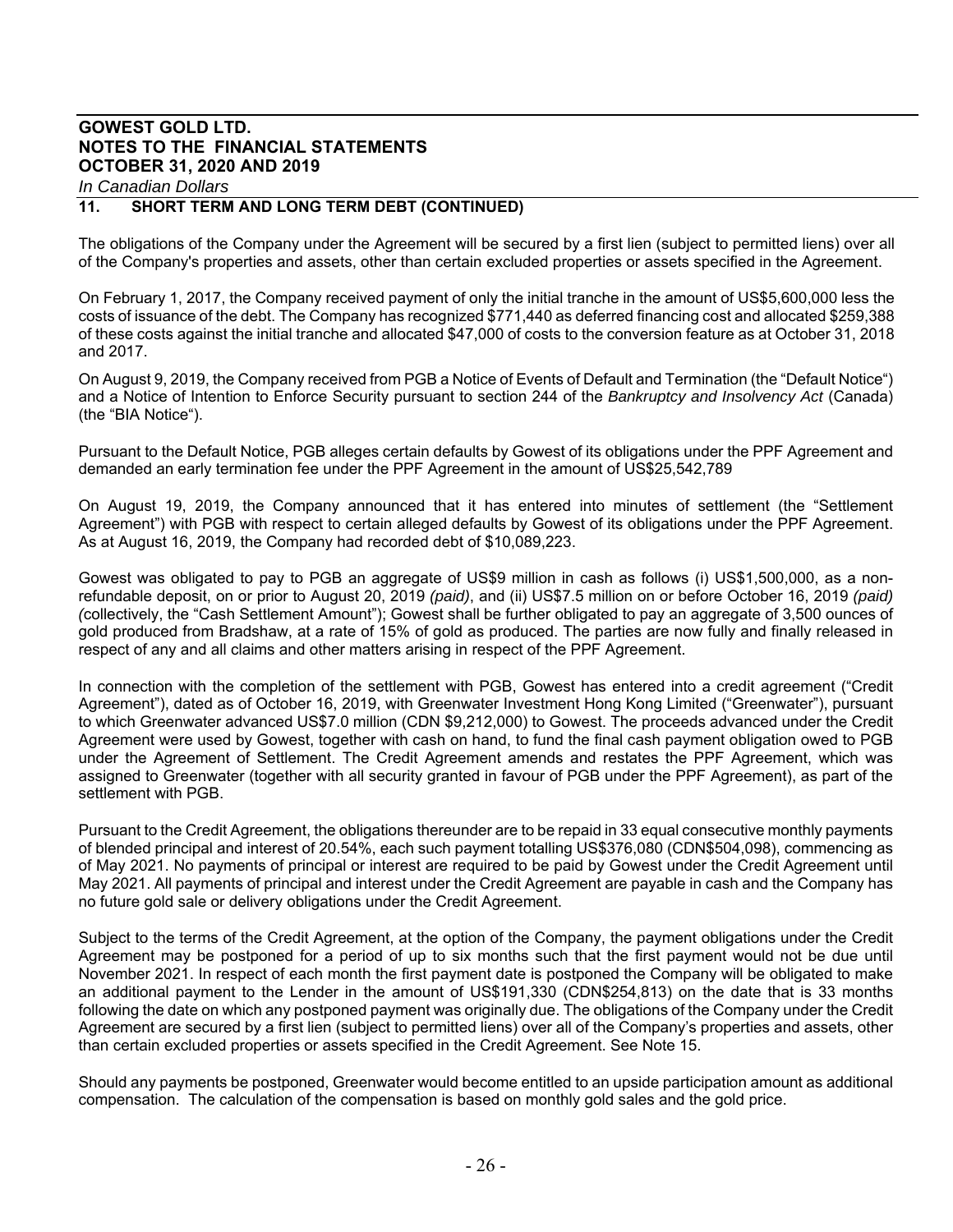## 11. SHORT TERM AND LONG TERM DEBT (CONTINUED)

The obligations of the Company under the Agreement will be secured by a first lien (subject to permitted liens) over all of the Company's properties and assets, other than certain excluded properties or assets specified in the Agreement.

On February 1, 2017, the Company received payment of only the initial tranche in the amount of US$5,600,000 less the costs of issuance of the debt. The Company has recognized $771,440 as deferred financing cost and allocated $259,388 of these costs against the initial tranche and allocated $47,000 of costs to the conversion feature as at October 31, 2018 and 2017.

On August 9, 2019, the Company received from PGB a Notice of Events of Default and Termination (the "Default Notice") and a Notice of Intention to Enforce Security pursuant to section 244 of the *Bankruptcy and Insolvency Act* (Canada) (the "BIA Notice").

Pursuant to the Default Notice, PGB alleges certain defaults by Gowest of its obligations under the PPF Agreement and demanded an early termination fee under the PPF Agreement in the amount of US$25,542,789

On August 19, 2019, the Company announced that it has entered into minutes of settlement (the "Settlement Agreement") with PGB with respect to certain alleged defaults by Gowest of its obligations under the PPF Agreement. As at August 16, 2019, the Company had recorded debt of $10,089,223.

Gowest was obligated to pay to PGB an aggregate of US$9 million in cash as follows (i) US$1,500,000, as a non-refundable deposit, on or prior to August 20, 2019 *(paid)*, and (ii) US$7.5 million on or before October 16, 2019 *(paid)* (collectively, the "Cash Settlement Amount"); Gowest shall be further obligated to pay an aggregate of 3,500 ounces of gold produced from Bradshaw, at a rate of 15% of gold as produced. The parties are now fully and finally released in respect of any and all claims and other matters arising in respect of the PPF Agreement.

In connection with the completion of the settlement with PGB, Gowest has entered into a credit agreement ("Credit Agreement"), dated as of October 16, 2019, with Greenwater Investment Hong Kong Limited ("Greenwater"), pursuant to which Greenwater advanced US$7.0 million (CDN $9,212,000) to Gowest. The proceeds advanced under the Credit Agreement were used by Gowest, together with cash on hand, to fund the final cash payment obligation owed to PGB under the Agreement of Settlement. The Credit Agreement amends and restates the PPF Agreement, which was assigned to Greenwater (together with all security granted in favour of PGB under the PPF Agreement), as part of the settlement with PGB.

Pursuant to the Credit Agreement, the obligations thereunder are to be repaid in 33 equal consecutive monthly payments of blended principal and interest of 20.54%, each such payment totalling US$376,080 (CDN$504,098), commencing as of May 2021. No payments of principal or interest are required to be paid by Gowest under the Credit Agreement until May 2021. All payments of principal and interest under the Credit Agreement are payable in cash and the Company has no future gold sale or delivery obligations under the Credit Agreement.

Subject to the terms of the Credit Agreement, at the option of the Company, the payment obligations under the Credit Agreement may be postponed for a period of up to six months such that the first payment would not be due until November 2021. In respect of each month the first payment date is postponed the Company will be obligated to make an additional payment to the Lender in the amount of US$191,330 (CDN$254,813) on the date that is 33 months following the date on which any postponed payment was originally due. The obligations of the Company under the Credit Agreement are secured by a first lien (subject to permitted liens) over all of the Company's properties and assets, other than certain excluded properties or assets specified in the Credit Agreement. See Note 15.

Should any payments be postponed, Greenwater would become entitled to an upside participation amount as additional compensation. The calculation of the compensation is based on monthly gold sales and the gold price.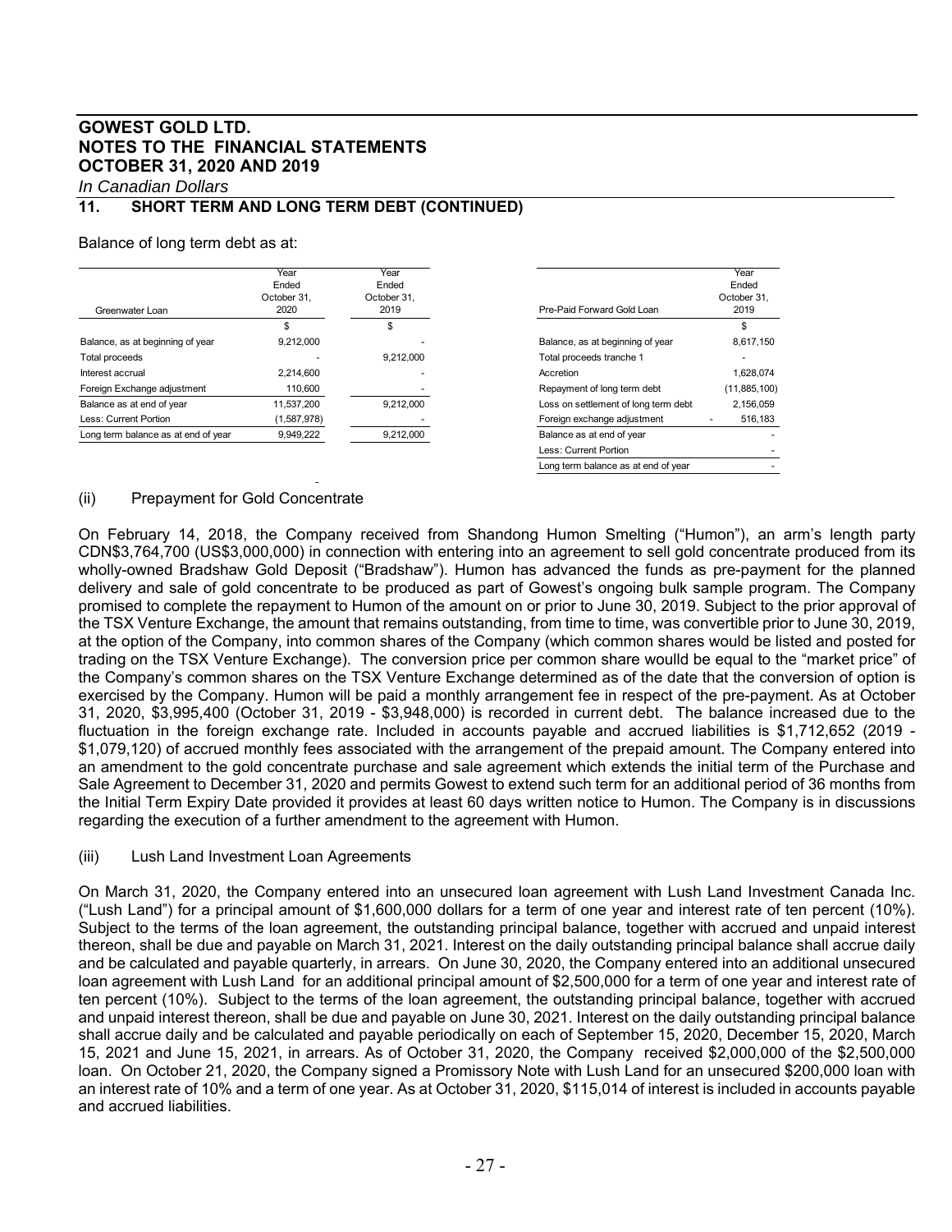# GOWEST GOLD LTD.
# NOTES TO THE FINANCIAL STATEMENTS
# OCTOBER 31, 2020 AND 2019

*In Canadian Dollars*

## 11. SHORT TERM AND LONG TERM DEBT (CONTINUED)

Balance of long term debt as at:

| Greenwater Loan | Year Ended October 31, 2020 | Year Ended October 31, 2019 |
|---|---|---|
| | $ | $ |
| Balance, as at beginning of year | 9,212,000 | - |
| Total proceeds | - | 9,212,000 |
| Interest accrual | 2,214,600 | - |
| Foreign Exchange adjustment | 110,600 | - |
| Balance as at end of year | 11,537,200 | 9,212,000 |
| Less: Current Portion | (1,587,978) | - |
| Long term balance as at end of year | 9,949,222 | 9,212,000 |

| Pre-Paid Forward Gold Loan | Year Ended October 31, 2019 |
|---|---|
| | $ |
| Balance, as at beginning of year | 8,617,150 |
| Total proceeds tranche 1 | - |
| Accretion | 1,628,074 |
| Repayment of long term debt | (11,885,100) |
| Loss on settlement of long term debt | 2,156,059 |
| Foreign exchange adjustment | - 516,183 |
| Balance as at end of year | - |
| Less: Current Portion | - |
| Long term balance as at end of year | - |

(ii) Prepayment for Gold Concentrate

On February 14, 2018, the Company received from Shandong Humon Smelting ("Humon"), an arm's length party CDN$3,764,700 (US$3,000,000) in connection with entering into an agreement to sell gold concentrate produced from its wholly-owned Bradshaw Gold Deposit ("Bradshaw"). Humon has advanced the funds as pre-payment for the planned delivery and sale of gold concentrate to be produced as part of Gowest's ongoing bulk sample program. The Company promised to complete the repayment to Humon of the amount on or prior to June 30, 2019. Subject to the prior approval of the TSX Venture Exchange, the amount that remains outstanding, from time to time, was convertible prior to June 30, 2019, at the option of the Company, into common shares of the Company (which common shares would be listed and posted for trading on the TSX Venture Exchange). The conversion price per common share woulld be equal to the "market price" of the Company's common shares on the TSX Venture Exchange determined as of the date that the conversion of option is exercised by the Company. Humon will be paid a monthly arrangement fee in respect of the pre-payment. As at October 31, 2020, $3,995,400 (October 31, 2019 - $3,948,000) is recorded in current debt. The balance increased due to the fluctuation in the foreign exchange rate. Included in accounts payable and accrued liabilities is $1,712,652 (2019 - $1,079,120) of accrued monthly fees associated with the arrangement of the prepaid amount. The Company entered into an amendment to the gold concentrate purchase and sale agreement which extends the initial term of the Purchase and Sale Agreement to December 31, 2020 and permits Gowest to extend such term for an additional period of 36 months from the Initial Term Expiry Date provided it provides at least 60 days written notice to Humon. The Company is in discussions regarding the execution of a further amendment to the agreement with Humon.

(iii) Lush Land Investment Loan Agreements

On March 31, 2020, the Company entered into an unsecured loan agreement with Lush Land Investment Canada Inc. ("Lush Land") for a principal amount of $1,600,000 dollars for a term of one year and interest rate of ten percent (10%). Subject to the terms of the loan agreement, the outstanding principal balance, together with accrued and unpaid interest thereon, shall be due and payable on March 31, 2021. Interest on the daily outstanding principal balance shall accrue daily and be calculated and payable quarterly, in arrears. On June 30, 2020, the Company entered into an additional unsecured loan agreement with Lush Land for an additional principal amount of $2,500,000 for a term of one year and interest rate of ten percent (10%). Subject to the terms of the loan agreement, the outstanding principal balance, together with accrued and unpaid interest thereon, shall be due and payable on June 30, 2021. Interest on the daily outstanding principal balance shall accrue daily and be calculated and payable periodically on each of September 15, 2020, December 15, 2020, March 15, 2021 and June 15, 2021, in arrears. As of October 31, 2020, the Company received $2,000,000 of the $2,500,000 loan. On October 21, 2020, the Company signed a Promissory Note with Lush Land for an unsecured $200,000 loan with an interest rate of 10% and a term of one year. As at October 31, 2020, $115,014 of interest is included in accounts payable and accrued liabilities.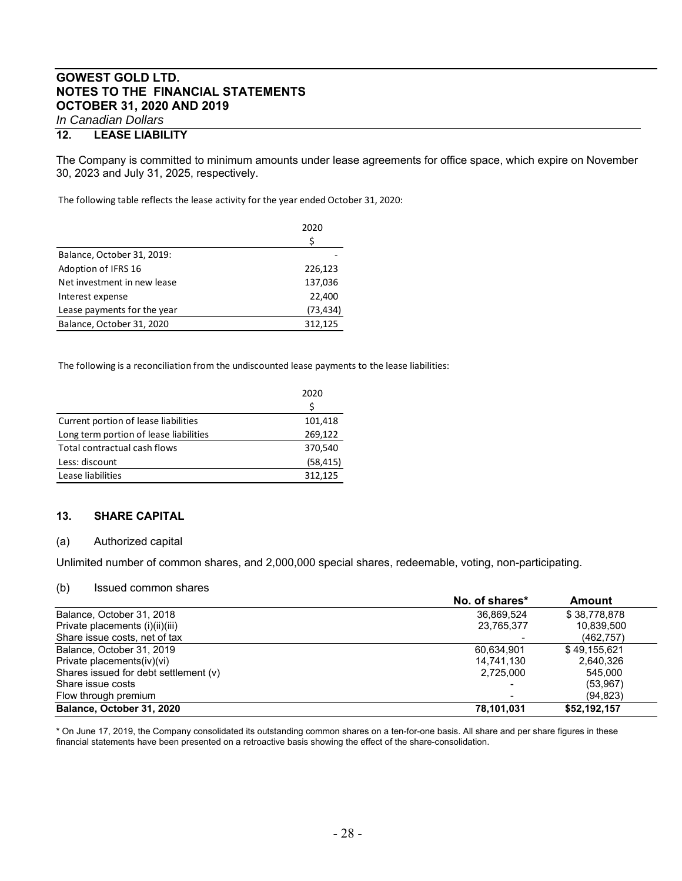## 12. LEASE LIABILITY

The Company is committed to minimum amounts under lease agreements for office space, which expire on November 30, 2023 and July 31, 2025, respectively.

The following table reflects the lease activity for the year ended October 31, 2020:

| | 2020 |
|---|---|
| | $ |
| Balance, October 31, 2019: | - |
| Adoption of IFRS 16 | 226,123 |
| Net investment in new lease | 137,036 |
| Interest expense | 22,400 |
| Lease payments for the year | (73,434) |
| Balance, October 31, 2020 | 312,125 |

The following is a reconciliation from the undiscounted lease payments to the lease liabilities:

| | 2020 |
|---|---|
| | $ |
| Current portion of lease liabilities | 101,418 |
| Long term portion of lease liabilities | 269,122 |
| Total contractual cash flows | 370,540 |
| Less: discount | (58,415) |
| Lease liabilities | 312,125 |

## 13. SHARE CAPITAL

(a) Authorized capital

Unlimited number of common shares, and 2,000,000 special shares, redeemable, voting, non-participating.

(b) Issued common shares

| | No. of shares* | Amount |
|---|---|---|
| Balance, October 31, 2018 | 36,869,524 | $ 38,778,878 |
| Private placements (i)(ii)(iii) | 23,765,377 | 10,839,500 |
| Share issue costs, net of tax | - | (462,757) |
| Balance, October 31, 2019 | 60,634,901 | $ 49,155,621 |
| Private placements(iv)(vi) | 14,741,130 | 2,640,326 |
| Shares issued for debt settlement (v) | 2,725,000 | 545,000 |
| Share issue costs | - | (53,967) |
| Flow through premium | - | (94,823) |
| **Balance, October 31, 2020** | **78,101,031** | **$52,192,157** |

\* On June 17, 2019, the Company consolidated its outstanding common shares on a ten-for-one basis. All share and per share figures in these financial statements have been presented on a retroactive basis showing the effect of the share-consolidation.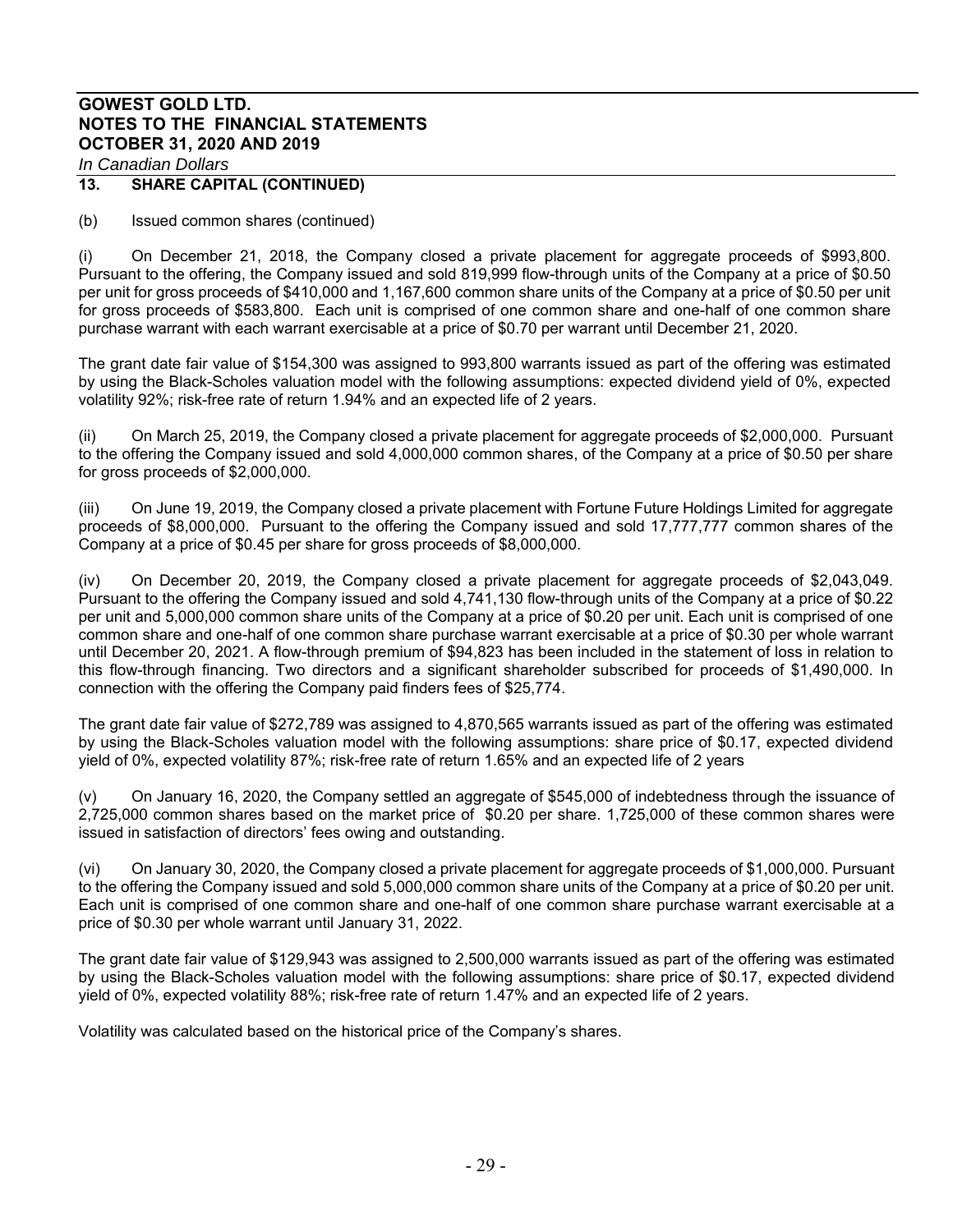## 13. SHARE CAPITAL (CONTINUED)

(b) Issued common shares (continued)

(i) On December 21, 2018, the Company closed a private placement for aggregate proceeds of $993,800. Pursuant to the offering, the Company issued and sold 819,999 flow-through units of the Company at a price of $0.50 per unit for gross proceeds of $410,000 and 1,167,600 common share units of the Company at a price of $0.50 per unit for gross proceeds of $583,800. Each unit is comprised of one common share and one-half of one common share purchase warrant with each warrant exercisable at a price of $0.70 per warrant until December 21, 2020.

The grant date fair value of $154,300 was assigned to 993,800 warrants issued as part of the offering was estimated by using the Black-Scholes valuation model with the following assumptions: expected dividend yield of 0%, expected volatility 92%; risk-free rate of return 1.94% and an expected life of 2 years.

(ii) On March 25, 2019, the Company closed a private placement for aggregate proceeds of $2,000,000. Pursuant to the offering the Company issued and sold 4,000,000 common shares, of the Company at a price of $0.50 per share for gross proceeds of $2,000,000.

(iii) On June 19, 2019, the Company closed a private placement with Fortune Future Holdings Limited for aggregate proceeds of $8,000,000. Pursuant to the offering the Company issued and sold 17,777,777 common shares of the Company at a price of $0.45 per share for gross proceeds of $8,000,000.

(iv) On December 20, 2019, the Company closed a private placement for aggregate proceeds of $2,043,049. Pursuant to the offering the Company issued and sold 4,741,130 flow-through units of the Company at a price of $0.22 per unit and 5,000,000 common share units of the Company at a price of $0.20 per unit. Each unit is comprised of one common share and one-half of one common share purchase warrant exercisable at a price of $0.30 per whole warrant until December 20, 2021. A flow-through premium of $94,823 has been included in the statement of loss in relation to this flow-through financing. Two directors and a significant shareholder subscribed for proceeds of $1,490,000. In connection with the offering the Company paid finders fees of $25,774.

The grant date fair value of $272,789 was assigned to 4,870,565 warrants issued as part of the offering was estimated by using the Black-Scholes valuation model with the following assumptions: share price of $0.17, expected dividend yield of 0%, expected volatility 87%; risk-free rate of return 1.65% and an expected life of 2 years

(v) On January 16, 2020, the Company settled an aggregate of $545,000 of indebtedness through the issuance of 2,725,000 common shares based on the market price of $0.20 per share. 1,725,000 of these common shares were issued in satisfaction of directors' fees owing and outstanding.

(vi) On January 30, 2020, the Company closed a private placement for aggregate proceeds of $1,000,000. Pursuant to the offering the Company issued and sold 5,000,000 common share units of the Company at a price of $0.20 per unit. Each unit is comprised of one common share and one-half of one common share purchase warrant exercisable at a price of $0.30 per whole warrant until January 31, 2022.

The grant date fair value of $129,943 was assigned to 2,500,000 warrants issued as part of the offering was estimated by using the Black-Scholes valuation model with the following assumptions: share price of $0.17, expected dividend yield of 0%, expected volatility 88%; risk-free rate of return 1.47% and an expected life of 2 years.

Volatility was calculated based on the historical price of the Company's shares.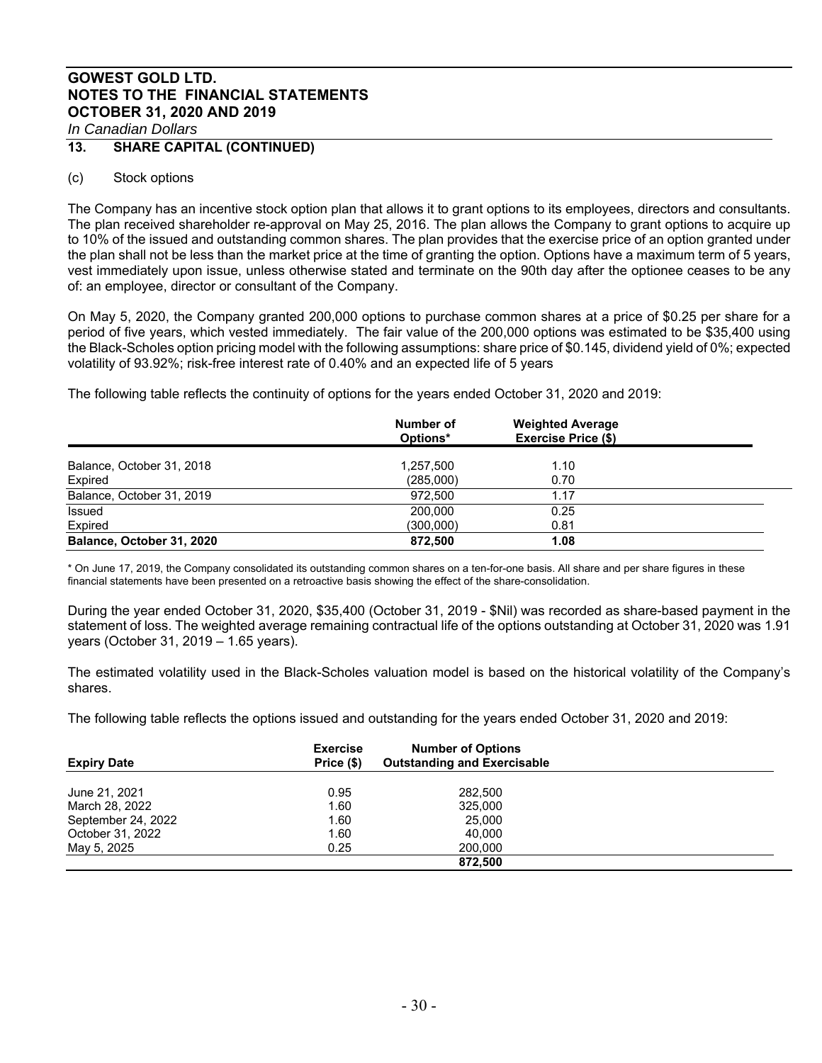## 13. SHARE CAPITAL (CONTINUED)

(c) Stock options

The Company has an incentive stock option plan that allows it to grant options to its employees, directors and consultants. The plan received shareholder re-approval on May 25, 2016. The plan allows the Company to grant options to acquire up to 10% of the issued and outstanding common shares. The plan provides that the exercise price of an option granted under the plan shall not be less than the market price at the time of granting the option. Options have a maximum term of 5 years, vest immediately upon issue, unless otherwise stated and terminate on the 90th day after the optionee ceases to be any of: an employee, director or consultant of the Company.

On May 5, 2020, the Company granted 200,000 options to purchase common shares at a price of $0.25 per share for a period of five years, which vested immediately. The fair value of the 200,000 options was estimated to be $35,400 using the Black-Scholes option pricing model with the following assumptions: share price of $0.145, dividend yield of 0%; expected volatility of 93.92%; risk-free interest rate of 0.40% and an expected life of 5 years

The following table reflects the continuity of options for the years ended October 31, 2020 and 2019:

| | Number of Options* | Weighted Average Exercise Price ($) |
|---|---|---|
| Balance, October 31, 2018 | 1,257,500 | 1.10 |
| Expired | (285,000) | 0.70 |
| Balance, October 31, 2019 | 972,500 | 1.17 |
| Issued | 200,000 | 0.25 |
| Expired | (300,000) | 0.81 |
| **Balance, October 31, 2020** | **872,500** | **1.08** |

\* On June 17, 2019, the Company consolidated its outstanding common shares on a ten-for-one basis. All share and per share figures in these financial statements have been presented on a retroactive basis showing the effect of the share-consolidation.

During the year ended October 31, 2020, $35,400 (October 31, 2019 - $Nil) was recorded as share-based payment in the statement of loss. The weighted average remaining contractual life of the options outstanding at October 31, 2020 was 1.91 years (October 31, 2019 – 1.65 years).

The estimated volatility used in the Black-Scholes valuation model is based on the historical volatility of the Company's shares.

The following table reflects the options issued and outstanding for the years ended October 31, 2020 and 2019:

| Expiry Date | Exercise Price ($) | Number of Options Outstanding and Exercisable |
|---|---|---|
| June 21, 2021 | 0.95 | 282,500 |
| March 28, 2022 | 1.60 | 325,000 |
| September 24, 2022 | 1.60 | 25,000 |
| October 31, 2022 | 1.60 | 40,000 |
| May 5, 2025 | 0.25 | 200,000 |
| | | **872,500** |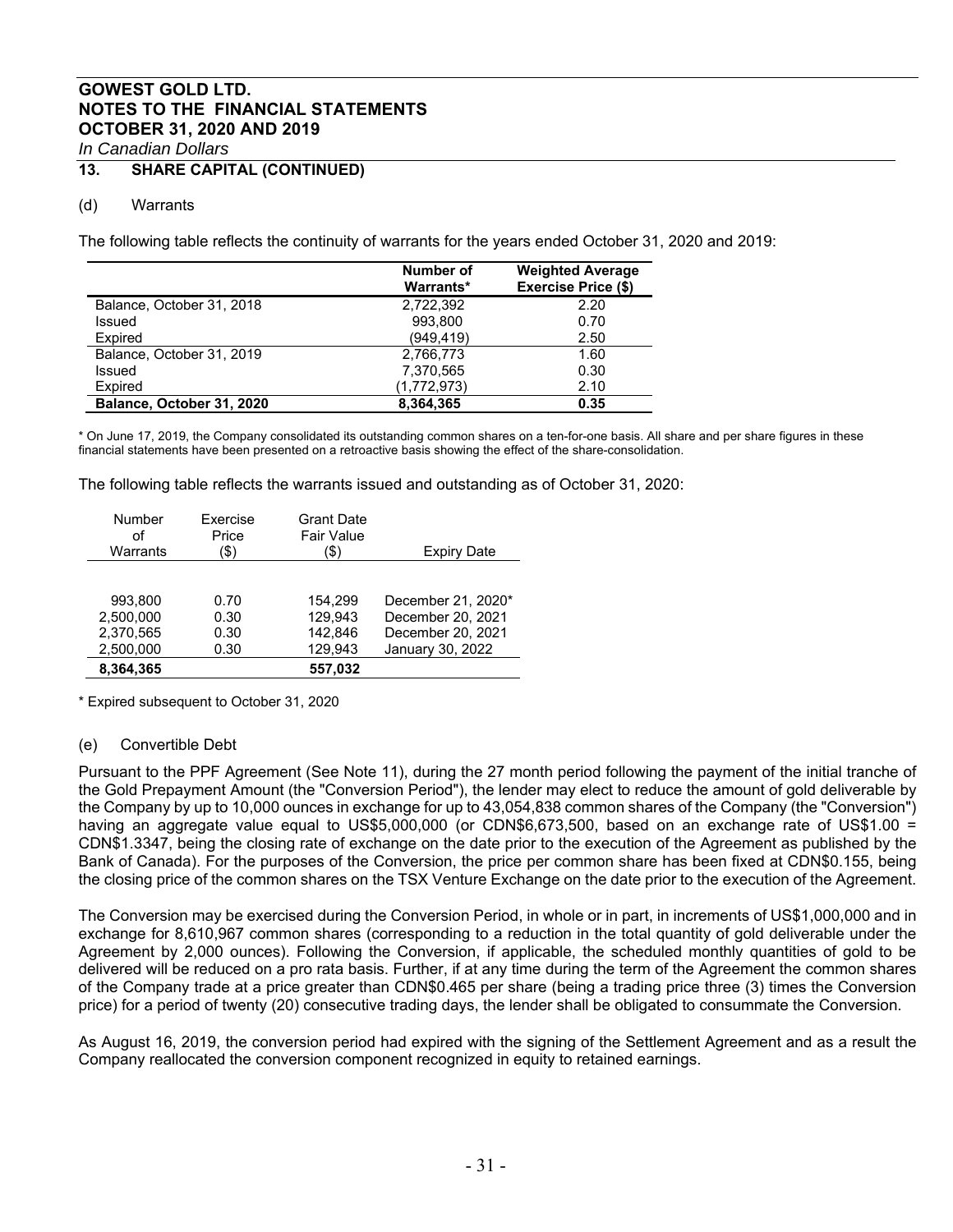## 13. SHARE CAPITAL (CONTINUED)

### (d) Warrants

The following table reflects the continuity of warrants for the years ended October 31, 2020 and 2019:

| | Number of Warrants* | Weighted Average Exercise Price ($) |
|---|---|---|
| Balance, October 31, 2018 | 2,722,392 | 2.20 |
| Issued | 993,800 | 0.70 |
| Expired | (949,419) | 2.50 |
| Balance, October 31, 2019 | 2,766,773 | 1.60 |
| Issued | 7,370,565 | 0.30 |
| Expired | (1,772,973) | 2.10 |
| **Balance, October 31, 2020** | **8,364,365** | **0.35** |

* On June 17, 2019, the Company consolidated its outstanding common shares on a ten-for-one basis. All share and per share figures in these financial statements have been presented on a retroactive basis showing the effect of the share-consolidation.

The following table reflects the warrants issued and outstanding as of October 31, 2020:

| Number of Warrants | Exercise Price ($) | Grant Date Fair Value ($) | Expiry Date |
|---|---|---|---|
| 993,800 | 0.70 | 154,299 | December 21, 2020* |
| 2,500,000 | 0.30 | 129,943 | December 20, 2021 |
| 2,370,565 | 0.30 | 142,846 | December 20, 2021 |
| 2,500,000 | 0.30 | 129,943 | January 30, 2022 |
| **8,364,365** | | **557,032** | |

* Expired subsequent to October 31, 2020

### (e) Convertible Debt

Pursuant to the PPF Agreement (See Note 11), during the 27 month period following the payment of the initial tranche of the Gold Prepayment Amount (the "Conversion Period"), the lender may elect to reduce the amount of gold deliverable by the Company by up to 10,000 ounces in exchange for up to 43,054,838 common shares of the Company (the "Conversion") having an aggregate value equal to US$5,000,000 (or CDN$6,673,500, based on an exchange rate of US$1.00 = CDN$1.3347, being the closing rate of exchange on the date prior to the execution of the Agreement as published by the Bank of Canada). For the purposes of the Conversion, the price per common share has been fixed at CDN$0.155, being the closing price of the common shares on the TSX Venture Exchange on the date prior to the execution of the Agreement.

The Conversion may be exercised during the Conversion Period, in whole or in part, in increments of US$1,000,000 and in exchange for 8,610,967 common shares (corresponding to a reduction in the total quantity of gold deliverable under the Agreement by 2,000 ounces). Following the Conversion, if applicable, the scheduled monthly quantities of gold to be delivered will be reduced on a pro rata basis. Further, if at any time during the term of the Agreement the common shares of the Company trade at a price greater than CDN$0.465 per share (being a trading price three (3) times the Conversion price) for a period of twenty (20) consecutive trading days, the lender shall be obligated to consummate the Conversion.

As August 16, 2019, the conversion period had expired with the signing of the Settlement Agreement and as a result the Company reallocated the conversion component recognized in equity to retained earnings.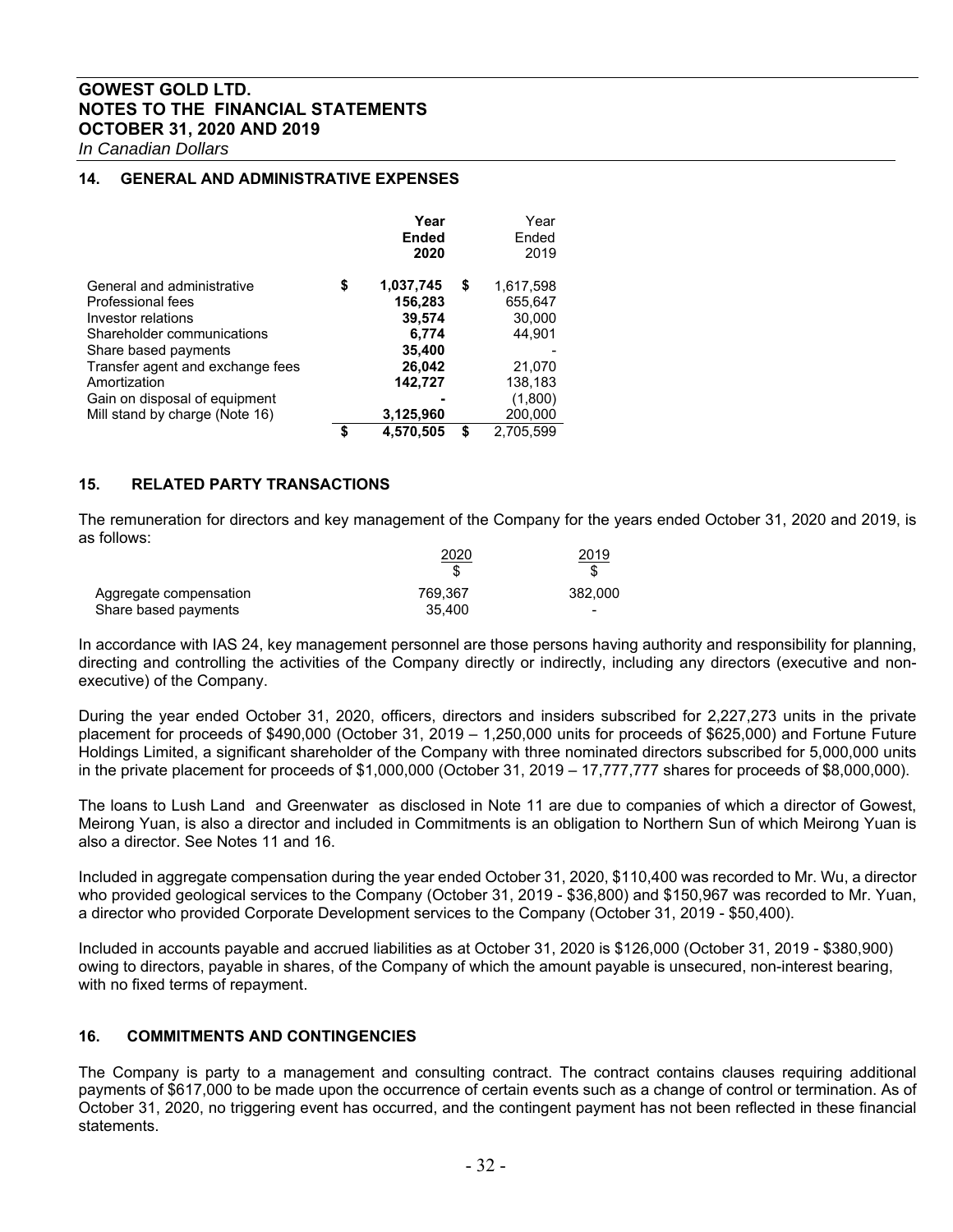**GOWEST GOLD LTD.**
**NOTES TO THE FINANCIAL STATEMENTS**
**OCTOBER 31, 2020 AND 2019**
*In Canadian Dollars*

## 14. GENERAL AND ADMINISTRATIVE EXPENSES

| | **Year Ended 2020** | Year Ended 2019 |
|---|---|---|
| General and administrative | $ **1,037,745** | $ 1,617,598 |
| Professional fees | **156,283** | 655,647 |
| Investor relations | **39,574** | 30,000 |
| Shareholder communications | **6,774** | 44,901 |
| Share based payments | **35,400** | - |
| Transfer agent and exchange fees | **26,042** | 21,070 |
| Amortization | **142,727** | 138,183 |
| Gain on disposal of equipment | **-** | (1,800) |
| Mill stand by charge (Note 16) | **3,125,960** | 200,000 |
| | $ **4,570,505** | $ 2,705,599 |

## 15. RELATED PARTY TRANSACTIONS

The remuneration for directors and key management of the Company for the years ended October 31, 2020 and 2019, is as follows:

| | 2020 $ | 2019 $ |
|---|---|---|
| Aggregate compensation | 769,367 | 382,000 |
| Share based payments | 35,400 | - |

In accordance with IAS 24, key management personnel are those persons having authority and responsibility for planning, directing and controlling the activities of the Company directly or indirectly, including any directors (executive and non-executive) of the Company.

During the year ended October 31, 2020, officers, directors and insiders subscribed for 2,227,273 units in the private placement for proceeds of $490,000 (October 31, 2019 – 1,250,000 units for proceeds of $625,000) and Fortune Future Holdings Limited, a significant shareholder of the Company with three nominated directors subscribed for 5,000,000 units in the private placement for proceeds of $1,000,000 (October 31, 2019 – 17,777,777 shares for proceeds of $8,000,000).

The loans to Lush Land and Greenwater as disclosed in Note 11 are due to companies of which a director of Gowest, Meirong Yuan, is also a director and included in Commitments is an obligation to Northern Sun of which Meirong Yuan is also a director. See Notes 11 and 16.

Included in aggregate compensation during the year ended October 31, 2020, $110,400 was recorded to Mr. Wu, a director who provided geological services to the Company (October 31, 2019 - $36,800) and $150,967 was recorded to Mr. Yuan, a director who provided Corporate Development services to the Company (October 31, 2019 - $50,400).

Included in accounts payable and accrued liabilities as at October 31, 2020 is $126,000 (October 31, 2019 - $380,900) owing to directors, payable in shares, of the Company of which the amount payable is unsecured, non-interest bearing, with no fixed terms of repayment.

## 16. COMMITMENTS AND CONTINGENCIES

The Company is party to a management and consulting contract. The contract contains clauses requiring additional payments of $617,000 to be made upon the occurrence of certain events such as a change of control or termination. As of October 31, 2020, no triggering event has occurred, and the contingent payment has not been reflected in these financial statements.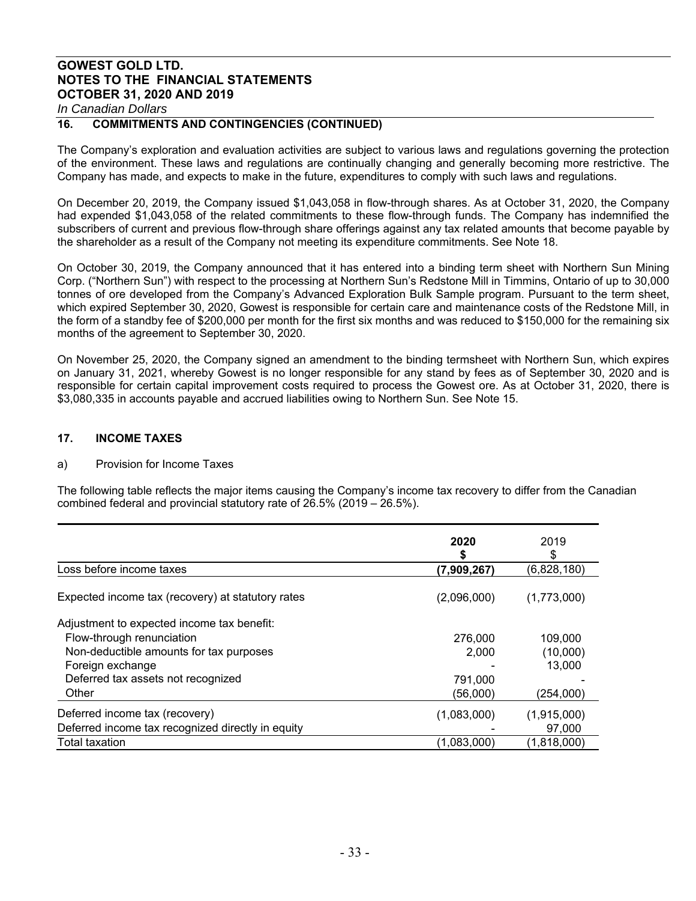## 16. COMMITMENTS AND CONTINGENCIES (CONTINUED)

The Company's exploration and evaluation activities are subject to various laws and regulations governing the protection of the environment. These laws and regulations are continually changing and generally becoming more restrictive. The Company has made, and expects to make in the future, expenditures to comply with such laws and regulations.

On December 20, 2019, the Company issued $1,043,058 in flow-through shares. As at October 31, 2020, the Company had expended $1,043,058 of the related commitments to these flow-through funds. The Company has indemnified the subscribers of current and previous flow-through share offerings against any tax related amounts that become payable by the shareholder as a result of the Company not meeting its expenditure commitments. See Note 18.

On October 30, 2019, the Company announced that it has entered into a binding term sheet with Northern Sun Mining Corp. ("Northern Sun") with respect to the processing at Northern Sun's Redstone Mill in Timmins, Ontario of up to 30,000 tonnes of ore developed from the Company's Advanced Exploration Bulk Sample program. Pursuant to the term sheet, which expired September 30, 2020, Gowest is responsible for certain care and maintenance costs of the Redstone Mill, in the form of a standby fee of $200,000 per month for the first six months and was reduced to $150,000 for the remaining six months of the agreement to September 30, 2020.

On November 25, 2020, the Company signed an amendment to the binding termsheet with Northern Sun, which expires on January 31, 2021, whereby Gowest is no longer responsible for any stand by fees as of September 30, 2020 and is responsible for certain capital improvement costs required to process the Gowest ore. As at October 31, 2020, there is $3,080,335 in accounts payable and accrued liabilities owing to Northern Sun. See Note 15.

## 17. INCOME TAXES

a) Provision for Income Taxes

The following table reflects the major items causing the Company's income tax recovery to differ from the Canadian combined federal and provincial statutory rate of 26.5% (2019 – 26.5%).

| | **2020**<br>**$** | 2019<br>$ |
|---|---|---|
| Loss before income taxes | **(7,909,267)** | (6,828,180) |
| Expected income tax (recovery) at statutory rates | (2,096,000) | (1,773,000) |
| Adjustment to expected income tax benefit: | | |
| Flow-through renunciation | 276,000 | 109,000 |
| Non-deductible amounts for tax purposes | 2,000 | (10,000) |
| Foreign exchange | - | 13,000 |
| Deferred tax assets not recognized | 791,000 | - |
| Other | (56,000) | (254,000) |
| Deferred income tax (recovery) | (1,083,000) | (1,915,000) |
| Deferred income tax recognized directly in equity | - | 97,000 |
| Total taxation | (1,083,000) | (1,818,000) |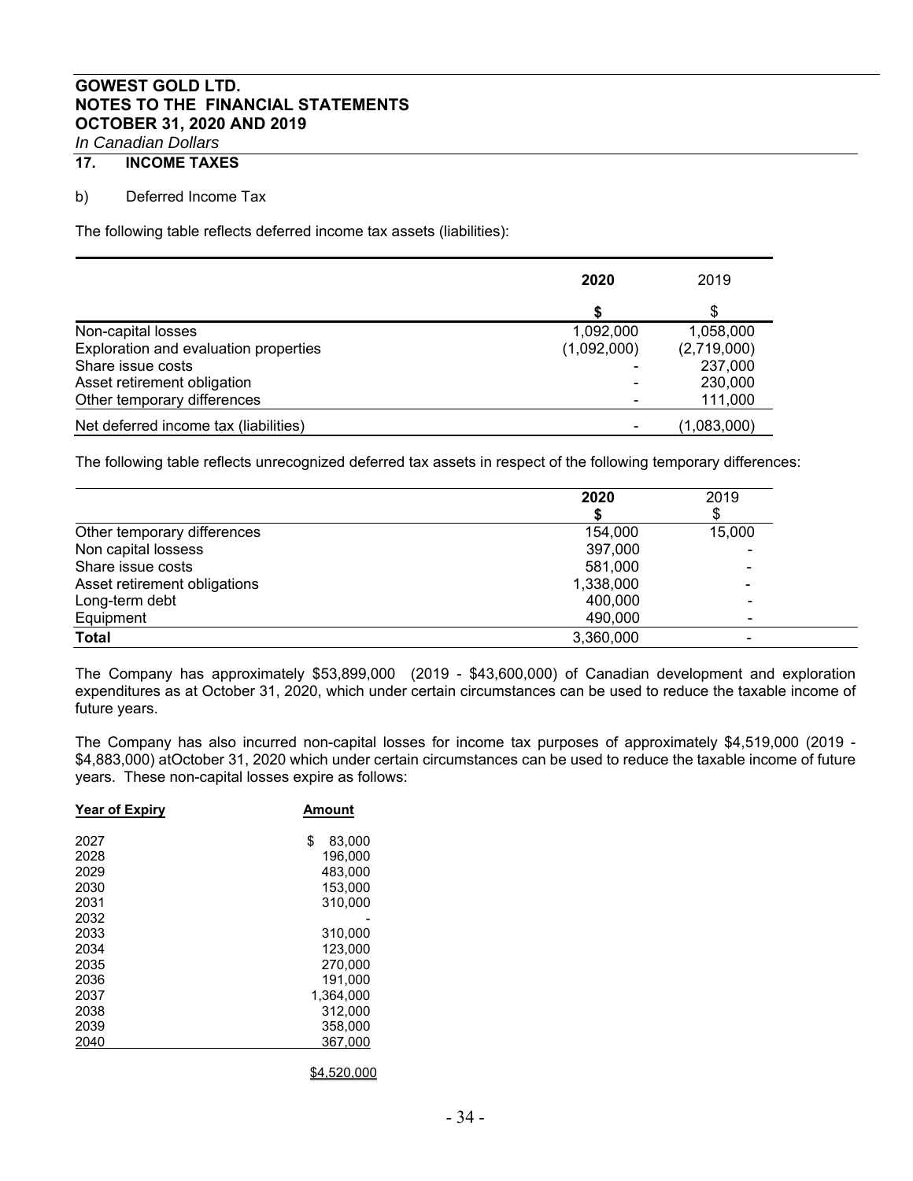## 17. INCOME TAXES

b) Deferred Income Tax

The following table reflects deferred income tax assets (liabilities):

| | 2020 | 2019 |
|---|---|---|
| | $ | $ |
| Non-capital losses | 1,092,000 | 1,058,000 |
| Exploration and evaluation properties | (1,092,000) | (2,719,000) |
| Share issue costs | - | 237,000 |
| Asset retirement obligation | - | 230,000 |
| Other temporary differences | - | 111,000 |
| Net deferred income tax (liabilities) | - | (1,083,000) |

The following table reflects unrecognized deferred tax assets in respect of the following temporary differences:

| | 2020 | 2019 |
|---|---|---|
| | $ | $ |
| Other temporary differences | 154,000 | 15,000 |
| Non capital lossess | 397,000 | - |
| Share issue costs | 581,000 | - |
| Asset retirement obligations | 1,338,000 | - |
| Long-term debt | 400,000 | - |
| Equipment | 490,000 | - |
| **Total** | 3,360,000 | - |

The Company has approximately $53,899,000 (2019 - $43,600,000) of Canadian development and exploration expenditures as at October 31, 2020, which under certain circumstances can be used to reduce the taxable income of future years.

The Company has also incurred non-capital losses for income tax purposes of approximately $4,519,000 (2019 - $4,883,000) atOctober 31, 2020 which under certain circumstances can be used to reduce the taxable income of future years. These non-capital losses expire as follows:

| Year of Expiry | Amount |
|---|---|
| 2027 | $ 83,000 |
| 2028 | 196,000 |
| 2029 | 483,000 |
| 2030 | 153,000 |
| 2031 | 310,000 |
| 2032 | - |
| 2033 | 310,000 |
| 2034 | 123,000 |
| 2035 | 270,000 |
| 2036 | 191,000 |
| 2037 | 1,364,000 |
| 2038 | 312,000 |
| 2039 | 358,000 |
| 2040 | 367,000 |
| | $4,520,000 |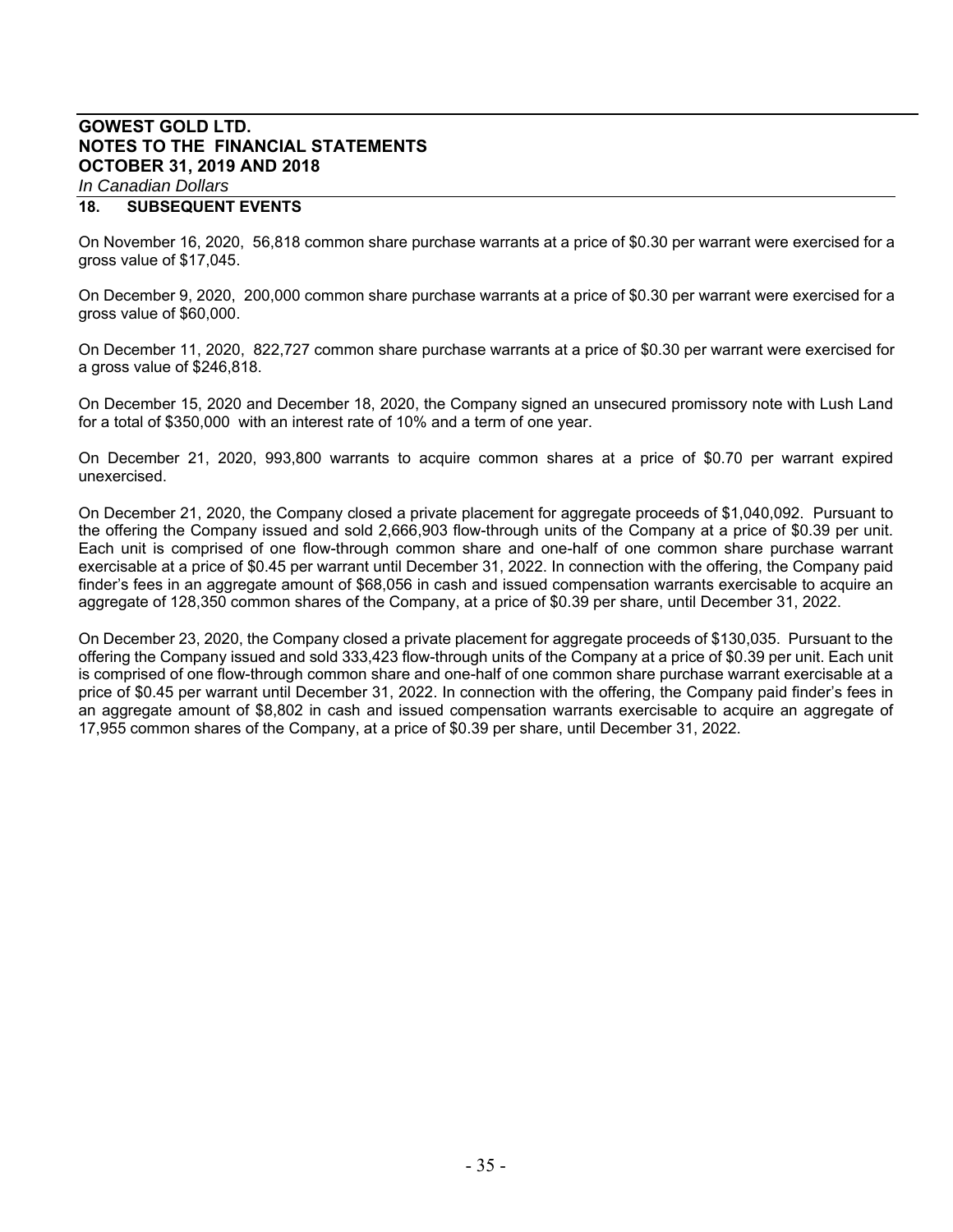## 18. SUBSEQUENT EVENTS

On November 16, 2020, 56,818 common share purchase warrants at a price of $0.30 per warrant were exercised for a gross value of $17,045.

On December 9, 2020, 200,000 common share purchase warrants at a price of $0.30 per warrant were exercised for a gross value of $60,000.

On December 11, 2020, 822,727 common share purchase warrants at a price of $0.30 per warrant were exercised for a gross value of $246,818.

On December 15, 2020 and December 18, 2020, the Company signed an unsecured promissory note with Lush Land for a total of $350,000 with an interest rate of 10% and a term of one year.

On December 21, 2020, 993,800 warrants to acquire common shares at a price of $0.70 per warrant expired unexercised.

On December 21, 2020, the Company closed a private placement for aggregate proceeds of $1,040,092. Pursuant to the offering the Company issued and sold 2,666,903 flow-through units of the Company at a price of $0.39 per unit. Each unit is comprised of one flow-through common share and one-half of one common share purchase warrant exercisable at a price of $0.45 per warrant until December 31, 2022. In connection with the offering, the Company paid finder's fees in an aggregate amount of $68,056 in cash and issued compensation warrants exercisable to acquire an aggregate of 128,350 common shares of the Company, at a price of $0.39 per share, until December 31, 2022.

On December 23, 2020, the Company closed a private placement for aggregate proceeds of $130,035. Pursuant to the offering the Company issued and sold 333,423 flow-through units of the Company at a price of $0.39 per unit. Each unit is comprised of one flow-through common share and one-half of one common share purchase warrant exercisable at a price of $0.45 per warrant until December 31, 2022. In connection with the offering, the Company paid finder's fees in an aggregate amount of $8,802 in cash and issued compensation warrants exercisable to acquire an aggregate of 17,955 common shares of the Company, at a price of $0.39 per share, until December 31, 2022.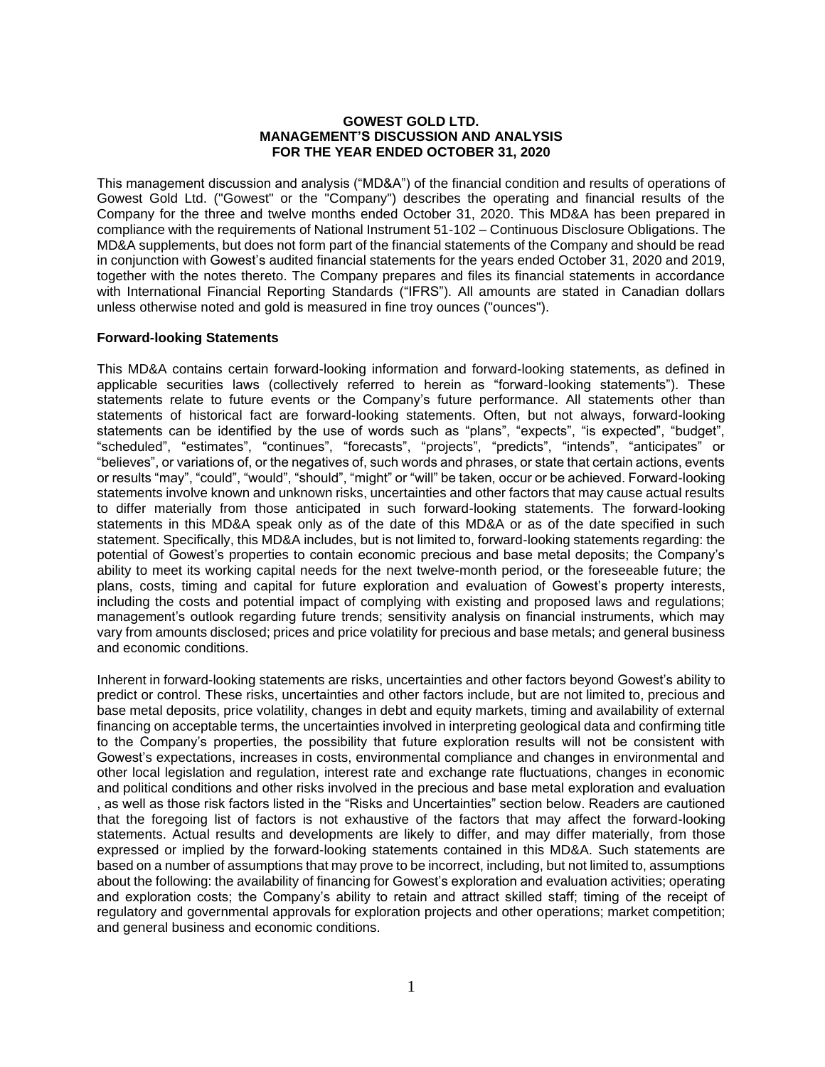**GOWEST GOLD LTD.**
**MANAGEMENT'S DISCUSSION AND ANALYSIS**
**FOR THE YEAR ENDED OCTOBER 31, 2020**

This management discussion and analysis ("MD&A") of the financial condition and results of operations of Gowest Gold Ltd. ("Gowest" or the "Company") describes the operating and financial results of the Company for the three and twelve months ended October 31, 2020. This MD&A has been prepared in compliance with the requirements of National Instrument 51-102 – Continuous Disclosure Obligations. The MD&A supplements, but does not form part of the financial statements of the Company and should be read in conjunction with Gowest's audited financial statements for the years ended October 31, 2020 and 2019, together with the notes thereto. The Company prepares and files its financial statements in accordance with International Financial Reporting Standards ("IFRS"). All amounts are stated in Canadian dollars unless otherwise noted and gold is measured in fine troy ounces ("ounces").

**Forward-looking Statements**

This MD&A contains certain forward-looking information and forward-looking statements, as defined in applicable securities laws (collectively referred to herein as "forward-looking statements"). These statements relate to future events or the Company's future performance. All statements other than statements of historical fact are forward-looking statements. Often, but not always, forward-looking statements can be identified by the use of words such as "plans", "expects", "is expected", "budget", "scheduled", "estimates", "continues", "forecasts", "projects", "predicts", "intends", "anticipates" or "believes", or variations of, or the negatives of, such words and phrases, or state that certain actions, events or results "may", "could", "would", "should", "might" or "will" be taken, occur or be achieved. Forward-looking statements involve known and unknown risks, uncertainties and other factors that may cause actual results to differ materially from those anticipated in such forward-looking statements. The forward-looking statements in this MD&A speak only as of the date of this MD&A or as of the date specified in such statement. Specifically, this MD&A includes, but is not limited to, forward-looking statements regarding: the potential of Gowest's properties to contain economic precious and base metal deposits; the Company's ability to meet its working capital needs for the next twelve-month period, or the foreseeable future; the plans, costs, timing and capital for future exploration and evaluation of Gowest's property interests, including the costs and potential impact of complying with existing and proposed laws and regulations; management's outlook regarding future trends; sensitivity analysis on financial instruments, which may vary from amounts disclosed; prices and price volatility for precious and base metals; and general business and economic conditions.

Inherent in forward-looking statements are risks, uncertainties and other factors beyond Gowest's ability to predict or control. These risks, uncertainties and other factors include, but are not limited to, precious and base metal deposits, price volatility, changes in debt and equity markets, timing and availability of external financing on acceptable terms, the uncertainties involved in interpreting geological data and confirming title to the Company's properties, the possibility that future exploration results will not be consistent with Gowest's expectations, increases in costs, environmental compliance and changes in environmental and other local legislation and regulation, interest rate and exchange rate fluctuations, changes in economic and political conditions and other risks involved in the precious and base metal exploration and evaluation , as well as those risk factors listed in the "Risks and Uncertainties" section below. Readers are cautioned that the foregoing list of factors is not exhaustive of the factors that may affect the forward-looking statements. Actual results and developments are likely to differ, and may differ materially, from those expressed or implied by the forward-looking statements contained in this MD&A. Such statements are based on a number of assumptions that may prove to be incorrect, including, but not limited to, assumptions about the following: the availability of financing for Gowest's exploration and evaluation activities; operating and exploration costs; the Company's ability to retain and attract skilled staff; timing of the receipt of regulatory and governmental approvals for exploration projects and other operations; market competition; and general business and economic conditions.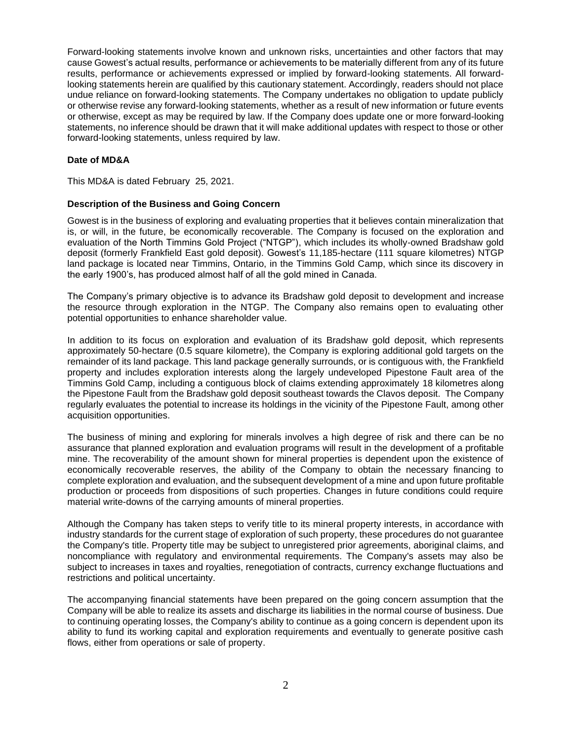Forward-looking statements involve known and unknown risks, uncertainties and other factors that may cause Gowest's actual results, performance or achievements to be materially different from any of its future results, performance or achievements expressed or implied by forward-looking statements. All forward-looking statements herein are qualified by this cautionary statement. Accordingly, readers should not place undue reliance on forward-looking statements. The Company undertakes no obligation to update publicly or otherwise revise any forward-looking statements, whether as a result of new information or future events or otherwise, except as may be required by law. If the Company does update one or more forward-looking statements, no inference should be drawn that it will make additional updates with respect to those or other forward-looking statements, unless required by law.

**Date of MD&A**

This MD&A is dated February 25, 2021.

**Description of the Business and Going Concern**

Gowest is in the business of exploring and evaluating properties that it believes contain mineralization that is, or will, in the future, be economically recoverable. The Company is focused on the exploration and evaluation of the North Timmins Gold Project ("NTGP"), which includes its wholly-owned Bradshaw gold deposit (formerly Frankfield East gold deposit). Gowest's 11,185-hectare (111 square kilometres) NTGP land package is located near Timmins, Ontario, in the Timmins Gold Camp, which since its discovery in the early 1900's, has produced almost half of all the gold mined in Canada.

The Company's primary objective is to advance its Bradshaw gold deposit to development and increase the resource through exploration in the NTGP. The Company also remains open to evaluating other potential opportunities to enhance shareholder value.

In addition to its focus on exploration and evaluation of its Bradshaw gold deposit, which represents approximately 50-hectare (0.5 square kilometre), the Company is exploring additional gold targets on the remainder of its land package. This land package generally surrounds, or is contiguous with, the Frankfield property and includes exploration interests along the largely undeveloped Pipestone Fault area of the Timmins Gold Camp, including a contiguous block of claims extending approximately 18 kilometres along the Pipestone Fault from the Bradshaw gold deposit southeast towards the Clavos deposit. The Company regularly evaluates the potential to increase its holdings in the vicinity of the Pipestone Fault, among other acquisition opportunities.

The business of mining and exploring for minerals involves a high degree of risk and there can be no assurance that planned exploration and evaluation programs will result in the development of a profitable mine. The recoverability of the amount shown for mineral properties is dependent upon the existence of economically recoverable reserves, the ability of the Company to obtain the necessary financing to complete exploration and evaluation, and the subsequent development of a mine and upon future profitable production or proceeds from dispositions of such properties. Changes in future conditions could require material write-downs of the carrying amounts of mineral properties.

Although the Company has taken steps to verify title to its mineral property interests, in accordance with industry standards for the current stage of exploration of such property, these procedures do not guarantee the Company's title. Property title may be subject to unregistered prior agreements, aboriginal claims, and noncompliance with regulatory and environmental requirements. The Company's assets may also be subject to increases in taxes and royalties, renegotiation of contracts, currency exchange fluctuations and restrictions and political uncertainty.

The accompanying financial statements have been prepared on the going concern assumption that the Company will be able to realize its assets and discharge its liabilities in the normal course of business. Due to continuing operating losses, the Company's ability to continue as a going concern is dependent upon its ability to fund its working capital and exploration requirements and eventually to generate positive cash flows, either from operations or sale of property.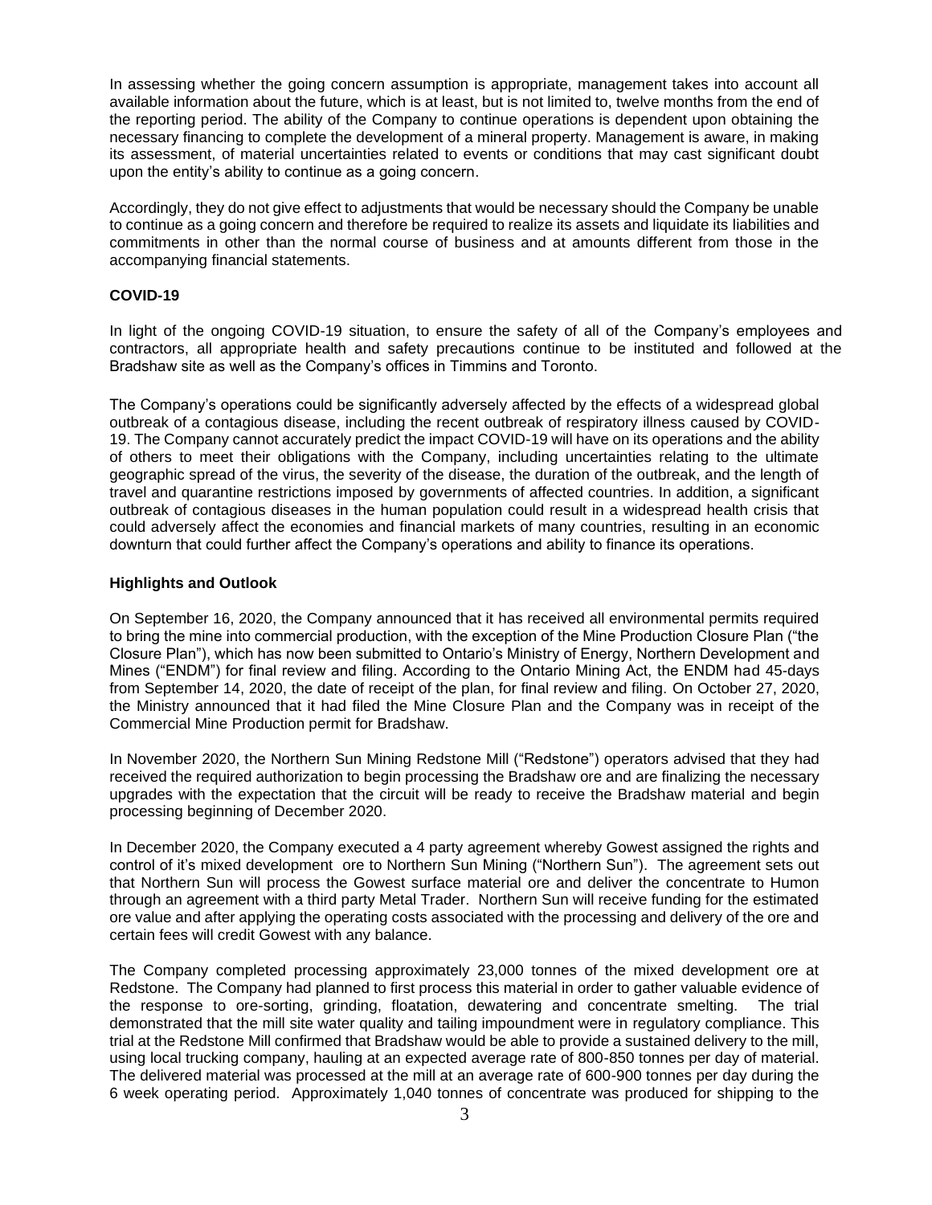In assessing whether the going concern assumption is appropriate, management takes into account all available information about the future, which is at least, but is not limited to, twelve months from the end of the reporting period. The ability of the Company to continue operations is dependent upon obtaining the necessary financing to complete the development of a mineral property. Management is aware, in making its assessment, of material uncertainties related to events or conditions that may cast significant doubt upon the entity's ability to continue as a going concern.

Accordingly, they do not give effect to adjustments that would be necessary should the Company be unable to continue as a going concern and therefore be required to realize its assets and liquidate its liabilities and commitments in other than the normal course of business and at amounts different from those in the accompanying financial statements.

**COVID-19**

In light of the ongoing COVID-19 situation, to ensure the safety of all of the Company's employees and contractors, all appropriate health and safety precautions continue to be instituted and followed at the Bradshaw site as well as the Company's offices in Timmins and Toronto.

The Company's operations could be significantly adversely affected by the effects of a widespread global outbreak of a contagious disease, including the recent outbreak of respiratory illness caused by COVID-19. The Company cannot accurately predict the impact COVID-19 will have on its operations and the ability of others to meet their obligations with the Company, including uncertainties relating to the ultimate geographic spread of the virus, the severity of the disease, the duration of the outbreak, and the length of travel and quarantine restrictions imposed by governments of affected countries. In addition, a significant outbreak of contagious diseases in the human population could result in a widespread health crisis that could adversely affect the economies and financial markets of many countries, resulting in an economic downturn that could further affect the Company's operations and ability to finance its operations.

**Highlights and Outlook**

On September 16, 2020, the Company announced that it has received all environmental permits required to bring the mine into commercial production, with the exception of the Mine Production Closure Plan ("the Closure Plan"), which has now been submitted to Ontario's Ministry of Energy, Northern Development and Mines ("ENDM") for final review and filing. According to the Ontario Mining Act, the ENDM had 45-days from September 14, 2020, the date of receipt of the plan, for final review and filing. On October 27, 2020, the Ministry announced that it had filed the Mine Closure Plan and the Company was in receipt of the Commercial Mine Production permit for Bradshaw.

In November 2020, the Northern Sun Mining Redstone Mill ("Redstone") operators advised that they had received the required authorization to begin processing the Bradshaw ore and are finalizing the necessary upgrades with the expectation that the circuit will be ready to receive the Bradshaw material and begin processing beginning of December 2020.

In December 2020, the Company executed a 4 party agreement whereby Gowest assigned the rights and control of it's mixed development ore to Northern Sun Mining ("Northern Sun"). The agreement sets out that Northern Sun will process the Gowest surface material ore and deliver the concentrate to Humon through an agreement with a third party Metal Trader. Northern Sun will receive funding for the estimated ore value and after applying the operating costs associated with the processing and delivery of the ore and certain fees will credit Gowest with any balance.

The Company completed processing approximately 23,000 tonnes of the mixed development ore at Redstone. The Company had planned to first process this material in order to gather valuable evidence of the response to ore-sorting, grinding, floatation, dewatering and concentrate smelting. The trial demonstrated that the mill site water quality and tailing impoundment were in regulatory compliance. This trial at the Redstone Mill confirmed that Bradshaw would be able to provide a sustained delivery to the mill, using local trucking company, hauling at an expected average rate of 800-850 tonnes per day of material. The delivered material was processed at the mill at an average rate of 600-900 tonnes per day during the 6 week operating period. Approximately 1,040 tonnes of concentrate was produced for shipping to the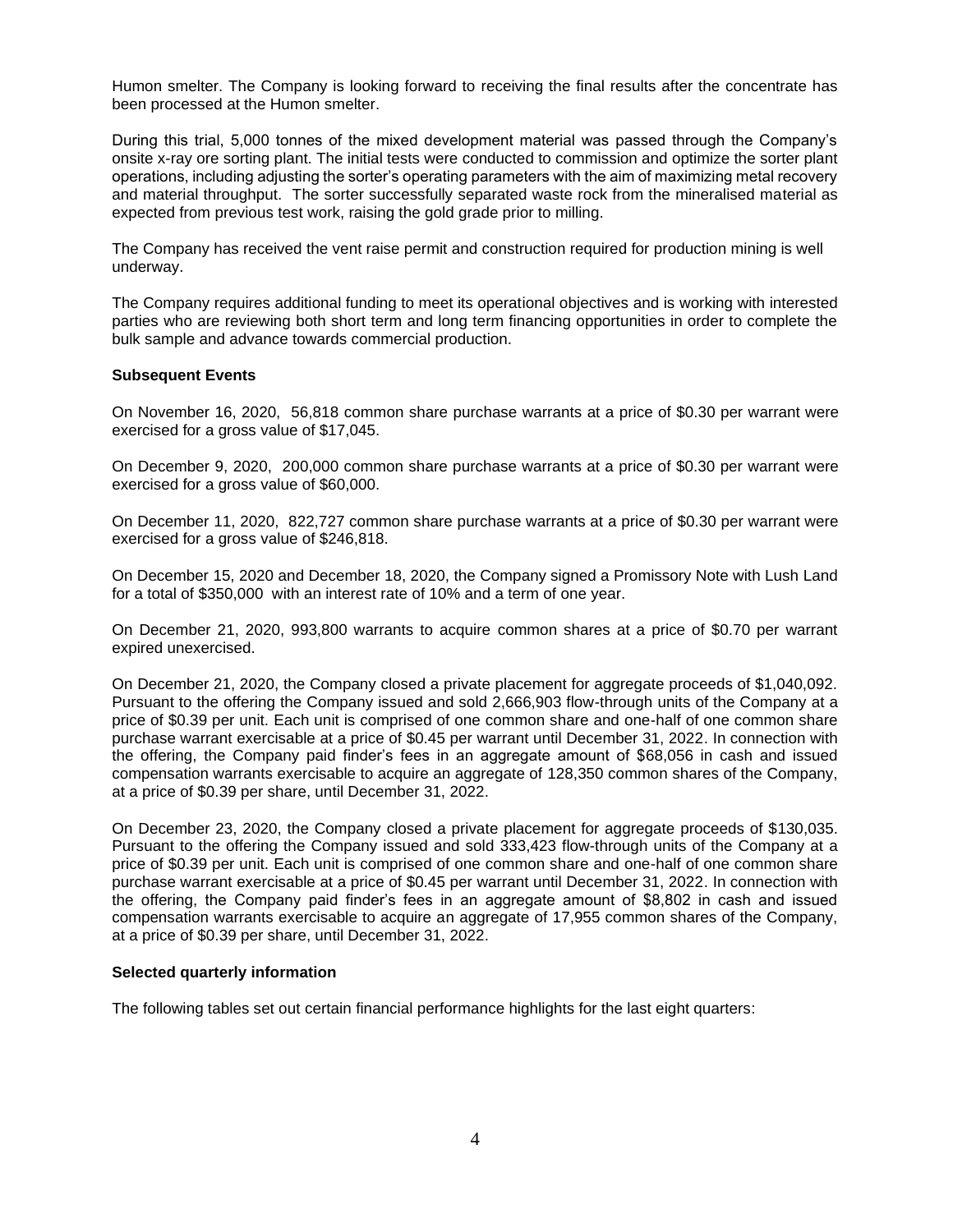Humon smelter. The Company is looking forward to receiving the final results after the concentrate has been processed at the Humon smelter.

During this trial, 5,000 tonnes of the mixed development material was passed through the Company's onsite x-ray ore sorting plant. The initial tests were conducted to commission and optimize the sorter plant operations, including adjusting the sorter's operating parameters with the aim of maximizing metal recovery and material throughput. The sorter successfully separated waste rock from the mineralised material as expected from previous test work, raising the gold grade prior to milling.

The Company has received the vent raise permit and construction required for production mining is well underway.

The Company requires additional funding to meet its operational objectives and is working with interested parties who are reviewing both short term and long term financing opportunities in order to complete the bulk sample and advance towards commercial production.

**Subsequent Events**

On November 16, 2020, 56,818 common share purchase warrants at a price of $0.30 per warrant were exercised for a gross value of $17,045.

On December 9, 2020, 200,000 common share purchase warrants at a price of $0.30 per warrant were exercised for a gross value of $60,000.

On December 11, 2020, 822,727 common share purchase warrants at a price of $0.30 per warrant were exercised for a gross value of $246,818.

On December 15, 2020 and December 18, 2020, the Company signed a Promissory Note with Lush Land for a total of $350,000 with an interest rate of 10% and a term of one year.

On December 21, 2020, 993,800 warrants to acquire common shares at a price of $0.70 per warrant expired unexercised.

On December 21, 2020, the Company closed a private placement for aggregate proceeds of $1,040,092. Pursuant to the offering the Company issued and sold 2,666,903 flow-through units of the Company at a price of $0.39 per unit. Each unit is comprised of one common share and one-half of one common share purchase warrant exercisable at a price of $0.45 per warrant until December 31, 2022. In connection with the offering, the Company paid finder's fees in an aggregate amount of $68,056 in cash and issued compensation warrants exercisable to acquire an aggregate of 128,350 common shares of the Company, at a price of $0.39 per share, until December 31, 2022.

On December 23, 2020, the Company closed a private placement for aggregate proceeds of $130,035. Pursuant to the offering the Company issued and sold 333,423 flow-through units of the Company at a price of $0.39 per unit. Each unit is comprised of one common share and one-half of one common share purchase warrant exercisable at a price of $0.45 per warrant until December 31, 2022. In connection with the offering, the Company paid finder's fees in an aggregate amount of $8,802 in cash and issued compensation warrants exercisable to acquire an aggregate of 17,955 common shares of the Company, at a price of $0.39 per share, until December 31, 2022.

**Selected quarterly information**

The following tables set out certain financial performance highlights for the last eight quarters: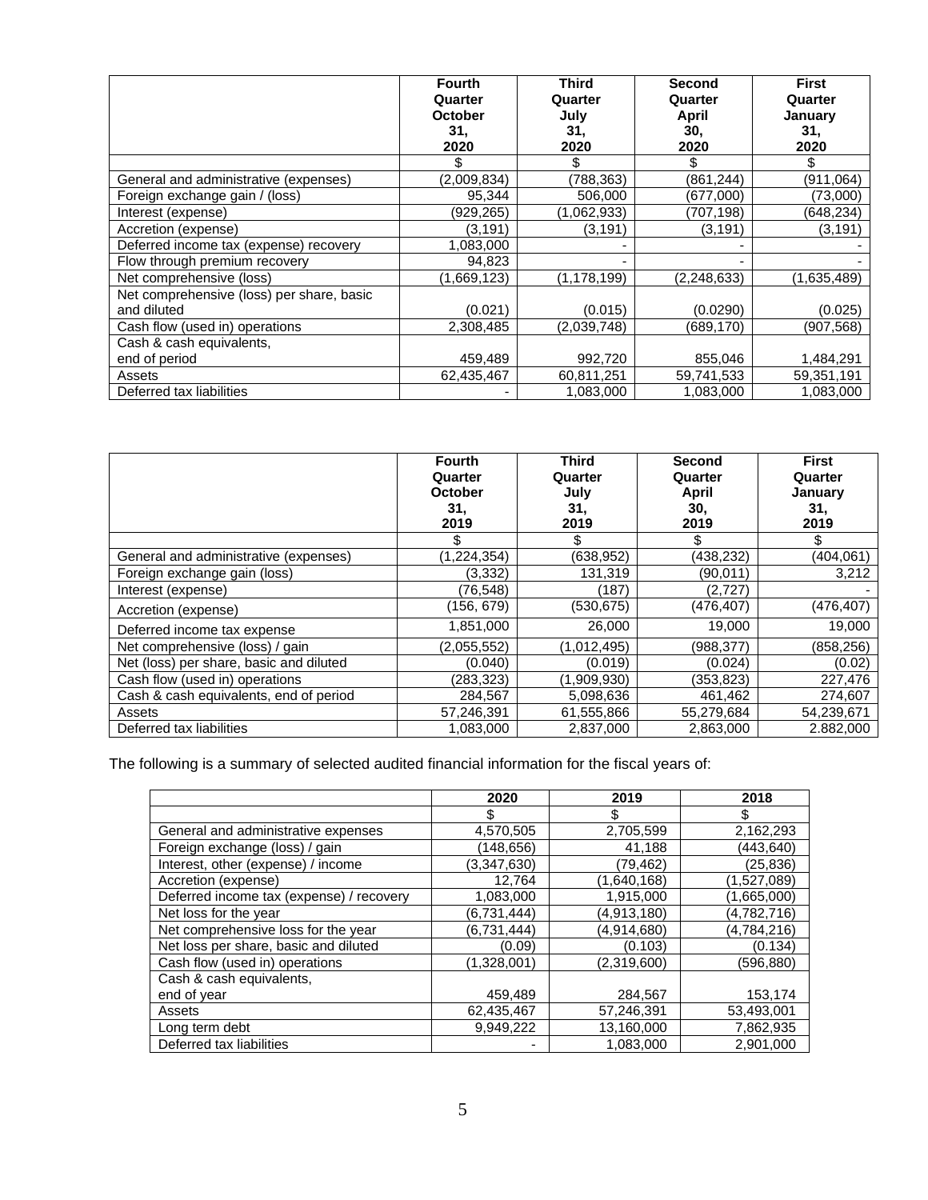|  | Fourth Quarter October 31, 2020 | Third Quarter July 31, 2020 | Second Quarter April 30, 2020 | First Quarter January 31, 2020 |
|---|---|---|---|---|
|  | $ | $ | $ | $ |
| General and administrative (expenses) | (2,009,834) | (788,363) | (861,244) | (911,064) |
| Foreign exchange gain / (loss) | 95,344 | 506,000 | (677,000) | (73,000) |
| Interest (expense) | (929,265) | (1,062,933) | (707,198) | (648,234) |
| Accretion (expense) | (3,191) | (3,191) | (3,191) | (3,191) |
| Deferred income tax (expense) recovery | 1,083,000 | - | - | - |
| Flow through premium recovery | 94,823 | - | - | - |
| Net comprehensive (loss) | (1,669,123) | (1,178,199) | (2,248,633) | (1,635,489) |
| Net comprehensive (loss) per share, basic and diluted | (0.021) | (0.015) | (0.0290) | (0.025) |
| Cash flow (used in) operations | 2,308,485 | (2,039,748) | (689,170) | (907,568) |
| Cash & cash equivalents, end of period | 459,489 | 992,720 | 855,046 | 1,484,291 |
| Assets | 62,435,467 | 60,811,251 | 59,741,533 | 59,351,191 |
| Deferred tax liabilities | - | 1,083,000 | 1,083,000 | 1,083,000 |

|  | Fourth Quarter October 31, 2019 | Third Quarter July 31, 2019 | Second Quarter April 30, 2019 | First Quarter January 31, 2019 |
|---|---|---|---|---|
|  | $ | $ | $ | $ |
| General and administrative (expenses) | (1,224,354) | (638,952) | (438,232) | (404,061) |
| Foreign exchange gain (loss) | (3,332) | 131,319 | (90,011) | 3,212 |
| Interest (expense) | (76,548) | (187) | (2,727) | - |
| Accretion (expense) | (156, 679) | (530,675) | (476,407) | (476,407) |
| Deferred income tax expense | 1,851,000 | 26,000 | 19,000 | 19,000 |
| Net comprehensive (loss) / gain | (2,055,552) | (1,012,495) | (988,377) | (858,256) |
| Net (loss) per share, basic and diluted | (0.040) | (0.019) | (0.024) | (0.02) |
| Cash flow (used in) operations | (283,323) | (1,909,930) | (353,823) | 227,476 |
| Cash & cash equivalents, end of period | 284,567 | 5,098,636 | 461,462 | 274,607 |
| Assets | 57,246,391 | 61,555,866 | 55,279,684 | 54,239,671 |
| Deferred tax liabilities | 1,083,000 | 2,837,000 | 2,863,000 | 2.882,000 |

The following is a summary of selected audited financial information for the fiscal years of:

|  | 2020 | 2019 | 2018 |
|---|---|---|---|
|  | $ | $ | $ |
| General and administrative expenses | 4,570,505 | 2,705,599 | 2,162,293 |
| Foreign exchange (loss) / gain | (148,656) | 41,188 | (443,640) |
| Interest, other (expense) / income | (3,347,630) | (79,462) | (25,836) |
| Accretion (expense) | 12,764 | (1,640,168) | (1,527,089) |
| Deferred income tax (expense) / recovery | 1,083,000 | 1,915,000 | (1,665,000) |
| Net loss for the year | (6,731,444) | (4,913,180) | (4,782,716) |
| Net comprehensive loss for the year | (6,731,444) | (4,914,680) | (4,784,216) |
| Net loss per share, basic and diluted | (0.09) | (0.103) | (0.134) |
| Cash flow (used in) operations | (1,328,001) | (2,319,600) | (596,880) |
| Cash & cash equivalents, end of year | 459,489 | 284,567 | 153,174 |
| Assets | 62,435,467 | 57,246,391 | 53,493,001 |
| Long term debt | 9,949,222 | 13,160,000 | 7,862,935 |
| Deferred tax liabilities | - | 1,083,000 | 2,901,000 |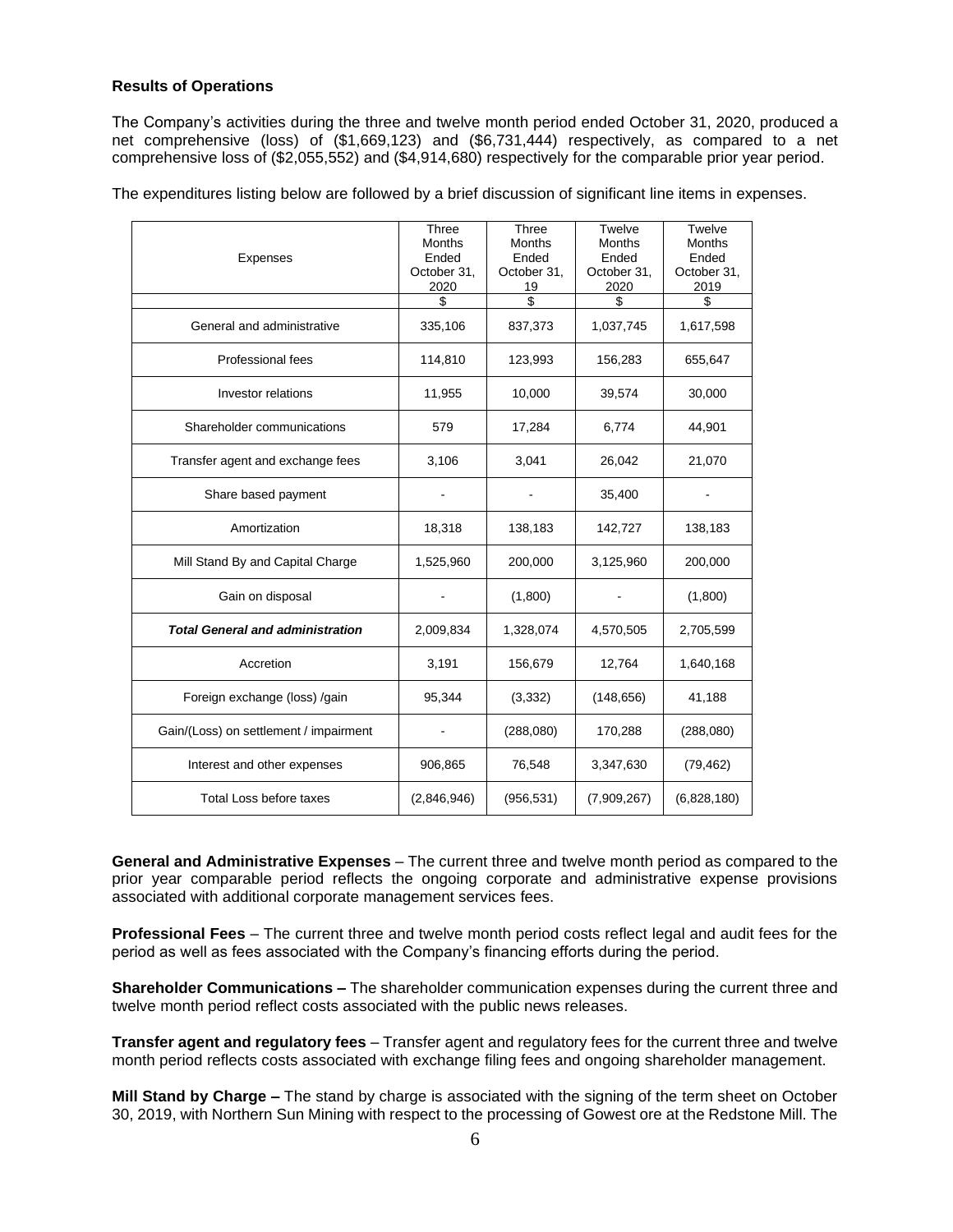**Results of Operations**

The Company's activities during the three and twelve month period ended October 31, 2020, produced a net comprehensive (loss) of ($1,669,123) and ($6,731,444) respectively, as compared to a net comprehensive loss of ($2,055,552) and ($4,914,680) respectively for the comparable prior year period.

The expenditures listing below are followed by a brief discussion of significant line items in expenses.

| Expenses | Three Months Ended October 31, 2020 | Three Months Ended October 31, 19 | Twelve Months Ended October 31, 2020 | Twelve Months Ended October 31, 2019 |
|---|---|---|---|---|
| | $ | $ | $ | $ |
| General and administrative | 335,106 | 837,373 | 1,037,745 | 1,617,598 |
| Professional fees | 114,810 | 123,993 | 156,283 | 655,647 |
| Investor relations | 11,955 | 10,000 | 39,574 | 30,000 |
| Shareholder communications | 579 | 17,284 | 6,774 | 44,901 |
| Transfer agent and exchange fees | 3,106 | 3,041 | 26,042 | 21,070 |
| Share based payment | - | - | 35,400 | - |
| Amortization | 18,318 | 138,183 | 142,727 | 138,183 |
| Mill Stand By and Capital Charge | 1,525,960 | 200,000 | 3,125,960 | 200,000 |
| Gain on disposal | - | (1,800) | - | (1,800) |
| ***Total General and administration*** | 2,009,834 | 1,328,074 | 4,570,505 | 2,705,599 |
| Accretion | 3,191 | 156,679 | 12,764 | 1,640,168 |
| Foreign exchange (loss) /gain | 95,344 | (3,332) | (148,656) | 41,188 |
| Gain/(Loss) on settlement / impairment | - | (288,080) | 170,288 | (288,080) |
| Interest and other expenses | 906,865 | 76,548 | 3,347,630 | (79,462) |
| Total Loss before taxes | (2,846,946) | (956,531) | (7,909,267) | (6,828,180) |

**General and Administrative Expenses** – The current three and twelve month period as compared to the prior year comparable period reflects the ongoing corporate and administrative expense provisions associated with additional corporate management services fees.

**Professional Fees** – The current three and twelve month period costs reflect legal and audit fees for the period as well as fees associated with the Company's financing efforts during the period.

**Shareholder Communications –** The shareholder communication expenses during the current three and twelve month period reflect costs associated with the public news releases.

**Transfer agent and regulatory fees** – Transfer agent and regulatory fees for the current three and twelve month period reflects costs associated with exchange filing fees and ongoing shareholder management.

**Mill Stand by Charge –** The stand by charge is associated with the signing of the term sheet on October 30, 2019, with Northern Sun Mining with respect to the processing of Gowest ore at the Redstone Mill. The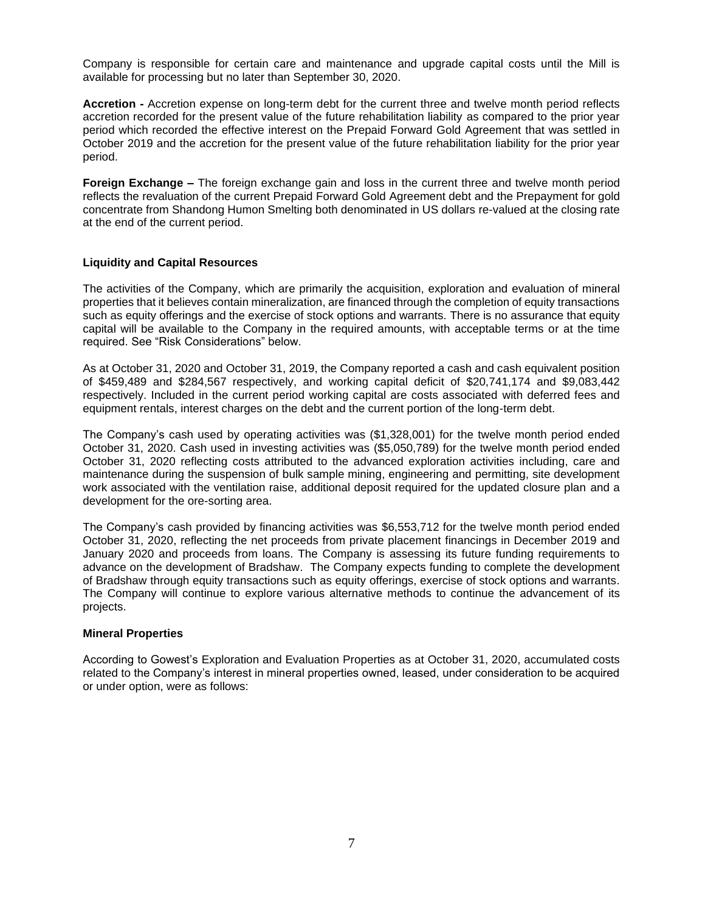Company is responsible for certain care and maintenance and upgrade capital costs until the Mill is available for processing but no later than September 30, 2020.

**Accretion -** Accretion expense on long-term debt for the current three and twelve month period reflects accretion recorded for the present value of the future rehabilitation liability as compared to the prior year period which recorded the effective interest on the Prepaid Forward Gold Agreement that was settled in October 2019 and the accretion for the present value of the future rehabilitation liability for the prior year period.

**Foreign Exchange –** The foreign exchange gain and loss in the current three and twelve month period reflects the revaluation of the current Prepaid Forward Gold Agreement debt and the Prepayment for gold concentrate from Shandong Humon Smelting both denominated in US dollars re-valued at the closing rate at the end of the current period.

**Liquidity and Capital Resources**

The activities of the Company, which are primarily the acquisition, exploration and evaluation of mineral properties that it believes contain mineralization, are financed through the completion of equity transactions such as equity offerings and the exercise of stock options and warrants. There is no assurance that equity capital will be available to the Company in the required amounts, with acceptable terms or at the time required. See "Risk Considerations" below.

As at October 31, 2020 and October 31, 2019, the Company reported a cash and cash equivalent position of $459,489 and $284,567 respectively, and working capital deficit of $20,741,174 and $9,083,442 respectively. Included in the current period working capital are costs associated with deferred fees and equipment rentals, interest charges on the debt and the current portion of the long-term debt.

The Company's cash used by operating activities was ($1,328,001) for the twelve month period ended October 31, 2020. Cash used in investing activities was ($5,050,789) for the twelve month period ended October 31, 2020 reflecting costs attributed to the advanced exploration activities including, care and maintenance during the suspension of bulk sample mining, engineering and permitting, site development work associated with the ventilation raise, additional deposit required for the updated closure plan and a development for the ore-sorting area.

The Company's cash provided by financing activities was $6,553,712 for the twelve month period ended October 31, 2020, reflecting the net proceeds from private placement financings in December 2019 and January 2020 and proceeds from loans. The Company is assessing its future funding requirements to advance on the development of Bradshaw. The Company expects funding to complete the development of Bradshaw through equity transactions such as equity offerings, exercise of stock options and warrants. The Company will continue to explore various alternative methods to continue the advancement of its projects.

**Mineral Properties**

According to Gowest's Exploration and Evaluation Properties as at October 31, 2020, accumulated costs related to the Company's interest in mineral properties owned, leased, under consideration to be acquired or under option, were as follows: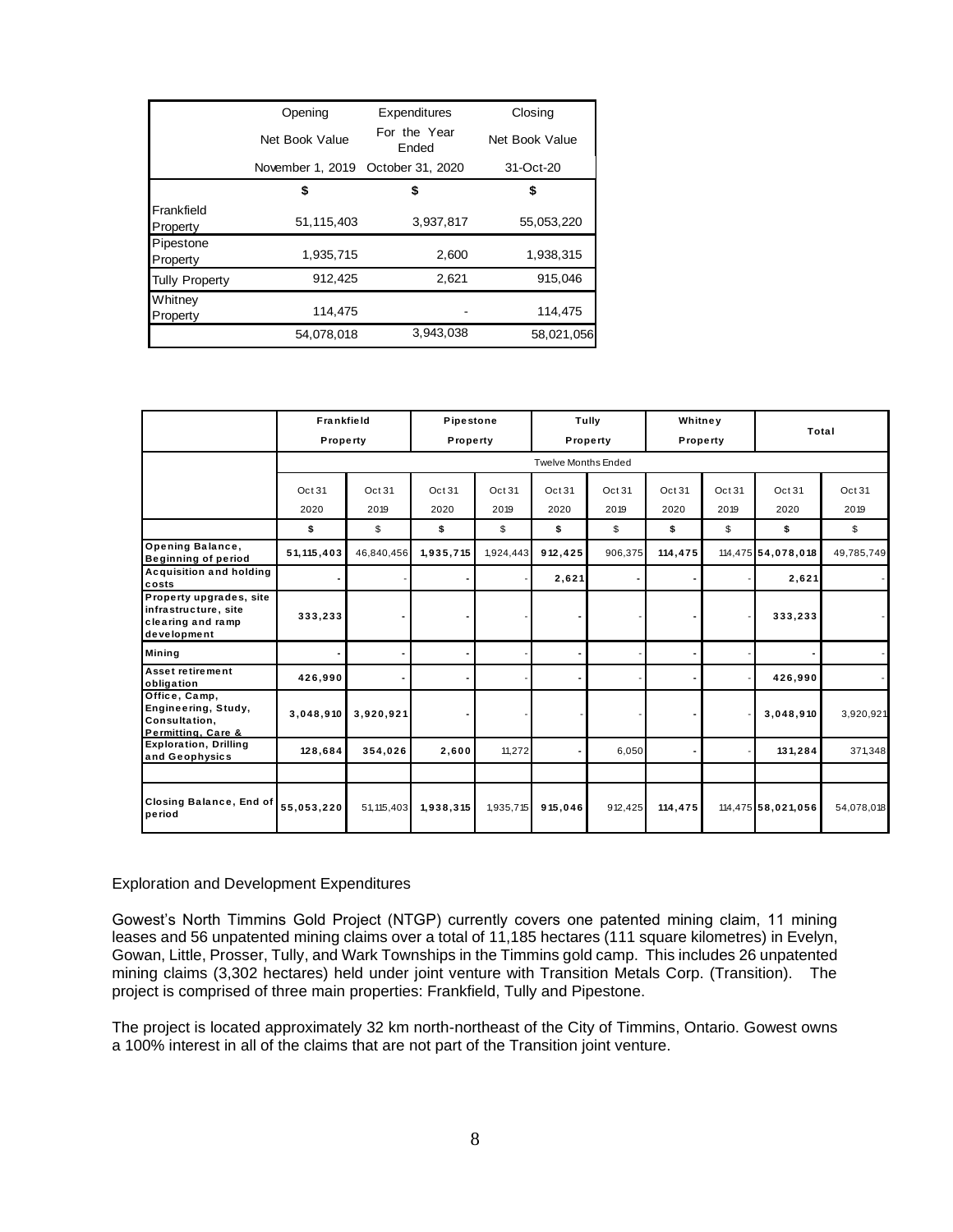| | Opening Net Book Value November 1, 2019 | Expenditures For the Year Ended October 31, 2020 | Closing Net Book Value 31-Oct-20 |
|---|---|---|---|
| | $ | $ | $ |
| Frankfield Property | 51,115,403 | 3,937,817 | 55,053,220 |
| Pipestone Property | 1,935,715 | 2,600 | 1,938,315 |
| Tully Property | 912,425 | 2,621 | 915,046 |
| Whitney Property | 114,475 | - | 114,475 |
| | 54,078,018 | 3,943,038 | 58,021,056 |

| | Frankfield Property | | Pipestone Property | | Tully Property | | Whitney Property | | Total | |
|---|---|---|---|---|---|---|---|---|---|---|
| | Twelve Months Ended | | | | | | | | | |
| | Oct 31 2020 | Oct 31 2019 | Oct 31 2020 | Oct 31 2019 | Oct 31 2020 | Oct 31 2019 | Oct 31 2020 | Oct 31 2019 | Oct 31 2020 | Oct 31 2019 |
| | $ | $ | $ | $ | $ | $ | $ | $ | $ | $ |
| **Opening Balance, Beginning of period** | **51,115,403** | 46,840,456 | **1,935,715** | 1,924,443 | **912,425** | 906,375 | **114,475** | 114,475 | **54,078,018** | 49,785,749 |
| **Acquisition and holding costs** | - | - | - | - | **2,621** | - | - | - | **2,621** | - |
| **Property upgrades, site infrastructure, site clearing and ramp development** | **333,233** | - | - | - | - | - | - | - | **333,233** | - |
| **Mining** | - | - | - | - | - | - | - | - | - | - |
| **Asset retirement obligation** | **426,990** | - | - | - | - | - | - | - | **426,990** | - |
| **Office, Camp, Engineering, Study, Consultation, Permitting, Care &** | **3,048,910** | **3,920,921** | - | - | - | - | - | - | **3,048,910** | 3,920,921 |
| **Exploration, Drilling and Geophysics** | **128,684** | **354,026** | **2,600** | 11,272 | - | 6,050 | - | - | **131,284** | 371,348 |
| | | | | | | | | | | |
| **Closing Balance, End of period** | **55,053,220** | 51,115,403 | **1,938,315** | 1,935,715 | **915,046** | 912,425 | **114,475** | 114,475 | **58,021,056** | 54,078,018 |

Exploration and Development Expenditures

Gowest's North Timmins Gold Project (NTGP) currently covers one patented mining claim, 11 mining leases and 56 unpatented mining claims over a total of 11,185 hectares (111 square kilometres) in Evelyn, Gowan, Little, Prosser, Tully, and Wark Townships in the Timmins gold camp. This includes 26 unpatented mining claims (3,302 hectares) held under joint venture with Transition Metals Corp. (Transition). The project is comprised of three main properties: Frankfield, Tully and Pipestone.

The project is located approximately 32 km north-northeast of the City of Timmins, Ontario. Gowest owns a 100% interest in all of the claims that are not part of the Transition joint venture.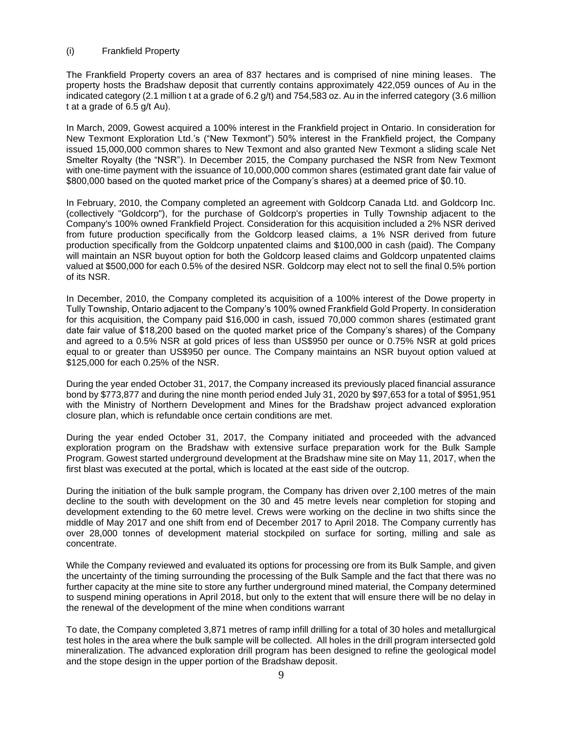(i) Frankfield Property

The Frankfield Property covers an area of 837 hectares and is comprised of nine mining leases. The property hosts the Bradshaw deposit that currently contains approximately 422,059 ounces of Au in the indicated category (2.1 million t at a grade of 6.2 g/t) and 754,583 oz. Au in the inferred category (3.6 million t at a grade of 6.5 g/t Au).

In March, 2009, Gowest acquired a 100% interest in the Frankfield project in Ontario. In consideration for New Texmont Exploration Ltd.'s ("New Texmont") 50% interest in the Frankfield project, the Company issued 15,000,000 common shares to New Texmont and also granted New Texmont a sliding scale Net Smelter Royalty (the "NSR"). In December 2015, the Company purchased the NSR from New Texmont with one-time payment with the issuance of 10,000,000 common shares (estimated grant date fair value of $800,000 based on the quoted market price of the Company's shares) at a deemed price of $0.10.

In February, 2010, the Company completed an agreement with Goldcorp Canada Ltd. and Goldcorp Inc. (collectively "Goldcorp"), for the purchase of Goldcorp's properties in Tully Township adjacent to the Company's 100% owned Frankfield Project. Consideration for this acquisition included a 2% NSR derived from future production specifically from the Goldcorp leased claims, a 1% NSR derived from future production specifically from the Goldcorp unpatented claims and $100,000 in cash (paid). The Company will maintain an NSR buyout option for both the Goldcorp leased claims and Goldcorp unpatented claims valued at $500,000 for each 0.5% of the desired NSR. Goldcorp may elect not to sell the final 0.5% portion of its NSR.

In December, 2010, the Company completed its acquisition of a 100% interest of the Dowe property in Tully Township, Ontario adjacent to the Company's 100% owned Frankfield Gold Property. In consideration for this acquisition, the Company paid $16,000 in cash, issued 70,000 common shares (estimated grant date fair value of $18,200 based on the quoted market price of the Company's shares) of the Company and agreed to a 0.5% NSR at gold prices of less than US$950 per ounce or 0.75% NSR at gold prices equal to or greater than US$950 per ounce. The Company maintains an NSR buyout option valued at $125,000 for each 0.25% of the NSR.

During the year ended October 31, 2017, the Company increased its previously placed financial assurance bond by $773,877 and during the nine month period ended July 31, 2020 by $97,653 for a total of $951,951 with the Ministry of Northern Development and Mines for the Bradshaw project advanced exploration closure plan, which is refundable once certain conditions are met.

During the year ended October 31, 2017, the Company initiated and proceeded with the advanced exploration program on the Bradshaw with extensive surface preparation work for the Bulk Sample Program. Gowest started underground development at the Bradshaw mine site on May 11, 2017, when the first blast was executed at the portal, which is located at the east side of the outcrop.

During the initiation of the bulk sample program, the Company has driven over 2,100 metres of the main decline to the south with development on the 30 and 45 metre levels near completion for stoping and development extending to the 60 metre level. Crews were working on the decline in two shifts since the middle of May 2017 and one shift from end of December 2017 to April 2018. The Company currently has over 28,000 tonnes of development material stockpiled on surface for sorting, milling and sale as concentrate.

While the Company reviewed and evaluated its options for processing ore from its Bulk Sample, and given the uncertainty of the timing surrounding the processing of the Bulk Sample and the fact that there was no further capacity at the mine site to store any further underground mined material, the Company determined to suspend mining operations in April 2018, but only to the extent that will ensure there will be no delay in the renewal of the development of the mine when conditions warrant

To date, the Company completed 3,871 metres of ramp infill drilling for a total of 30 holes and metallurgical test holes in the area where the bulk sample will be collected. All holes in the drill program intersected gold mineralization. The advanced exploration drill program has been designed to refine the geological model and the stope design in the upper portion of the Bradshaw deposit.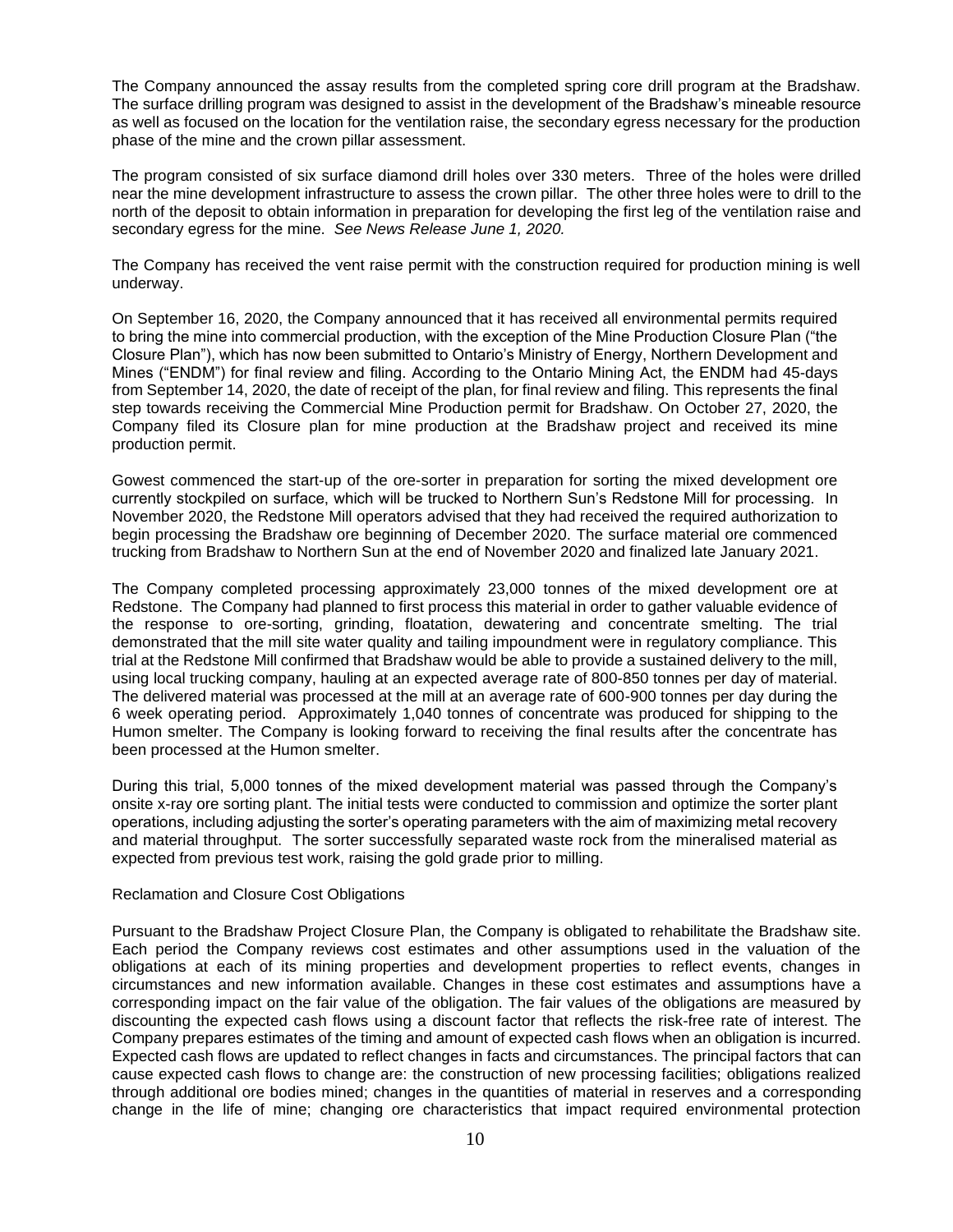The Company announced the assay results from the completed spring core drill program at the Bradshaw. The surface drilling program was designed to assist in the development of the Bradshaw's mineable resource as well as focused on the location for the ventilation raise, the secondary egress necessary for the production phase of the mine and the crown pillar assessment.

The program consisted of six surface diamond drill holes over 330 meters. Three of the holes were drilled near the mine development infrastructure to assess the crown pillar. The other three holes were to drill to the north of the deposit to obtain information in preparation for developing the first leg of the ventilation raise and secondary egress for the mine. *See News Release June 1, 2020.*

The Company has received the vent raise permit with the construction required for production mining is well underway.

On September 16, 2020, the Company announced that it has received all environmental permits required to bring the mine into commercial production, with the exception of the Mine Production Closure Plan ("the Closure Plan"), which has now been submitted to Ontario's Ministry of Energy, Northern Development and Mines ("ENDM") for final review and filing. According to the Ontario Mining Act, the ENDM had 45-days from September 14, 2020, the date of receipt of the plan, for final review and filing. This represents the final step towards receiving the Commercial Mine Production permit for Bradshaw. On October 27, 2020, the Company filed its Closure plan for mine production at the Bradshaw project and received its mine production permit.

Gowest commenced the start-up of the ore-sorter in preparation for sorting the mixed development ore currently stockpiled on surface, which will be trucked to Northern Sun's Redstone Mill for processing. In November 2020, the Redstone Mill operators advised that they had received the required authorization to begin processing the Bradshaw ore beginning of December 2020. The surface material ore commenced trucking from Bradshaw to Northern Sun at the end of November 2020 and finalized late January 2021.

The Company completed processing approximately 23,000 tonnes of the mixed development ore at Redstone. The Company had planned to first process this material in order to gather valuable evidence of the response to ore-sorting, grinding, floatation, dewatering and concentrate smelting. The trial demonstrated that the mill site water quality and tailing impoundment were in regulatory compliance. This trial at the Redstone Mill confirmed that Bradshaw would be able to provide a sustained delivery to the mill, using local trucking company, hauling at an expected average rate of 800-850 tonnes per day of material. The delivered material was processed at the mill at an average rate of 600-900 tonnes per day during the 6 week operating period. Approximately 1,040 tonnes of concentrate was produced for shipping to the Humon smelter. The Company is looking forward to receiving the final results after the concentrate has been processed at the Humon smelter.

During this trial, 5,000 tonnes of the mixed development material was passed through the Company's onsite x-ray ore sorting plant. The initial tests were conducted to commission and optimize the sorter plant operations, including adjusting the sorter's operating parameters with the aim of maximizing metal recovery and material throughput. The sorter successfully separated waste rock from the mineralised material as expected from previous test work, raising the gold grade prior to milling.

Reclamation and Closure Cost Obligations

Pursuant to the Bradshaw Project Closure Plan, the Company is obligated to rehabilitate the Bradshaw site. Each period the Company reviews cost estimates and other assumptions used in the valuation of the obligations at each of its mining properties and development properties to reflect events, changes in circumstances and new information available. Changes in these cost estimates and assumptions have a corresponding impact on the fair value of the obligation. The fair values of the obligations are measured by discounting the expected cash flows using a discount factor that reflects the risk-free rate of interest. The Company prepares estimates of the timing and amount of expected cash flows when an obligation is incurred. Expected cash flows are updated to reflect changes in facts and circumstances. The principal factors that can cause expected cash flows to change are: the construction of new processing facilities; obligations realized through additional ore bodies mined; changes in the quantities of material in reserves and a corresponding change in the life of mine; changing ore characteristics that impact required environmental protection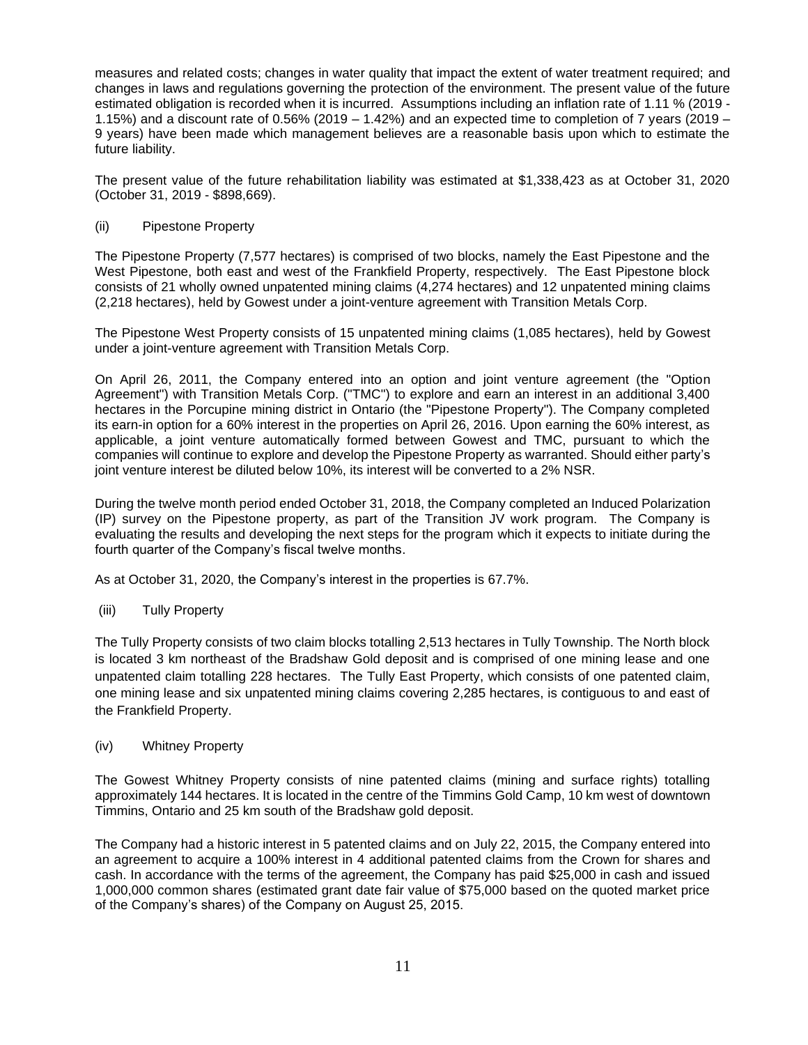measures and related costs; changes in water quality that impact the extent of water treatment required; and changes in laws and regulations governing the protection of the environment. The present value of the future estimated obligation is recorded when it is incurred. Assumptions including an inflation rate of 1.11 % (2019 - 1.15%) and a discount rate of 0.56% (2019 – 1.42%) and an expected time to completion of 7 years (2019 – 9 years) have been made which management believes are a reasonable basis upon which to estimate the future liability.

The present value of the future rehabilitation liability was estimated at $1,338,423 as at October 31, 2020 (October 31, 2019 - $898,669).

(ii) Pipestone Property

The Pipestone Property (7,577 hectares) is comprised of two blocks, namely the East Pipestone and the West Pipestone, both east and west of the Frankfield Property, respectively. The East Pipestone block consists of 21 wholly owned unpatented mining claims (4,274 hectares) and 12 unpatented mining claims (2,218 hectares), held by Gowest under a joint-venture agreement with Transition Metals Corp.

The Pipestone West Property consists of 15 unpatented mining claims (1,085 hectares), held by Gowest under a joint-venture agreement with Transition Metals Corp.

On April 26, 2011, the Company entered into an option and joint venture agreement (the "Option Agreement") with Transition Metals Corp. ("TMC") to explore and earn an interest in an additional 3,400 hectares in the Porcupine mining district in Ontario (the "Pipestone Property"). The Company completed its earn-in option for a 60% interest in the properties on April 26, 2016. Upon earning the 60% interest, as applicable, a joint venture automatically formed between Gowest and TMC, pursuant to which the companies will continue to explore and develop the Pipestone Property as warranted. Should either party's joint venture interest be diluted below 10%, its interest will be converted to a 2% NSR.

During the twelve month period ended October 31, 2018, the Company completed an Induced Polarization (IP) survey on the Pipestone property, as part of the Transition JV work program. The Company is evaluating the results and developing the next steps for the program which it expects to initiate during the fourth quarter of the Company's fiscal twelve months.

As at October 31, 2020, the Company's interest in the properties is 67.7%.

(iii) Tully Property

The Tully Property consists of two claim blocks totalling 2,513 hectares in Tully Township. The North block is located 3 km northeast of the Bradshaw Gold deposit and is comprised of one mining lease and one unpatented claim totalling 228 hectares. The Tully East Property, which consists of one patented claim, one mining lease and six unpatented mining claims covering 2,285 hectares, is contiguous to and east of the Frankfield Property.

(iv) Whitney Property

The Gowest Whitney Property consists of nine patented claims (mining and surface rights) totalling approximately 144 hectares. It is located in the centre of the Timmins Gold Camp, 10 km west of downtown Timmins, Ontario and 25 km south of the Bradshaw gold deposit.

The Company had a historic interest in 5 patented claims and on July 22, 2015, the Company entered into an agreement to acquire a 100% interest in 4 additional patented claims from the Crown for shares and cash. In accordance with the terms of the agreement, the Company has paid $25,000 in cash and issued 1,000,000 common shares (estimated grant date fair value of $75,000 based on the quoted market price of the Company's shares) of the Company on August 25, 2015.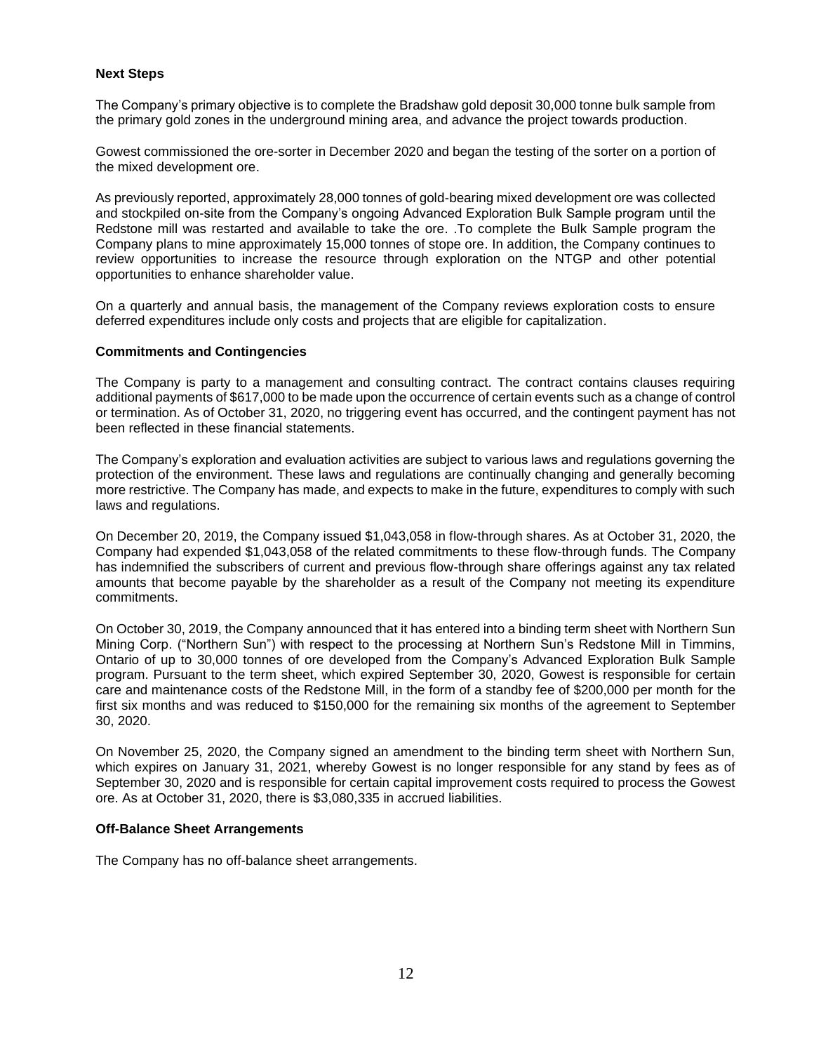**Next Steps**

The Company's primary objective is to complete the Bradshaw gold deposit 30,000 tonne bulk sample from the primary gold zones in the underground mining area, and advance the project towards production.

Gowest commissioned the ore-sorter in December 2020 and began the testing of the sorter on a portion of the mixed development ore.

As previously reported, approximately 28,000 tonnes of gold-bearing mixed development ore was collected and stockpiled on-site from the Company's ongoing Advanced Exploration Bulk Sample program until the Redstone mill was restarted and available to take the ore. .To complete the Bulk Sample program the Company plans to mine approximately 15,000 tonnes of stope ore. In addition, the Company continues to review opportunities to increase the resource through exploration on the NTGP and other potential opportunities to enhance shareholder value.

On a quarterly and annual basis, the management of the Company reviews exploration costs to ensure deferred expenditures include only costs and projects that are eligible for capitalization.

**Commitments and Contingencies**

The Company is party to a management and consulting contract. The contract contains clauses requiring additional payments of $617,000 to be made upon the occurrence of certain events such as a change of control or termination. As of October 31, 2020, no triggering event has occurred, and the contingent payment has not been reflected in these financial statements.

The Company's exploration and evaluation activities are subject to various laws and regulations governing the protection of the environment. These laws and regulations are continually changing and generally becoming more restrictive. The Company has made, and expects to make in the future, expenditures to comply with such laws and regulations.

On December 20, 2019, the Company issued $1,043,058 in flow-through shares. As at October 31, 2020, the Company had expended $1,043,058 of the related commitments to these flow-through funds. The Company has indemnified the subscribers of current and previous flow-through share offerings against any tax related amounts that become payable by the shareholder as a result of the Company not meeting its expenditure commitments.

On October 30, 2019, the Company announced that it has entered into a binding term sheet with Northern Sun Mining Corp. ("Northern Sun") with respect to the processing at Northern Sun's Redstone Mill in Timmins, Ontario of up to 30,000 tonnes of ore developed from the Company's Advanced Exploration Bulk Sample program. Pursuant to the term sheet, which expired September 30, 2020, Gowest is responsible for certain care and maintenance costs of the Redstone Mill, in the form of a standby fee of $200,000 per month for the first six months and was reduced to $150,000 for the remaining six months of the agreement to September 30, 2020.

On November 25, 2020, the Company signed an amendment to the binding term sheet with Northern Sun, which expires on January 31, 2021, whereby Gowest is no longer responsible for any stand by fees as of September 30, 2020 and is responsible for certain capital improvement costs required to process the Gowest ore. As at October 31, 2020, there is $3,080,335 in accrued liabilities.

**Off-Balance Sheet Arrangements**

The Company has no off-balance sheet arrangements.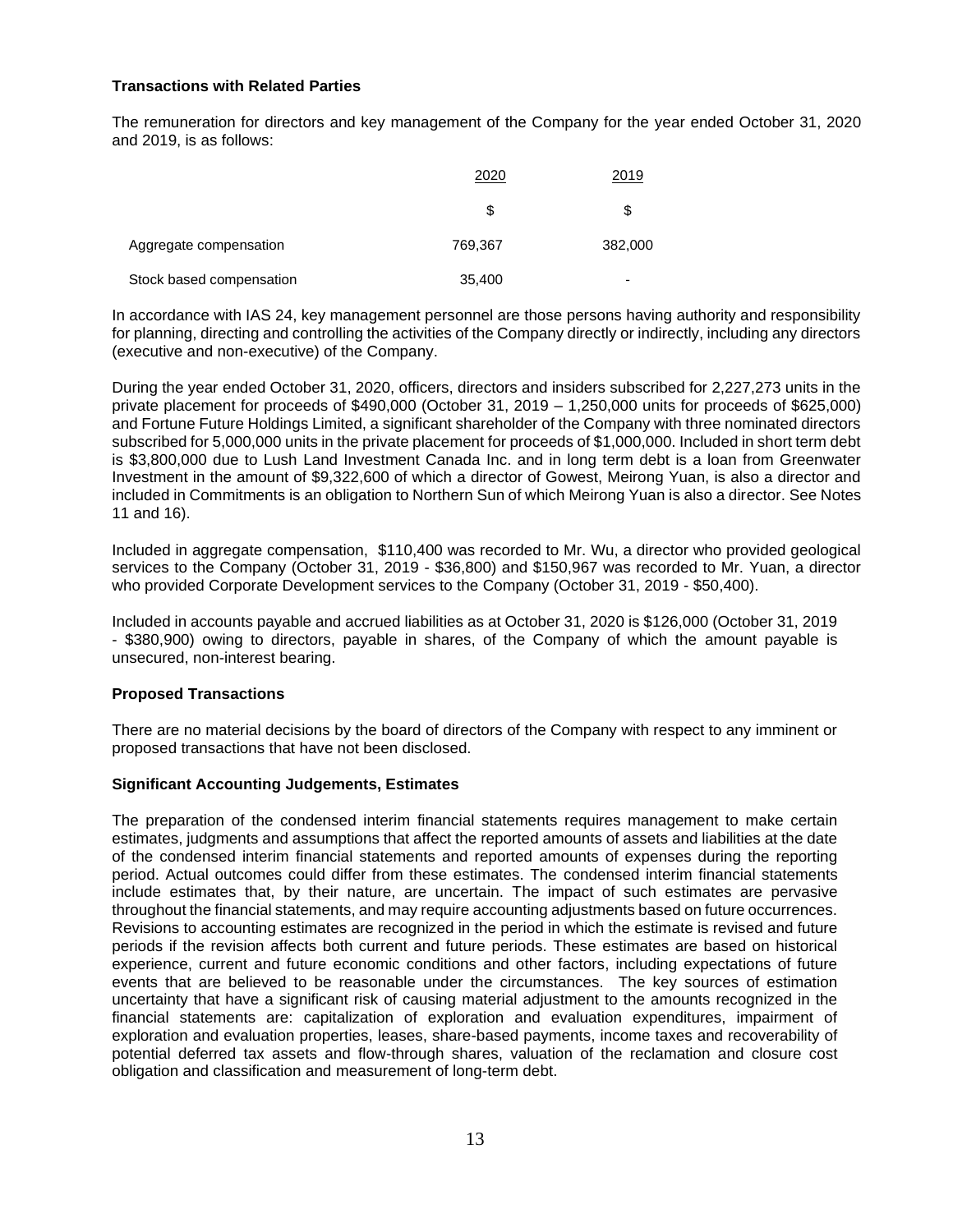### Transactions with Related Parties

The remuneration for directors and key management of the Company for the year ended October 31, 2020 and 2019, is as follows:

| | 2020 | 2019 |
|---|---|---|
| | $ | $ |
| Aggregate compensation | 769,367 | 382,000 |
| Stock based compensation | 35,400 | - |

In accordance with IAS 24, key management personnel are those persons having authority and responsibility for planning, directing and controlling the activities of the Company directly or indirectly, including any directors (executive and non-executive) of the Company.

During the year ended October 31, 2020, officers, directors and insiders subscribed for 2,227,273 units in the private placement for proceeds of $490,000 (October 31, 2019 – 1,250,000 units for proceeds of $625,000) and Fortune Future Holdings Limited, a significant shareholder of the Company with three nominated directors subscribed for 5,000,000 units in the private placement for proceeds of $1,000,000. Included in short term debt is $3,800,000 due to Lush Land Investment Canada Inc. and in long term debt is a loan from Greenwater Investment in the amount of $9,322,600 of which a director of Gowest, Meirong Yuan, is also a director and included in Commitments is an obligation to Northern Sun of which Meirong Yuan is also a director. See Notes 11 and 16).

Included in aggregate compensation, $110,400 was recorded to Mr. Wu, a director who provided geological services to the Company (October 31, 2019 - $36,800) and $150,967 was recorded to Mr. Yuan, a director who provided Corporate Development services to the Company (October 31, 2019 - $50,400).

Included in accounts payable and accrued liabilities as at October 31, 2020 is $126,000 (October 31, 2019 - $380,900) owing to directors, payable in shares, of the Company of which the amount payable is unsecured, non-interest bearing.

### Proposed Transactions

There are no material decisions by the board of directors of the Company with respect to any imminent or proposed transactions that have not been disclosed.

### Significant Accounting Judgements, Estimates

The preparation of the condensed interim financial statements requires management to make certain estimates, judgments and assumptions that affect the reported amounts of assets and liabilities at the date of the condensed interim financial statements and reported amounts of expenses during the reporting period. Actual outcomes could differ from these estimates. The condensed interim financial statements include estimates that, by their nature, are uncertain. The impact of such estimates are pervasive throughout the financial statements, and may require accounting adjustments based on future occurrences. Revisions to accounting estimates are recognized in the period in which the estimate is revised and future periods if the revision affects both current and future periods. These estimates are based on historical experience, current and future economic conditions and other factors, including expectations of future events that are believed to be reasonable under the circumstances. The key sources of estimation uncertainty that have a significant risk of causing material adjustment to the amounts recognized in the financial statements are: capitalization of exploration and evaluation expenditures, impairment of exploration and evaluation properties, leases, share-based payments, income taxes and recoverability of potential deferred tax assets and flow-through shares, valuation of the reclamation and closure cost obligation and classification and measurement of long-term debt.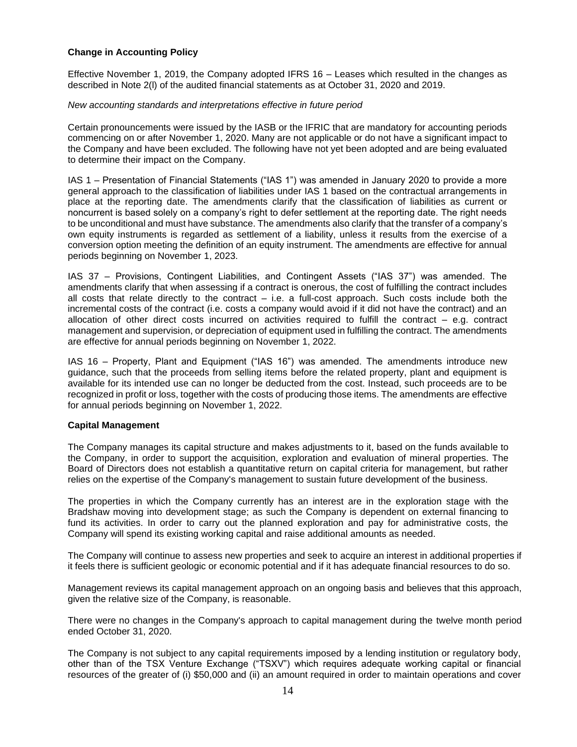**Change in Accounting Policy**

Effective November 1, 2019, the Company adopted IFRS 16 – Leases which resulted in the changes as described in Note 2(l) of the audited financial statements as at October 31, 2020 and 2019.

*New accounting standards and interpretations effective in future period*

Certain pronouncements were issued by the IASB or the IFRIC that are mandatory for accounting periods commencing on or after November 1, 2020. Many are not applicable or do not have a significant impact to the Company and have been excluded. The following have not yet been adopted and are being evaluated to determine their impact on the Company.

IAS 1 – Presentation of Financial Statements ("IAS 1") was amended in January 2020 to provide a more general approach to the classification of liabilities under IAS 1 based on the contractual arrangements in place at the reporting date. The amendments clarify that the classification of liabilities as current or noncurrent is based solely on a company's right to defer settlement at the reporting date. The right needs to be unconditional and must have substance. The amendments also clarify that the transfer of a company's own equity instruments is regarded as settlement of a liability, unless it results from the exercise of a conversion option meeting the definition of an equity instrument. The amendments are effective for annual periods beginning on November 1, 2023.

IAS 37 – Provisions, Contingent Liabilities, and Contingent Assets ("IAS 37") was amended. The amendments clarify that when assessing if a contract is onerous, the cost of fulfilling the contract includes all costs that relate directly to the contract – i.e. a full-cost approach. Such costs include both the incremental costs of the contract (i.e. costs a company would avoid if it did not have the contract) and an allocation of other direct costs incurred on activities required to fulfill the contract – e.g. contract management and supervision, or depreciation of equipment used in fulfilling the contract. The amendments are effective for annual periods beginning on November 1, 2022.

IAS 16 – Property, Plant and Equipment ("IAS 16") was amended. The amendments introduce new guidance, such that the proceeds from selling items before the related property, plant and equipment is available for its intended use can no longer be deducted from the cost. Instead, such proceeds are to be recognized in profit or loss, together with the costs of producing those items. The amendments are effective for annual periods beginning on November 1, 2022.

**Capital Management**

The Company manages its capital structure and makes adjustments to it, based on the funds available to the Company, in order to support the acquisition, exploration and evaluation of mineral properties. The Board of Directors does not establish a quantitative return on capital criteria for management, but rather relies on the expertise of the Company's management to sustain future development of the business.

The properties in which the Company currently has an interest are in the exploration stage with the Bradshaw moving into development stage; as such the Company is dependent on external financing to fund its activities. In order to carry out the planned exploration and pay for administrative costs, the Company will spend its existing working capital and raise additional amounts as needed.

The Company will continue to assess new properties and seek to acquire an interest in additional properties if it feels there is sufficient geologic or economic potential and if it has adequate financial resources to do so.

Management reviews its capital management approach on an ongoing basis and believes that this approach, given the relative size of the Company, is reasonable.

There were no changes in the Company's approach to capital management during the twelve month period ended October 31, 2020.

The Company is not subject to any capital requirements imposed by a lending institution or regulatory body, other than of the TSX Venture Exchange ("TSXV") which requires adequate working capital or financial resources of the greater of (i) $50,000 and (ii) an amount required in order to maintain operations and cover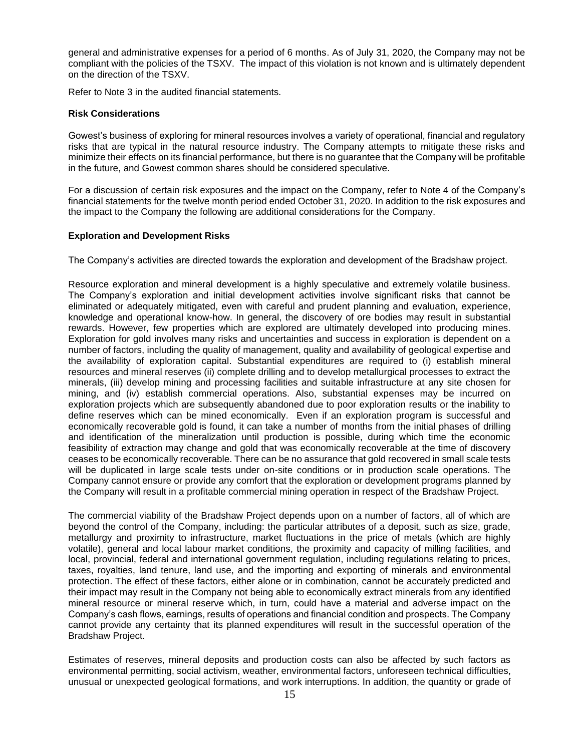general and administrative expenses for a period of 6 months. As of July 31, 2020, the Company may not be compliant with the policies of the TSXV. The impact of this violation is not known and is ultimately dependent on the direction of the TSXV.

Refer to Note 3 in the audited financial statements.

**Risk Considerations**

Gowest's business of exploring for mineral resources involves a variety of operational, financial and regulatory risks that are typical in the natural resource industry. The Company attempts to mitigate these risks and minimize their effects on its financial performance, but there is no guarantee that the Company will be profitable in the future, and Gowest common shares should be considered speculative.

For a discussion of certain risk exposures and the impact on the Company, refer to Note 4 of the Company's financial statements for the twelve month period ended October 31, 2020. In addition to the risk exposures and the impact to the Company the following are additional considerations for the Company.

**Exploration and Development Risks**

The Company's activities are directed towards the exploration and development of the Bradshaw project.

Resource exploration and mineral development is a highly speculative and extremely volatile business. The Company's exploration and initial development activities involve significant risks that cannot be eliminated or adequately mitigated, even with careful and prudent planning and evaluation, experience, knowledge and operational know-how. In general, the discovery of ore bodies may result in substantial rewards. However, few properties which are explored are ultimately developed into producing mines. Exploration for gold involves many risks and uncertainties and success in exploration is dependent on a number of factors, including the quality of management, quality and availability of geological expertise and the availability of exploration capital. Substantial expenditures are required to (i) establish mineral resources and mineral reserves (ii) complete drilling and to develop metallurgical processes to extract the minerals, (iii) develop mining and processing facilities and suitable infrastructure at any site chosen for mining, and (iv) establish commercial operations. Also, substantial expenses may be incurred on exploration projects which are subsequently abandoned due to poor exploration results or the inability to define reserves which can be mined economically. Even if an exploration program is successful and economically recoverable gold is found, it can take a number of months from the initial phases of drilling and identification of the mineralization until production is possible, during which time the economic feasibility of extraction may change and gold that was economically recoverable at the time of discovery ceases to be economically recoverable. There can be no assurance that gold recovered in small scale tests will be duplicated in large scale tests under on-site conditions or in production scale operations. The Company cannot ensure or provide any comfort that the exploration or development programs planned by the Company will result in a profitable commercial mining operation in respect of the Bradshaw Project.

The commercial viability of the Bradshaw Project depends upon on a number of factors, all of which are beyond the control of the Company, including: the particular attributes of a deposit, such as size, grade, metallurgy and proximity to infrastructure, market fluctuations in the price of metals (which are highly volatile), general and local labour market conditions, the proximity and capacity of milling facilities, and local, provincial, federal and international government regulation, including regulations relating to prices, taxes, royalties, land tenure, land use, and the importing and exporting of minerals and environmental protection. The effect of these factors, either alone or in combination, cannot be accurately predicted and their impact may result in the Company not being able to economically extract minerals from any identified mineral resource or mineral reserve which, in turn, could have a material and adverse impact on the Company's cash flows, earnings, results of operations and financial condition and prospects. The Company cannot provide any certainty that its planned expenditures will result in the successful operation of the Bradshaw Project.

Estimates of reserves, mineral deposits and production costs can also be affected by such factors as environmental permitting, social activism, weather, environmental factors, unforeseen technical difficulties, unusual or unexpected geological formations, and work interruptions. In addition, the quantity or grade of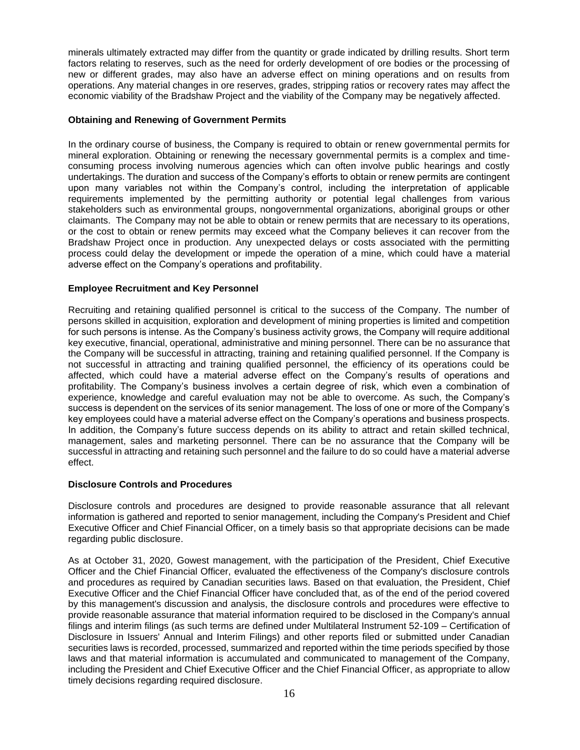minerals ultimately extracted may differ from the quantity or grade indicated by drilling results. Short term factors relating to reserves, such as the need for orderly development of ore bodies or the processing of new or different grades, may also have an adverse effect on mining operations and on results from operations. Any material changes in ore reserves, grades, stripping ratios or recovery rates may affect the economic viability of the Bradshaw Project and the viability of the Company may be negatively affected.

**Obtaining and Renewing of Government Permits**

In the ordinary course of business, the Company is required to obtain or renew governmental permits for mineral exploration. Obtaining or renewing the necessary governmental permits is a complex and time-consuming process involving numerous agencies which can often involve public hearings and costly undertakings. The duration and success of the Company's efforts to obtain or renew permits are contingent upon many variables not within the Company's control, including the interpretation of applicable requirements implemented by the permitting authority or potential legal challenges from various stakeholders such as environmental groups, nongovernmental organizations, aboriginal groups or other claimants. The Company may not be able to obtain or renew permits that are necessary to its operations, or the cost to obtain or renew permits may exceed what the Company believes it can recover from the Bradshaw Project once in production. Any unexpected delays or costs associated with the permitting process could delay the development or impede the operation of a mine, which could have a material adverse effect on the Company's operations and profitability.

**Employee Recruitment and Key Personnel**

Recruiting and retaining qualified personnel is critical to the success of the Company. The number of persons skilled in acquisition, exploration and development of mining properties is limited and competition for such persons is intense. As the Company's business activity grows, the Company will require additional key executive, financial, operational, administrative and mining personnel. There can be no assurance that the Company will be successful in attracting, training and retaining qualified personnel. If the Company is not successful in attracting and training qualified personnel, the efficiency of its operations could be affected, which could have a material adverse effect on the Company's results of operations and profitability. The Company's business involves a certain degree of risk, which even a combination of experience, knowledge and careful evaluation may not be able to overcome. As such, the Company's success is dependent on the services of its senior management. The loss of one or more of the Company's key employees could have a material adverse effect on the Company's operations and business prospects. In addition, the Company's future success depends on its ability to attract and retain skilled technical, management, sales and marketing personnel. There can be no assurance that the Company will be successful in attracting and retaining such personnel and the failure to do so could have a material adverse effect.

**Disclosure Controls and Procedures**

Disclosure controls and procedures are designed to provide reasonable assurance that all relevant information is gathered and reported to senior management, including the Company's President and Chief Executive Officer and Chief Financial Officer, on a timely basis so that appropriate decisions can be made regarding public disclosure.

As at October 31, 2020, Gowest management, with the participation of the President, Chief Executive Officer and the Chief Financial Officer, evaluated the effectiveness of the Company's disclosure controls and procedures as required by Canadian securities laws. Based on that evaluation, the President, Chief Executive Officer and the Chief Financial Officer have concluded that, as of the end of the period covered by this management's discussion and analysis, the disclosure controls and procedures were effective to provide reasonable assurance that material information required to be disclosed in the Company's annual filings and interim filings (as such terms are defined under Multilateral Instrument 52-109 – Certification of Disclosure in Issuers' Annual and Interim Filings) and other reports filed or submitted under Canadian securities laws is recorded, processed, summarized and reported within the time periods specified by those laws and that material information is accumulated and communicated to management of the Company, including the President and Chief Executive Officer and the Chief Financial Officer, as appropriate to allow timely decisions regarding required disclosure.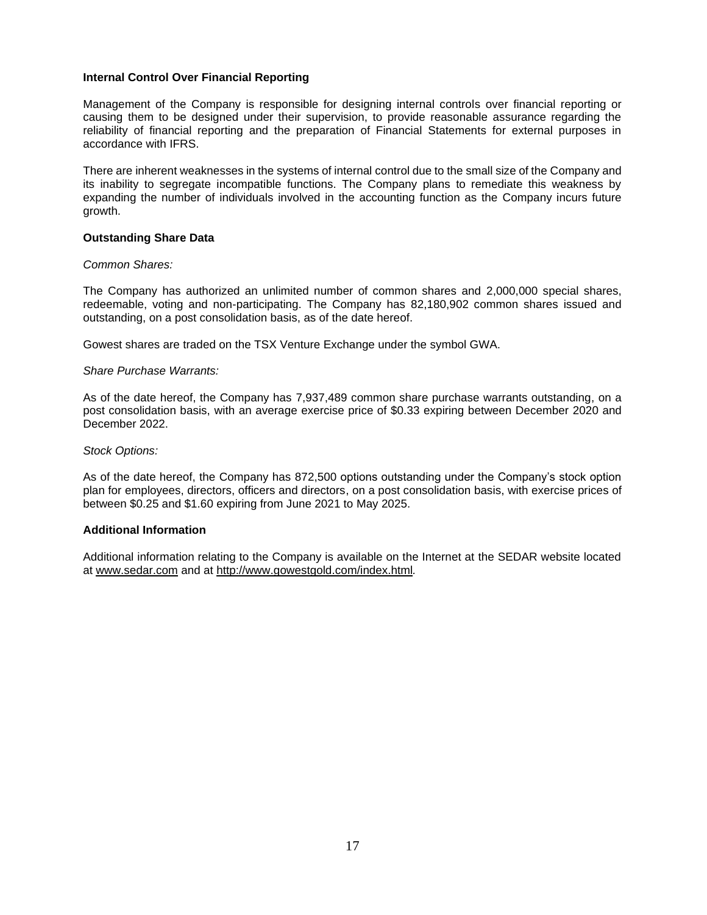### Internal Control Over Financial Reporting

Management of the Company is responsible for designing internal controls over financial reporting or causing them to be designed under their supervision, to provide reasonable assurance regarding the reliability of financial reporting and the preparation of Financial Statements for external purposes in accordance with IFRS.

There are inherent weaknesses in the systems of internal control due to the small size of the Company and its inability to segregate incompatible functions. The Company plans to remediate this weakness by expanding the number of individuals involved in the accounting function as the Company incurs future growth.

### Outstanding Share Data

*Common Shares:*

The Company has authorized an unlimited number of common shares and 2,000,000 special shares, redeemable, voting and non-participating. The Company has 82,180,902 common shares issued and outstanding, on a post consolidation basis, as of the date hereof.

Gowest shares are traded on the TSX Venture Exchange under the symbol GWA.

*Share Purchase Warrants:*

As of the date hereof, the Company has 7,937,489 common share purchase warrants outstanding, on a post consolidation basis, with an average exercise price of $0.33 expiring between December 2020 and December 2022.

*Stock Options:*

As of the date hereof, the Company has 872,500 options outstanding under the Company's stock option plan for employees, directors, officers and directors, on a post consolidation basis, with exercise prices of between $0.25 and $1.60 expiring from June 2021 to May 2025.

### Additional Information

Additional information relating to the Company is available on the Internet at the SEDAR website located at www.sedar.com and at http://www.gowestgold.com/index.html.